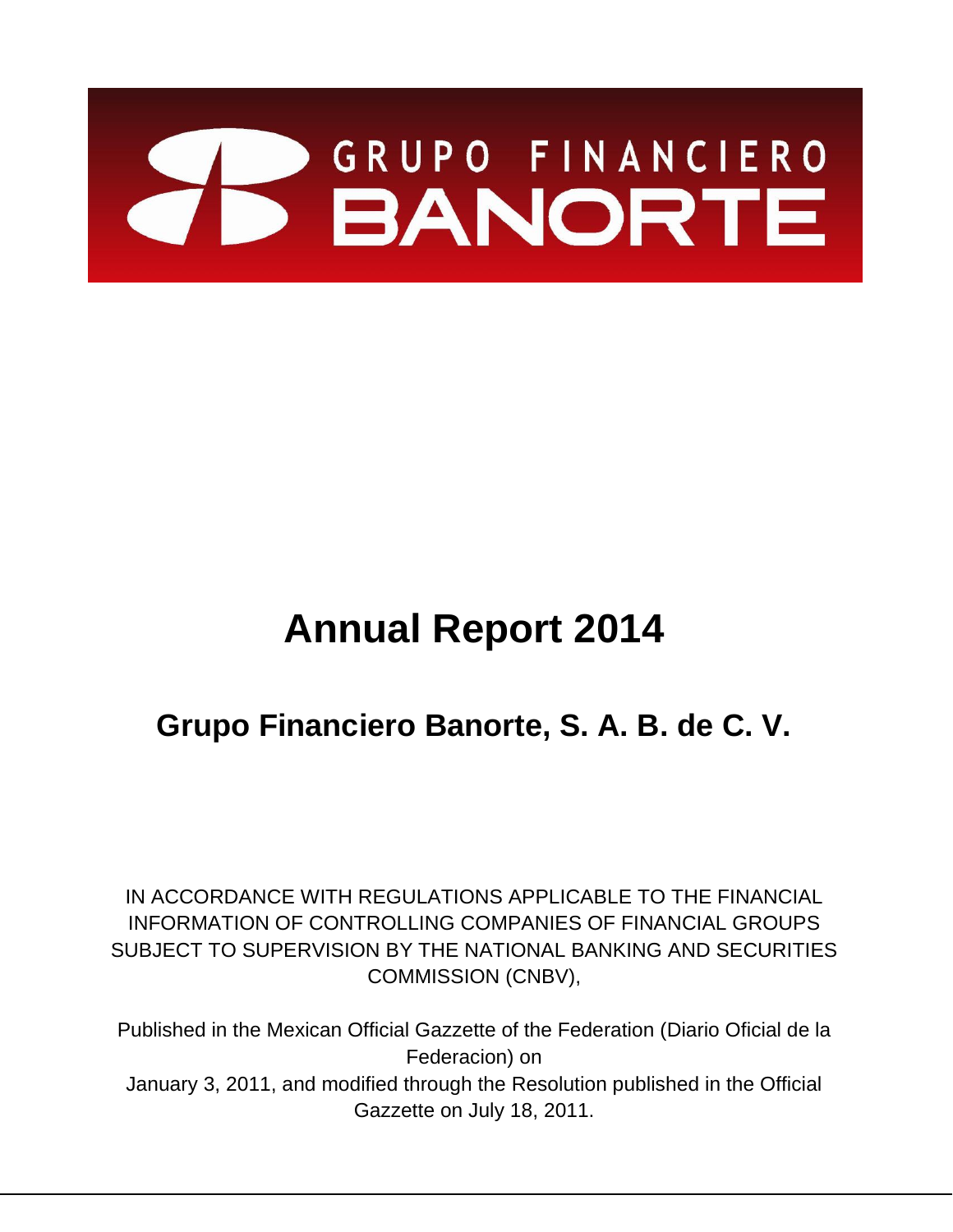GRUPO FINANCIERO BANORTE

# Annual Report 2014

## Grupo Financiero Banorte, S. A. B. de C. V.

IN ACCORDANCE WITH REGULATIONS APPLICABLE TO THE FINANCIAL INFORMATION OF CONTROLLING COMPANIES OF FINANCIAL GROUPS SUBJECT TO SUPERVISION BY THE NATIONAL BANKING AND SECURITIES COMMISSION (CNBV),

Published in the Mexican Official Gazzette of the Federation (Diario Oficial de la Federacion) on
January 3, 2011, and modified through the Resolution published in the Official Gazzette on July 18, 2011.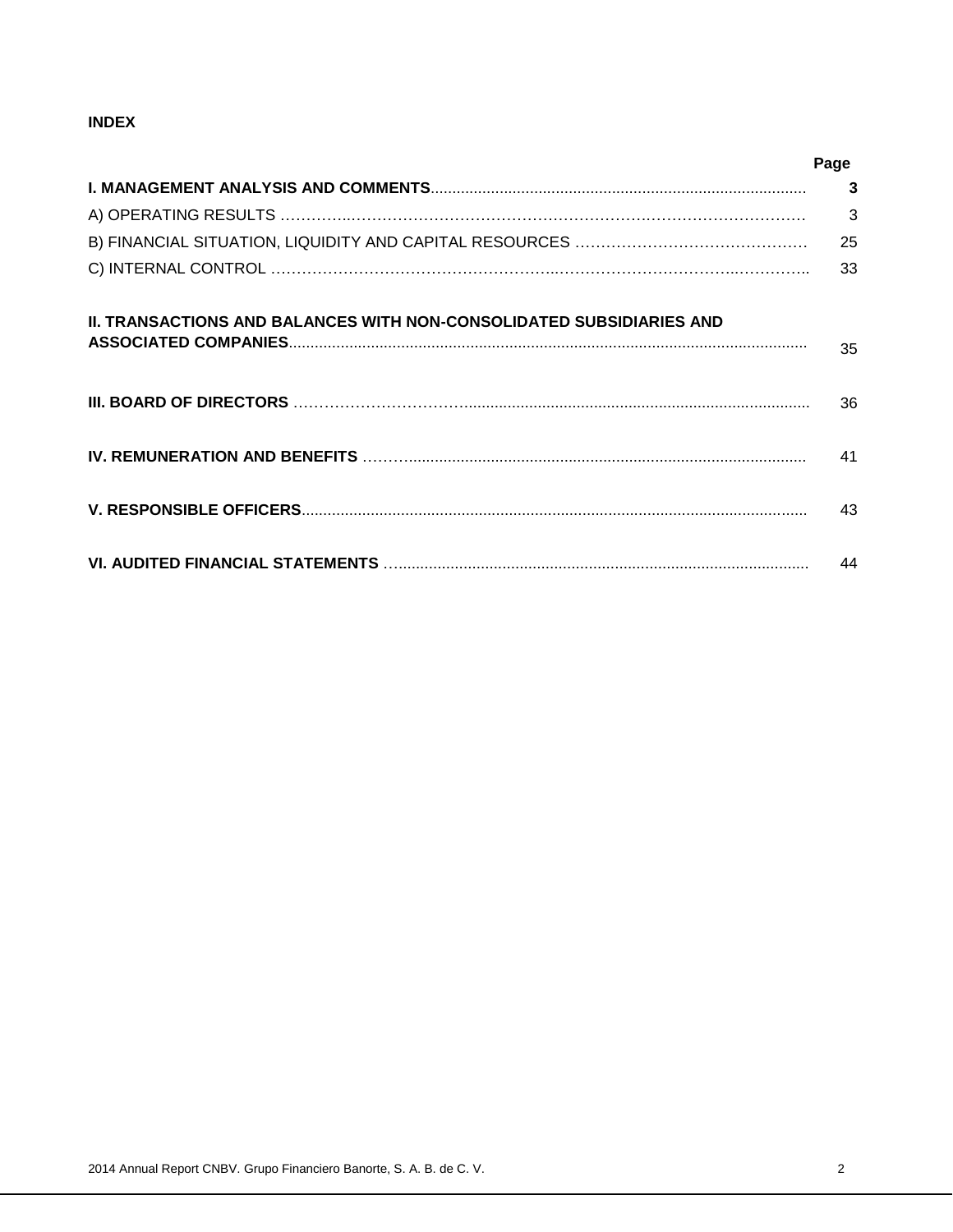**INDEX**

| | Page |
|---|---|
| **I. MANAGEMENT ANALYSIS AND COMMENTS** | **3** |
| A) OPERATING RESULTS | 3 |
| B) FINANCIAL SITUATION, LIQUIDITY AND CAPITAL RESOURCES | 25 |
| C) INTERNAL CONTROL | 33 |
| **II. TRANSACTIONS AND BALANCES WITH NON-CONSOLIDATED SUBSIDIARIES AND ASSOCIATED COMPANIES** | 35 |
| **III. BOARD OF DIRECTORS** | 36 |
| **IV. REMUNERATION AND BENEFITS** | 41 |
| **V. RESPONSIBLE OFFICERS** | 43 |
| **VI. AUDITED FINANCIAL STATEMENTS** | 44 |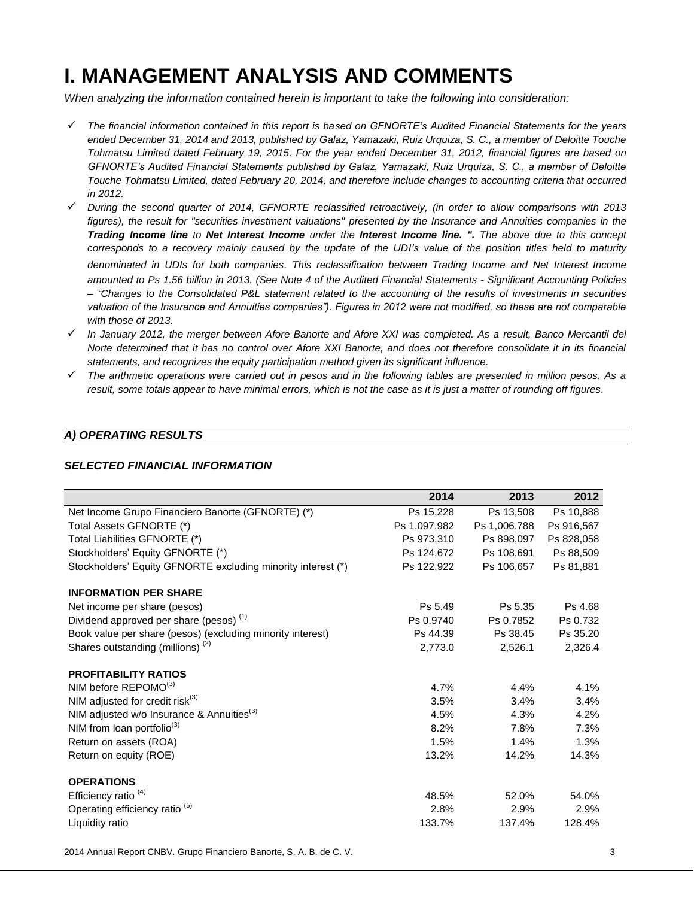# I. MANAGEMENT ANALYSIS AND COMMENTS

*When analyzing the information contained herein is important to take the following into consideration:*

- ✓ *The financial information contained in this report is based on GFNORTE's Audited Financial Statements for the years ended December 31, 2014 and 2013, published by Galaz, Yamazaki, Ruiz Urquiza, S. C., a member of Deloitte Touche Tohmatsu Limited dated February 19, 2015. For the year ended December 31, 2012, financial figures are based on GFNORTE's Audited Financial Statements published by Galaz, Yamazaki, Ruiz Urquiza, S. C., a member of Deloitte Touche Tohmatsu Limited, dated February 20, 2014, and therefore include changes to accounting criteria that occurred in 2012.*
- ✓ *During the second quarter of 2014, GFNORTE reclassified retroactively, (in order to allow comparisons with 2013 figures), the result for "securities investment valuations" presented by the Insurance and Annuities companies in the **Trading Income line** to **Net Interest Income** under the **Interest Income line. ".** The above due to this concept corresponds to a recovery mainly caused by the update of the UDI's value of the position titles held to maturity denominated in UDIs for both companies. This reclassification between Trading Income and Net Interest Income amounted to Ps 1.56 billion in 2013. (See Note 4 of the Audited Financial Statements - Significant Accounting Policies – "Changes to the Consolidated P&L statement related to the accounting of the results of investments in securities valuation of the Insurance and Annuities companies"). Figures in 2012 were not modified, so these are not comparable with those of 2013.*
- ✓ *In January 2012, the merger between Afore Banorte and Afore XXI was completed. As a result, Banco Mercantil del Norte determined that it has no control over Afore XXI Banorte, and does not therefore consolidate it in its financial statements, and recognizes the equity participation method given its significant influence.*
- ✓ *The arithmetic operations were carried out in pesos and in the following tables are presented in million pesos. As a result, some totals appear to have minimal errors, which is not the case as it is just a matter of rounding off figures.*

## *A) OPERATING RESULTS*

### *SELECTED FINANCIAL INFORMATION*

| | 2014 | 2013 | 2012 |
|---|---|---|---|
| Net Income Grupo Financiero Banorte (GFNORTE) (*) | Ps 15,228 | Ps 13,508 | Ps 10,888 |
| Total Assets GFNORTE (*) | Ps 1,097,982 | Ps 1,006,788 | Ps 916,567 |
| Total Liabilities GFNORTE (*) | Ps 973,310 | Ps 898,097 | Ps 828,058 |
| Stockholders' Equity GFNORTE (*) | Ps 124,672 | Ps 108,691 | Ps 88,509 |
| Stockholders' Equity GFNORTE excluding minority interest (*) | Ps 122,922 | Ps 106,657 | Ps 81,881 |
| **INFORMATION PER SHARE** | | | |
| Net income per share (pesos) | Ps 5.49 | Ps 5.35 | Ps 4.68 |
| Dividend approved per share (pesos) [1] | Ps 0.9740 | Ps 0.7852 | Ps 0.732 |
| Book value per share (pesos) (excluding minority interest) | Ps 44.39 | Ps 38.45 | Ps 35.20 |
| Shares outstanding (millions) [2] | 2,773.0 | 2,526.1 | 2,326.4 |
| **PROFITABILITY RATIOS** | | | |
| NIM before REPOMO[3] | 4.7% | 4.4% | 4.1% |
| NIM adjusted for credit risk[3] | 3.5% | 3.4% | 3.4% |
| NIM adjusted w/o Insurance & Annuities[3] | 4.5% | 4.3% | 4.2% |
| NIM from loan portfolio[3] | 8.2% | 7.8% | 7.3% |
| Return on assets (ROA) | 1.5% | 1.4% | 1.3% |
| Return on equity (ROE) | 13.2% | 14.2% | 14.3% |
| **OPERATIONS** | | | |
| Efficiency ratio [4] | 48.5% | 52.0% | 54.0% |
| Operating efficiency ratio [5] | 2.8% | 2.9% | 2.9% |
| Liquidity ratio | 133.7% | 137.4% | 128.4% |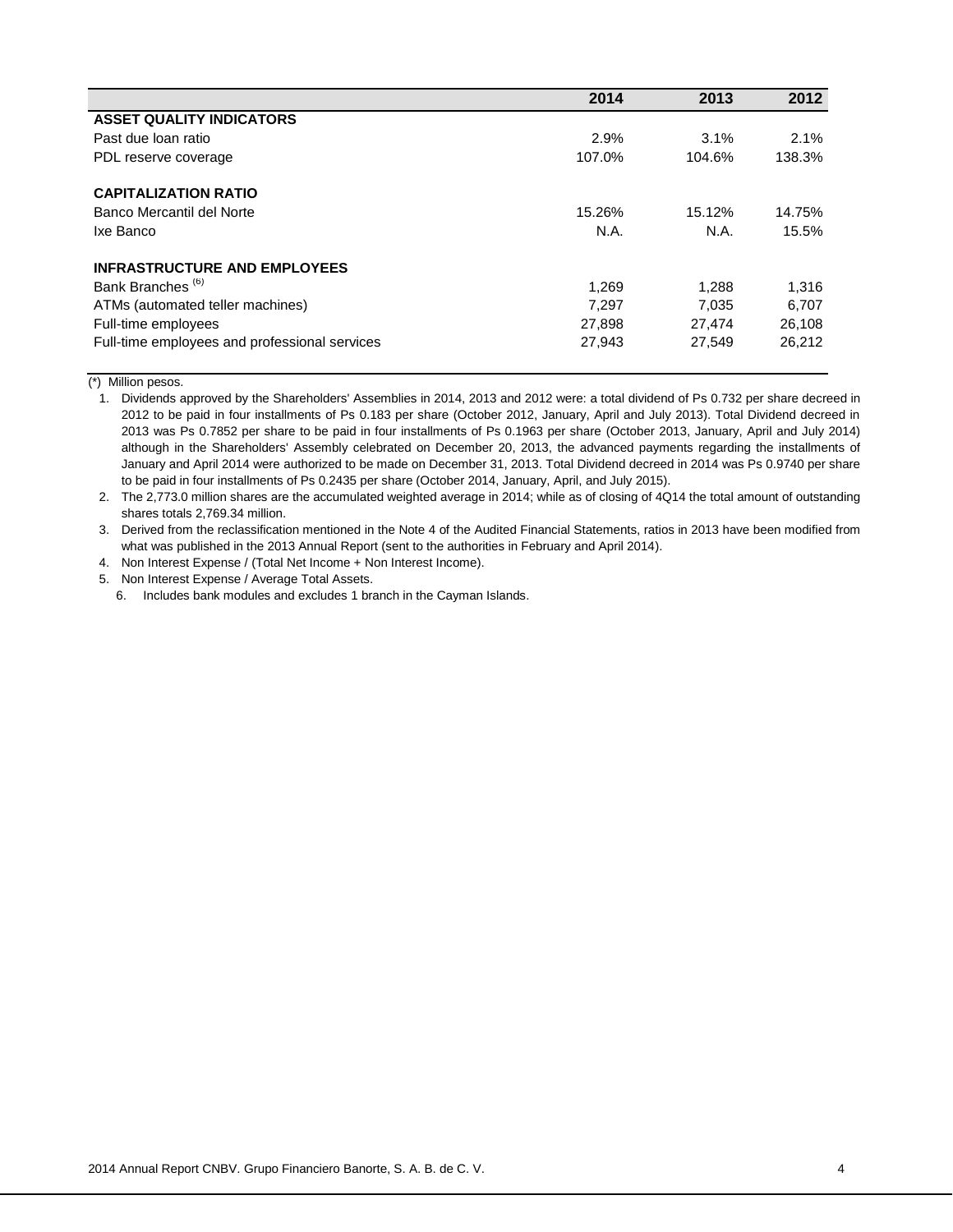| | 2014 | 2013 | 2012 |
|---|---|---|---|
| **ASSET QUALITY INDICATORS** | | | |
| Past due loan ratio | 2.9% | 3.1% | 2.1% |
| PDL reserve coverage | 107.0% | 104.6% | 138.3% |
| | | | |
| **CAPITALIZATION RATIO** | | | |
| Banco Mercantil del Norte | 15.26% | 15.12% | 14.75% |
| Ixe Banco | N.A. | N.A. | 15.5% |
| | | | |
| **INFRASTRUCTURE AND EMPLOYEES** | | | |
| Bank Branches (6) | 1,269 | 1,288 | 1,316 |
| ATMs (automated teller machines) | 7,297 | 7,035 | 6,707 |
| Full-time employees | 27,898 | 27,474 | 26,108 |
| Full-time employees and professional services | 27,943 | 27,549 | 26,212 |

(*) Million pesos.

1. Dividends approved by the Shareholders' Assemblies in 2014, 2013 and 2012 were: a total dividend of Ps 0.732 per share decreed in 2012 to be paid in four installments of Ps 0.183 per share (October 2012, January, April and July 2013). Total Dividend decreed in 2013 was Ps 0.7852 per share to be paid in four installments of Ps 0.1963 per share (October 2013, January, April and July 2014) although in the Shareholders' Assembly celebrated on December 20, 2013, the advanced payments regarding the installments of January and April 2014 were authorized to be made on December 31, 2013. Total Dividend decreed in 2014 was Ps 0.9740 per share to be paid in four installments of Ps 0.2435 per share (October 2014, January, April, and July 2015).
2. The 2,773.0 million shares are the accumulated weighted average in 2014; while as of closing of 4Q14 the total amount of outstanding shares totals 2,769.34 million.
3. Derived from the reclassification mentioned in the Note 4 of the Audited Financial Statements, ratios in 2013 have been modified from what was published in the 2013 Annual Report (sent to the authorities in February and April 2014).
4. Non Interest Expense / (Total Net Income + Non Interest Income).
5. Non Interest Expense / Average Total Assets.
6. Includes bank modules and excludes 1 branch in the Cayman Islands.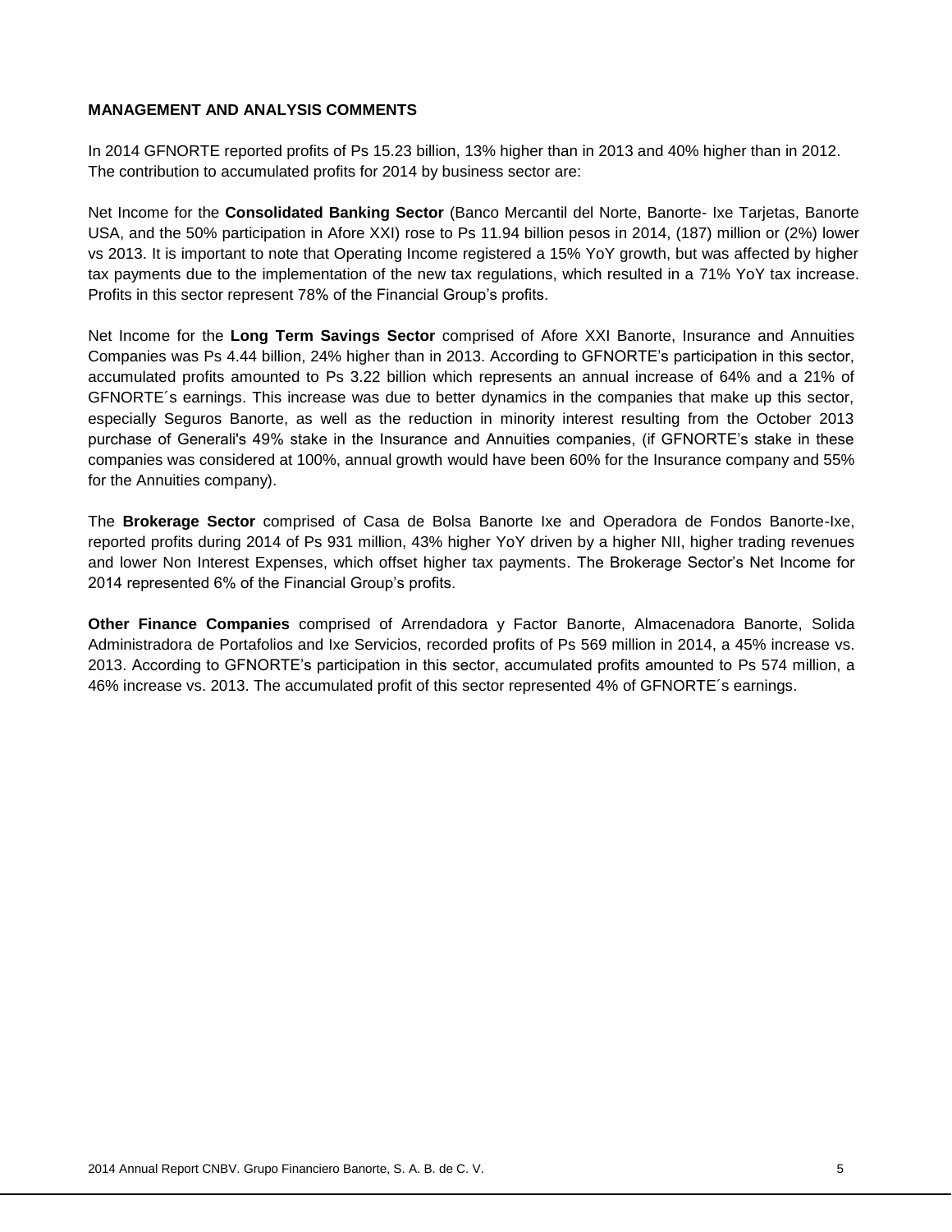## MANAGEMENT AND ANALYSIS COMMENTS

In 2014 GFNORTE reported profits of Ps 15.23 billion, 13% higher than in 2013 and 40% higher than in 2012. The contribution to accumulated profits for 2014 by business sector are:

Net Income for the **Consolidated Banking Sector** (Banco Mercantil del Norte, Banorte- Ixe Tarjetas, Banorte USA, and the 50% participation in Afore XXI) rose to Ps 11.94 billion pesos in 2014, (187) million or (2%) lower vs 2013. It is important to note that Operating Income registered a 15% YoY growth, but was affected by higher tax payments due to the implementation of the new tax regulations, which resulted in a 71% YoY tax increase. Profits in this sector represent 78% of the Financial Group's profits.

Net Income for the **Long Term Savings Sector** comprised of Afore XXI Banorte, Insurance and Annuities Companies was Ps 4.44 billion, 24% higher than in 2013. According to GFNORTE's participation in this sector, accumulated profits amounted to Ps 3.22 billion which represents an annual increase of 64% and a 21% of GFNORTE´s earnings. This increase was due to better dynamics in the companies that make up this sector, especially Seguros Banorte, as well as the reduction in minority interest resulting from the October 2013 purchase of Generali's 49% stake in the Insurance and Annuities companies, (if GFNORTE's stake in these companies was considered at 100%, annual growth would have been 60% for the Insurance company and 55% for the Annuities company).

The **Brokerage Sector** comprised of Casa de Bolsa Banorte Ixe and Operadora de Fondos Banorte-Ixe, reported profits during 2014 of Ps 931 million, 43% higher YoY driven by a higher NII, higher trading revenues and lower Non Interest Expenses, which offset higher tax payments. The Brokerage Sector's Net Income for 2014 represented 6% of the Financial Group's profits.

**Other Finance Companies** comprised of Arrendadora y Factor Banorte, Almacenadora Banorte, Solida Administradora de Portafolios and Ixe Servicios, recorded profits of Ps 569 million in 2014, a 45% increase vs. 2013. According to GFNORTE's participation in this sector, accumulated profits amounted to Ps 574 million, a 46% increase vs. 2013. The accumulated profit of this sector represented 4% of GFNORTE´s earnings.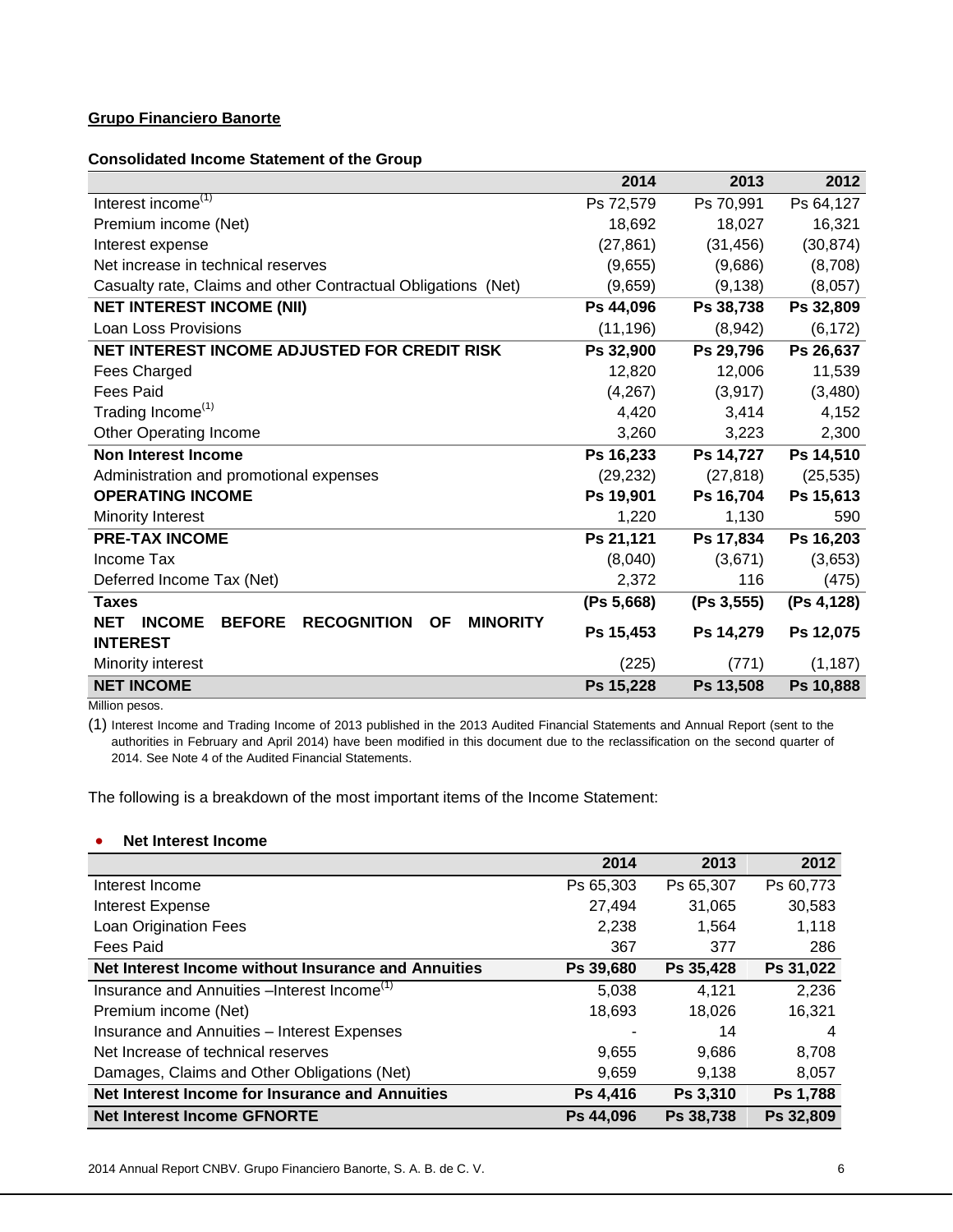**Grupo Financiero Banorte**

**Consolidated Income Statement of the Group**

| | 2014 | 2013 | 2012 |
|---|---|---|---|
| Interest income[(1)] | Ps 72,579 | Ps 70,991 | Ps 64,127 |
| Premium income (Net) | 18,692 | 18,027 | 16,321 |
| Interest expense | (27,861) | (31,456) | (30,874) |
| Net increase in technical reserves | (9,655) | (9,686) | (8,708) |
| Casualty rate, Claims and other Contractual Obligations (Net) | (9,659) | (9,138) | (8,057) |
| **NET INTEREST INCOME (NII)** | **Ps 44,096** | **Ps 38,738** | **Ps 32,809** |
| Loan Loss Provisions | (11,196) | (8,942) | (6,172) |
| **NET INTEREST INCOME ADJUSTED FOR CREDIT RISK** | **Ps 32,900** | **Ps 29,796** | **Ps 26,637** |
| Fees Charged | 12,820 | 12,006 | 11,539 |
| Fees Paid | (4,267) | (3,917) | (3,480) |
| Trading Income[(1)] | 4,420 | 3,414 | 4,152 |
| Other Operating Income | 3,260 | 3,223 | 2,300 |
| **Non Interest Income** | **Ps 16,233** | **Ps 14,727** | **Ps 14,510** |
| Administration and promotional expenses | (29,232) | (27,818) | (25,535) |
| **OPERATING INCOME** | **Ps 19,901** | **Ps 16,704** | **Ps 15,613** |
| Minority Interest | 1,220 | 1,130 | 590 |
| **PRE-TAX INCOME** | **Ps 21,121** | **Ps 17,834** | **Ps 16,203** |
| Income Tax | (8,040) | (3,671) | (3,653) |
| Deferred Income Tax (Net) | 2,372 | 116 | (475) |
| **Taxes** | **(Ps 5,668)** | **(Ps 3,555)** | **(Ps 4,128)** |
| **NET INCOME BEFORE RECOGNITION OF MINORITY INTEREST** | **Ps 15,453** | **Ps 14,279** | **Ps 12,075** |
| Minority interest | (225) | (771) | (1,187) |
| **NET INCOME** | **Ps 15,228** | **Ps 13,508** | **Ps 10,888** |

Million pesos.

(1) Interest Income and Trading Income of 2013 published in the 2013 Audited Financial Statements and Annual Report (sent to the authorities in February and April 2014) have been modified in this document due to the reclassification on the second quarter of 2014. See Note 4 of the Audited Financial Statements.

The following is a breakdown of the most important items of the Income Statement:

- **Net Interest Income**

| | 2014 | 2013 | 2012 |
|---|---|---|---|
| Interest Income | Ps 65,303 | Ps 65,307 | Ps 60,773 |
| Interest Expense | 27,494 | 31,065 | 30,583 |
| Loan Origination Fees | 2,238 | 1,564 | 1,118 |
| Fees Paid | 367 | 377 | 286 |
| **Net Interest Income without Insurance and Annuities** | **Ps 39,680** | **Ps 35,428** | **Ps 31,022** |
| Insurance and Annuities –Interest Income[(1)] | 5,038 | 4,121 | 2,236 |
| Premium income (Net) | 18,693 | 18,026 | 16,321 |
| Insurance and Annuities – Interest Expenses | - | 14 | 4 |
| Net Increase of technical reserves | 9,655 | 9,686 | 8,708 |
| Damages, Claims and Other Obligations (Net) | 9,659 | 9,138 | 8,057 |
| **Net Interest Income for Insurance and Annuities** | **Ps 4,416** | **Ps 3,310** | **Ps 1,788** |
| **Net Interest Income GFNORTE** | **Ps 44,096** | **Ps 38,738** | **Ps 32,809** |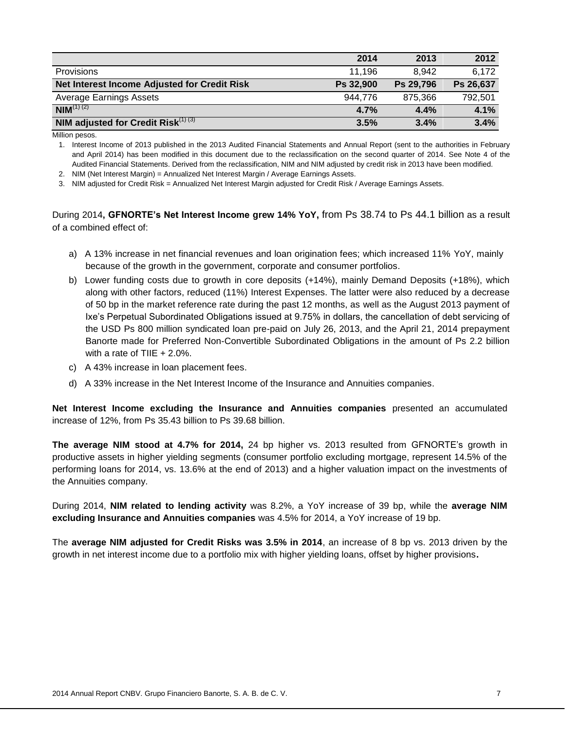| | 2014 | 2013 | 2012 |
|---|---|---|---|
| Provisions | 11,196 | 8,942 | 6,172 |
| **Net Interest Income Adjusted for Credit Risk** | **Ps 32,900** | **Ps 29,796** | **Ps 26,637** |
| Average Earnings Assets | 944,776 | 875,366 | 792,501 |
| **NIM**(1) (2) | **4.7%** | **4.4%** | **4.1%** |
| **NIM adjusted for Credit Risk**(1) (3) | **3.5%** | **3.4%** | **3.4%** |

Million pesos.

1. Interest Income of 2013 published in the 2013 Audited Financial Statements and Annual Report (sent to the authorities in February and April 2014) has been modified in this document due to the reclassification on the second quarter of 2014. See Note 4 of the Audited Financial Statements. Derived from the reclassification, NIM and NIM adjusted by credit risk in 2013 have been modified.
2. NIM (Net Interest Margin) = Annualized Net Interest Margin / Average Earnings Assets.
3. NIM adjusted for Credit Risk = Annualized Net Interest Margin adjusted for Credit Risk / Average Earnings Assets.

During 2014**, GFNORTE's Net Interest Income grew 14% YoY,** from Ps 38.74 to Ps 44.1 billion as a result of a combined effect of:

a) A 13% increase in net financial revenues and loan origination fees; which increased 11% YoY, mainly because of the growth in the government, corporate and consumer portfolios.

b) Lower funding costs due to growth in core deposits (+14%), mainly Demand Deposits (+18%), which along with other factors, reduced (11%) Interest Expenses. The latter were also reduced by a decrease of 50 bp in the market reference rate during the past 12 months, as well as the August 2013 payment of Ixe's Perpetual Subordinated Obligations issued at 9.75% in dollars, the cancellation of debt servicing of the USD Ps 800 million syndicated loan pre-paid on July 26, 2013, and the April 21, 2014 prepayment Banorte made for Preferred Non-Convertible Subordinated Obligations in the amount of Ps 2.2 billion with a rate of TIIE + 2.0%.

c) A 43% increase in loan placement fees.

d) A 33% increase in the Net Interest Income of the Insurance and Annuities companies.

**Net Interest Income excluding the Insurance and Annuities companies** presented an accumulated increase of 12%, from Ps 35.43 billion to Ps 39.68 billion.

**The average NIM stood at 4.7% for 2014,** 24 bp higher vs. 2013 resulted from GFNORTE's growth in productive assets in higher yielding segments (consumer portfolio excluding mortgage, represent 14.5% of the performing loans for 2014, vs. 13.6% at the end of 2013) and a higher valuation impact on the investments of the Annuities company.

During 2014, **NIM related to lending activity** was 8.2%, a YoY increase of 39 bp, while the **average NIM excluding Insurance and Annuities companies** was 4.5% for 2014, a YoY increase of 19 bp.

The **average NIM adjusted for Credit Risks was 3.5% in 2014**, an increase of 8 bp vs. 2013 driven by the growth in net interest income due to a portfolio mix with higher yielding loans, offset by higher provisions**.**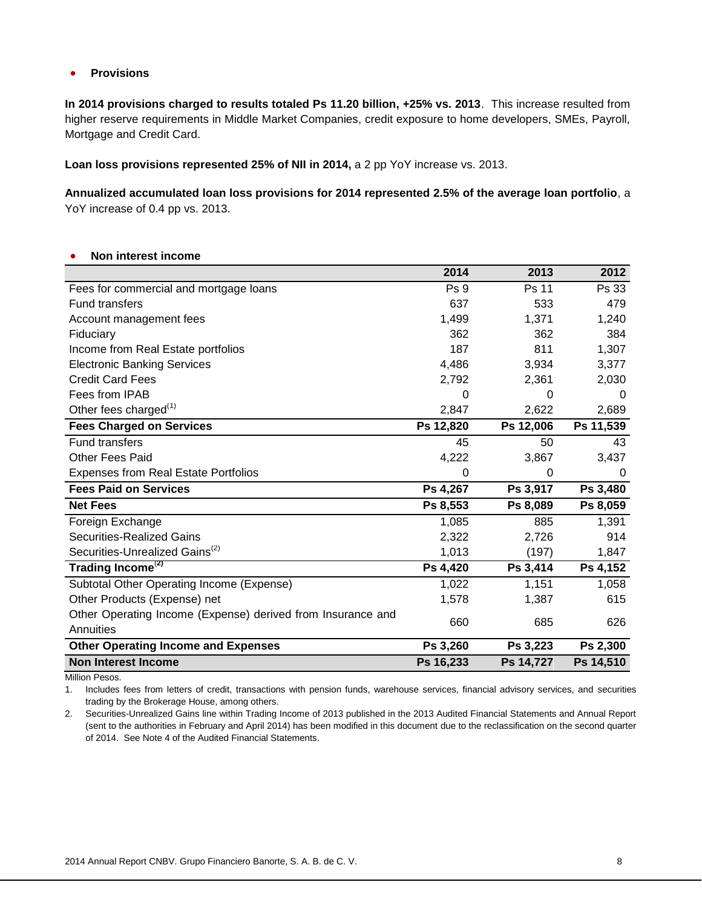- **Provisions**

**In 2014 provisions charged to results totaled Ps 11.20 billion, +25% vs. 2013**. This increase resulted from higher reserve requirements in Middle Market Companies, credit exposure to home developers, SMEs, Payroll, Mortgage and Credit Card.

**Loan loss provisions represented 25% of NII in 2014,** a 2 pp YoY increase vs. 2013.

**Annualized accumulated loan loss provisions for 2014 represented 2.5% of the average loan portfolio**, a YoY increase of 0.4 pp vs. 2013.

- **Non interest income**

| | 2014 | 2013 | 2012 |
|---|---|---|---|
| Fees for commercial and mortgage loans | Ps 9 | Ps 11 | Ps 33 |
| Fund transfers | 637 | 533 | 479 |
| Account management fees | 1,499 | 1,371 | 1,240 |
| Fiduciary | 362 | 362 | 384 |
| Income from Real Estate portfolios | 187 | 811 | 1,307 |
| Electronic Banking Services | 4,486 | 3,934 | 3,377 |
| Credit Card Fees | 2,792 | 2,361 | 2,030 |
| Fees from IPAB | 0 | 0 | 0 |
| Other fees charged[1] | 2,847 | 2,622 | 2,689 |
| **Fees Charged on Services** | **Ps 12,820** | **Ps 12,006** | **Ps 11,539** |
| Fund transfers | 45 | 50 | 43 |
| Other Fees Paid | 4,222 | 3,867 | 3,437 |
| Expenses from Real Estate Portfolios | 0 | 0 | 0 |
| **Fees Paid on Services** | **Ps 4,267** | **Ps 3,917** | **Ps 3,480** |
| **Net Fees** | **Ps 8,553** | **Ps 8,089** | **Ps 8,059** |
| Foreign Exchange | 1,085 | 885 | 1,391 |
| Securities-Realized Gains | 2,322 | 2,726 | 914 |
| Securities-Unrealized Gains[2] | 1,013 | (197) | 1,847 |
| **Trading Income[2]** | **Ps 4,420** | **Ps 3,414** | **Ps 4,152** |
| Subtotal Other Operating Income (Expense) | 1,022 | 1,151 | 1,058 |
| Other Products (Expense) net | 1,578 | 1,387 | 615 |
| Other Operating Income (Expense) derived from Insurance and Annuities | 660 | 685 | 626 |
| **Other Operating Income and Expenses** | **Ps 3,260** | **Ps 3,223** | **Ps 2,300** |
| **Non Interest Income** | **Ps 16,233** | **Ps 14,727** | **Ps 14,510** |

Million Pesos.

1. Includes fees from letters of credit, transactions with pension funds, warehouse services, financial advisory services, and securities trading by the Brokerage House, among others.
2. Securities-Unrealized Gains line within Trading Income of 2013 published in the 2013 Audited Financial Statements and Annual Report (sent to the authorities in February and April 2014) has been modified in this document due to the reclassification on the second quarter of 2014. See Note 4 of the Audited Financial Statements.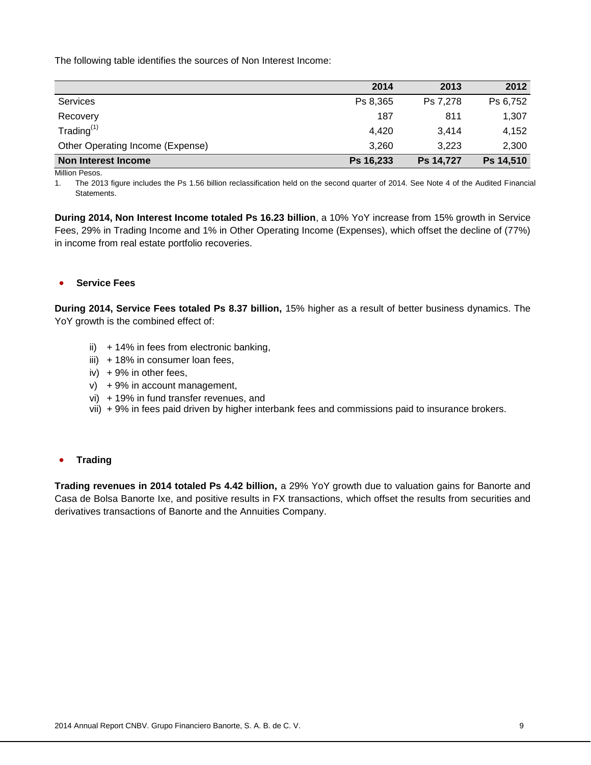The following table identifies the sources of Non Interest Income:

| | 2014 | 2013 | 2012 |
|---|---|---|---|
| Services | Ps 8,365 | Ps 7,278 | Ps 6,752 |
| Recovery | 187 | 811 | 1,307 |
| Trading[(1)] | 4,420 | 3,414 | 4,152 |
| Other Operating Income (Expense) | 3,260 | 3,223 | 2,300 |
| **Non Interest Income** | **Ps 16,233** | **Ps 14,727** | **Ps 14,510** |

Million Pesos.

1. The 2013 figure includes the Ps 1.56 billion reclassification held on the second quarter of 2014. See Note 4 of the Audited Financial Statements.

**During 2014, Non Interest Income totaled Ps 16.23 billion**, a 10% YoY increase from 15% growth in Service Fees, 29% in Trading Income and 1% in Other Operating Income (Expenses), which offset the decline of (77%) in income from real estate portfolio recoveries.

- **Service Fees**

**During 2014, Service Fees totaled Ps 8.37 billion,** 15% higher as a result of better business dynamics. The YoY growth is the combined effect of:

ii) + 14% in fees from electronic banking,
iii) + 18% in consumer loan fees,
iv) + 9% in other fees,
v) + 9% in account management,
vi) + 19% in fund transfer revenues, and
vii) + 9% in fees paid driven by higher interbank fees and commissions paid to insurance brokers.

- **Trading**

**Trading revenues in 2014 totaled Ps 4.42 billion,** a 29% YoY growth due to valuation gains for Banorte and Casa de Bolsa Banorte Ixe, and positive results in FX transactions, which offset the results from securities and derivatives transactions of Banorte and the Annuities Company.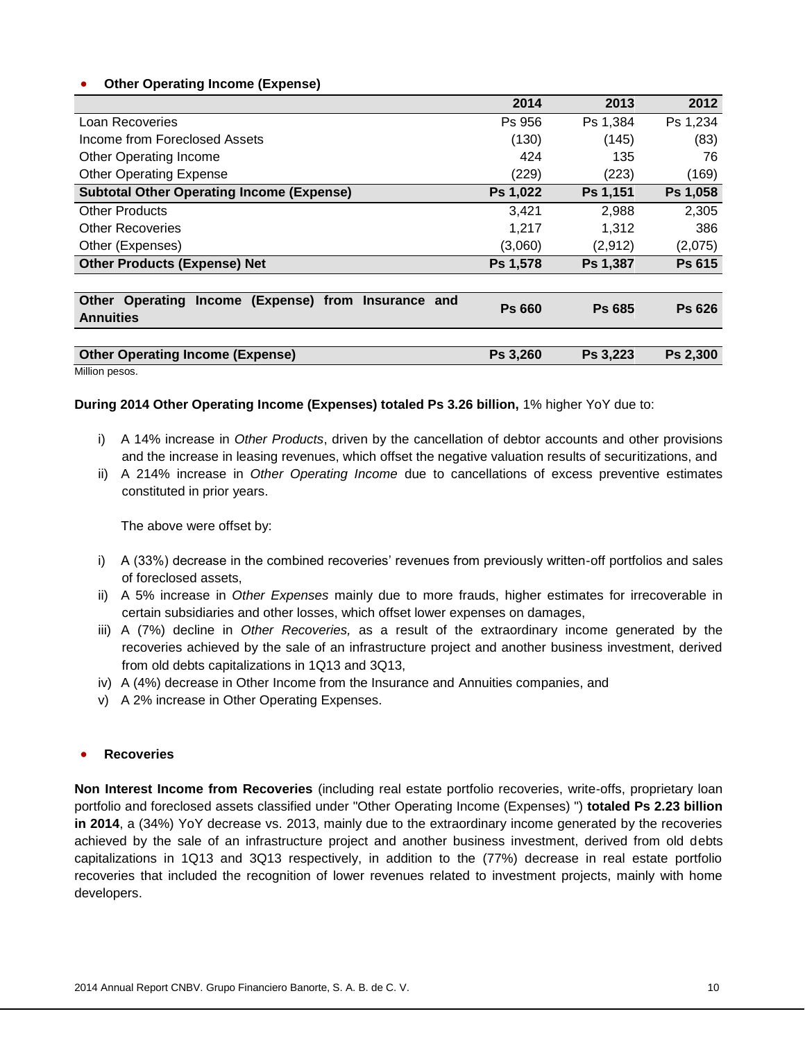- **Other Operating Income (Expense)**

| | 2014 | 2013 | 2012 |
|---|---|---|---|
| Loan Recoveries | Ps 956 | Ps 1,384 | Ps 1,234 |
| Income from Foreclosed Assets | (130) | (145) | (83) |
| Other Operating Income | 424 | 135 | 76 |
| Other Operating Expense | (229) | (223) | (169) |
| **Subtotal Other Operating Income (Expense)** | **Ps 1,022** | **Ps 1,151** | **Ps 1,058** |
| Other Products | 3,421 | 2,988 | 2,305 |
| Other Recoveries | 1,217 | 1,312 | 386 |
| Other (Expenses) | (3,060) | (2,912) | (2,075) |
| **Other Products (Expense) Net** | **Ps 1,578** | **Ps 1,387** | **Ps 615** |
| **Other Operating Income (Expense) from Insurance and Annuities** | **Ps 660** | **Ps 685** | **Ps 626** |
| **Other Operating Income (Expense)** | **Ps 3,260** | **Ps 3,223** | **Ps 2,300** |

Million pesos.

**During 2014 Other Operating Income (Expenses) totaled Ps 3.26 billion,** 1% higher YoY due to:

i) A 14% increase in *Other Products*, driven by the cancellation of debtor accounts and other provisions and the increase in leasing revenues, which offset the negative valuation results of securitizations, and
ii) A 214% increase in *Other Operating Income* due to cancellations of excess preventive estimates constituted in prior years.

The above were offset by:

i) A (33%) decrease in the combined recoveries' revenues from previously written-off portfolios and sales of foreclosed assets,
ii) A 5% increase in *Other Expenses* mainly due to more frauds, higher estimates for irrecoverable in certain subsidiaries and other losses, which offset lower expenses on damages,
iii) A (7%) decline in *Other Recoveries,* as a result of the extraordinary income generated by the recoveries achieved by the sale of an infrastructure project and another business investment, derived from old debts capitalizations in 1Q13 and 3Q13,
iv) A (4%) decrease in Other Income from the Insurance and Annuities companies, and
v) A 2% increase in Other Operating Expenses.

- **Recoveries**

**Non Interest Income from Recoveries** (including real estate portfolio recoveries, write-offs, proprietary loan portfolio and foreclosed assets classified under "Other Operating Income (Expenses) ") **totaled Ps 2.23 billion in 2014**, a (34%) YoY decrease vs. 2013, mainly due to the extraordinary income generated by the recoveries achieved by the sale of an infrastructure project and another business investment, derived from old debts capitalizations in 1Q13 and 3Q13 respectively, in addition to the (77%) decrease in real estate portfolio recoveries that included the recognition of lower revenues related to investment projects, mainly with home developers.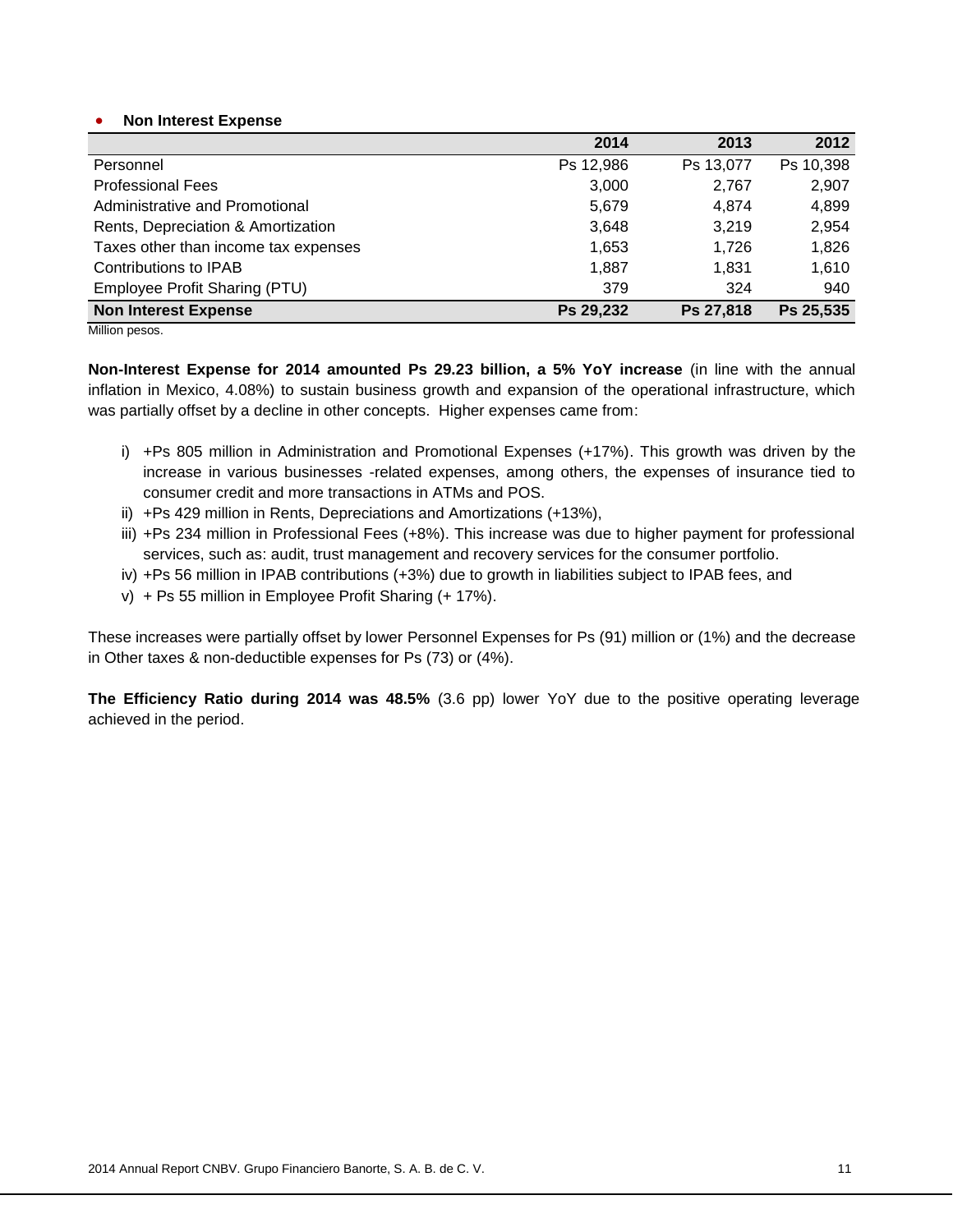- **Non Interest Expense**

| | 2014 | 2013 | 2012 |
|---|---|---|---|
| Personnel | Ps 12,986 | Ps 13,077 | Ps 10,398 |
| Professional Fees | 3,000 | 2,767 | 2,907 |
| Administrative and Promotional | 5,679 | 4,874 | 4,899 |
| Rents, Depreciation & Amortization | 3,648 | 3,219 | 2,954 |
| Taxes other than income tax expenses | 1,653 | 1,726 | 1,826 |
| Contributions to IPAB | 1,887 | 1,831 | 1,610 |
| Employee Profit Sharing (PTU) | 379 | 324 | 940 |
| **Non Interest Expense** | **Ps 29,232** | **Ps 27,818** | **Ps 25,535** |

Million pesos.

**Non-Interest Expense for 2014 amounted Ps 29.23 billion, a 5% YoY increase** (in line with the annual inflation in Mexico, 4.08%) to sustain business growth and expansion of the operational infrastructure, which was partially offset by a decline in other concepts. Higher expenses came from:

i) +Ps 805 million in Administration and Promotional Expenses (+17%). This growth was driven by the increase in various businesses -related expenses, among others, the expenses of insurance tied to consumer credit and more transactions in ATMs and POS.
ii) +Ps 429 million in Rents, Depreciations and Amortizations (+13%),
iii) +Ps 234 million in Professional Fees (+8%). This increase was due to higher payment for professional services, such as: audit, trust management and recovery services for the consumer portfolio.
iv) +Ps 56 million in IPAB contributions (+3%) due to growth in liabilities subject to IPAB fees, and
v) + Ps 55 million in Employee Profit Sharing (+ 17%).

These increases were partially offset by lower Personnel Expenses for Ps (91) million or (1%) and the decrease in Other taxes & non-deductible expenses for Ps (73) or (4%).

**The Efficiency Ratio during 2014 was 48.5%** (3.6 pp) lower YoY due to the positive operating leverage achieved in the period.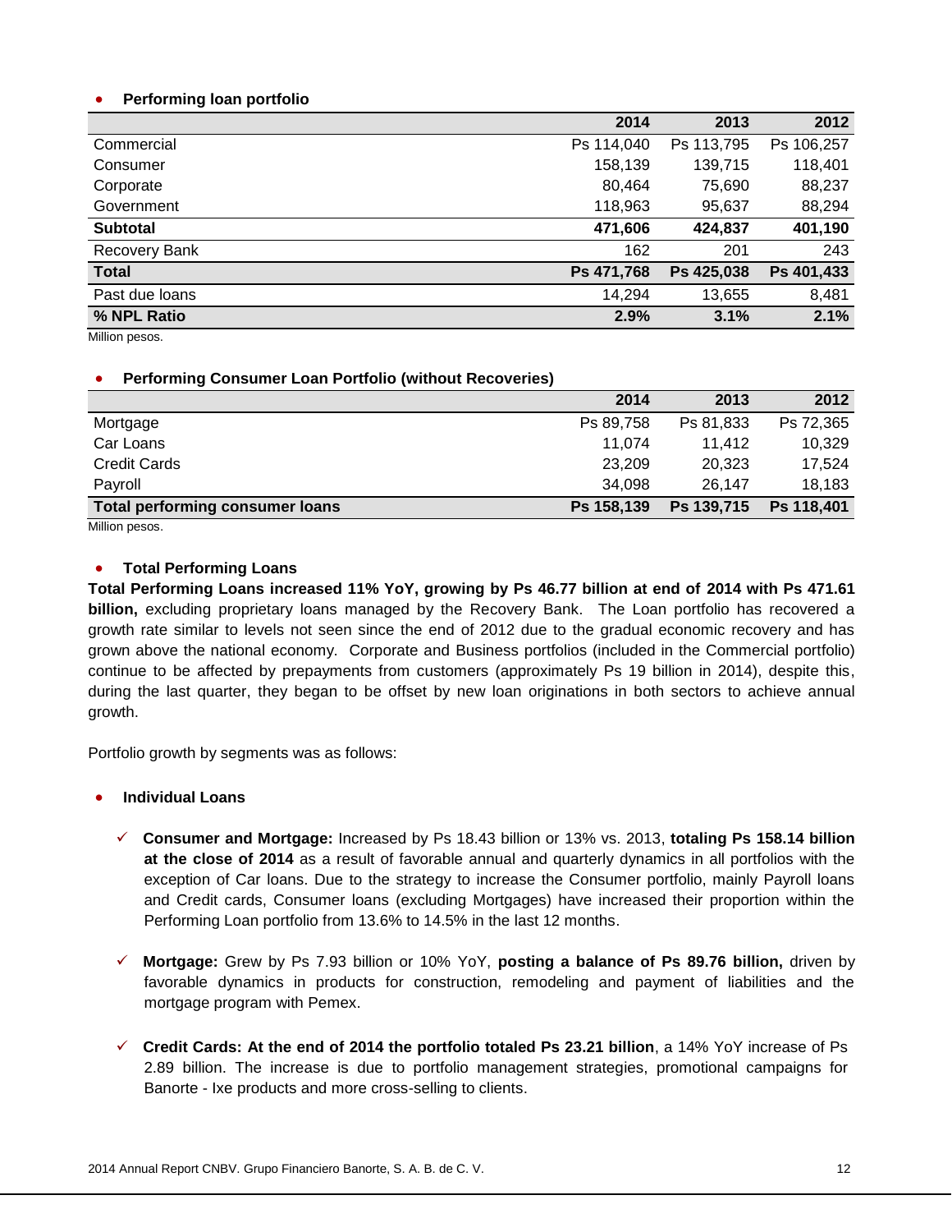- **Performing loan portfolio**

| | 2014 | 2013 | 2012 |
|---|---|---|---|
| Commercial | Ps 114,040 | Ps 113,795 | Ps 106,257 |
| Consumer | 158,139 | 139,715 | 118,401 |
| Corporate | 80,464 | 75,690 | 88,237 |
| Government | 118,963 | 95,637 | 88,294 |
| **Subtotal** | **471,606** | **424,837** | **401,190** |
| Recovery Bank | 162 | 201 | 243 |
| **Total** | **Ps 471,768** | **Ps 425,038** | **Ps 401,433** |
| Past due loans | 14,294 | 13,655 | 8,481 |
| **% NPL Ratio** | **2.9%** | **3.1%** | **2.1%** |

Million pesos.

- **Performing Consumer Loan Portfolio (without Recoveries)**

| | 2014 | 2013 | 2012 |
|---|---|---|---|
| Mortgage | Ps 89,758 | Ps 81,833 | Ps 72,365 |
| Car Loans | 11,074 | 11,412 | 10,329 |
| Credit Cards | 23,209 | 20,323 | 17,524 |
| Payroll | 34,098 | 26,147 | 18,183 |
| **Total performing consumer loans** | **Ps 158,139** | **Ps 139,715** | **Ps 118,401** |

Million pesos.

- **Total Performing Loans**

**Total Performing Loans increased 11% YoY, growing by Ps 46.77 billion at end of 2014 with Ps 471.61 billion,** excluding proprietary loans managed by the Recovery Bank. The Loan portfolio has recovered a growth rate similar to levels not seen since the end of 2012 due to the gradual economic recovery and has grown above the national economy. Corporate and Business portfolios (included in the Commercial portfolio) continue to be affected by prepayments from customers (approximately Ps 19 billion in 2014), despite this, during the last quarter, they began to be offset by new loan originations in both sectors to achieve annual growth.

Portfolio growth by segments was as follows:

- **Individual Loans**

  - ✓ **Consumer and Mortgage:** Increased by Ps 18.43 billion or 13% vs. 2013, **totaling Ps 158.14 billion at the close of 2014** as a result of favorable annual and quarterly dynamics in all portfolios with the exception of Car loans. Due to the strategy to increase the Consumer portfolio, mainly Payroll loans and Credit cards, Consumer loans (excluding Mortgages) have increased their proportion within the Performing Loan portfolio from 13.6% to 14.5% in the last 12 months.

  - ✓ **Mortgage:** Grew by Ps 7.93 billion or 10% YoY, **posting a balance of Ps 89.76 billion,** driven by favorable dynamics in products for construction, remodeling and payment of liabilities and the mortgage program with Pemex.

  - ✓ **Credit Cards: At the end of 2014 the portfolio totaled Ps 23.21 billion**, a 14% YoY increase of Ps 2.89 billion. The increase is due to portfolio management strategies, promotional campaigns for Banorte - Ixe products and more cross-selling to clients.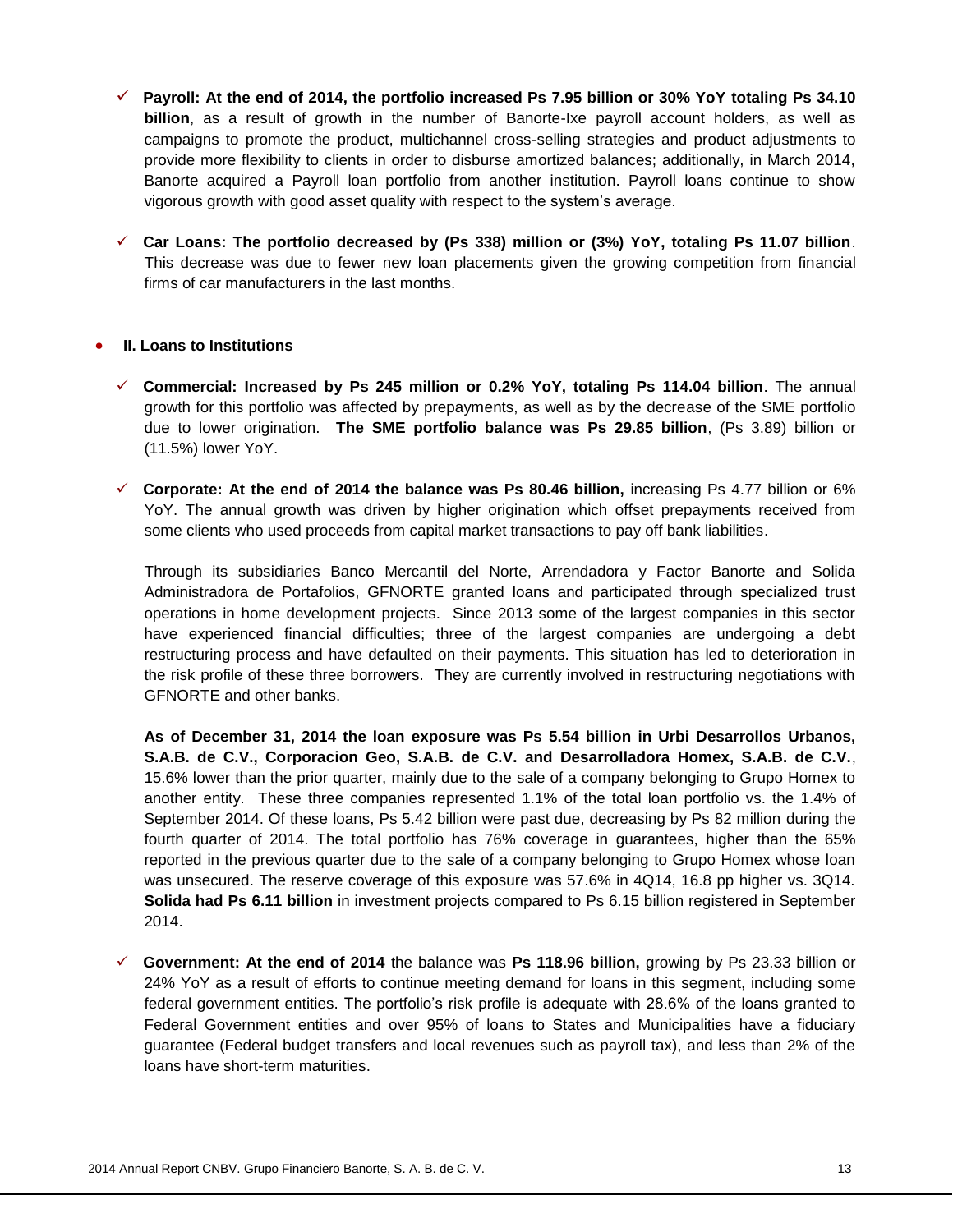- ✓ **Payroll: At the end of 2014, the portfolio increased Ps 7.95 billion or 30% YoY totaling Ps 34.10 billion**, as a result of growth in the number of Banorte-Ixe payroll account holders, as well as campaigns to promote the product, multichannel cross-selling strategies and product adjustments to provide more flexibility to clients in order to disburse amortized balances; additionally, in March 2014, Banorte acquired a Payroll loan portfolio from another institution. Payroll loans continue to show vigorous growth with good asset quality with respect to the system's average.

- ✓ **Car Loans: The portfolio decreased by (Ps 338) million or (3%) YoY, totaling Ps 11.07 billion**. This decrease was due to fewer new loan placements given the growing competition from financial firms of car manufacturers in the last months.

- **II. Loans to Institutions**

  - ✓ **Commercial: Increased by Ps 245 million or 0.2% YoY, totaling Ps 114.04 billion**. The annual growth for this portfolio was affected by prepayments, as well as by the decrease of the SME portfolio due to lower origination. **The SME portfolio balance was Ps 29.85 billion**, (Ps 3.89) billion or (11.5%) lower YoY.

  - ✓ **Corporate: At the end of 2014 the balance was Ps 80.46 billion,** increasing Ps 4.77 billion or 6% YoY. The annual growth was driven by higher origination which offset prepayments received from some clients who used proceeds from capital market transactions to pay off bank liabilities.

    Through its subsidiaries Banco Mercantil del Norte, Arrendadora y Factor Banorte and Solida Administradora de Portafolios, GFNORTE granted loans and participated through specialized trust operations in home development projects. Since 2013 some of the largest companies in this sector have experienced financial difficulties; three of the largest companies are undergoing a debt restructuring process and have defaulted on their payments. This situation has led to deterioration in the risk profile of these three borrowers. They are currently involved in restructuring negotiations with GFNORTE and other banks.

    **As of December 31, 2014 the loan exposure was Ps 5.54 billion in Urbi Desarrollos Urbanos, S.A.B. de C.V., Corporacion Geo, S.A.B. de C.V. and Desarrolladora Homex, S.A.B. de C.V.**, 15.6% lower than the prior quarter, mainly due to the sale of a company belonging to Grupo Homex to another entity. These three companies represented 1.1% of the total loan portfolio vs. the 1.4% of September 2014. Of these loans, Ps 5.42 billion were past due, decreasing by Ps 82 million during the fourth quarter of 2014. The total portfolio has 76% coverage in guarantees, higher than the 65% reported in the previous quarter due to the sale of a company belonging to Grupo Homex whose loan was unsecured. The reserve coverage of this exposure was 57.6% in 4Q14, 16.8 pp higher vs. 3Q14. **Solida had Ps 6.11 billion** in investment projects compared to Ps 6.15 billion registered in September 2014.

  - ✓ **Government: At the end of 2014** the balance was **Ps 118.96 billion,** growing by Ps 23.33 billion or 24% YoY as a result of efforts to continue meeting demand for loans in this segment, including some federal government entities. The portfolio's risk profile is adequate with 28.6% of the loans granted to Federal Government entities and over 95% of loans to States and Municipalities have a fiduciary guarantee (Federal budget transfers and local revenues such as payroll tax), and less than 2% of the loans have short-term maturities.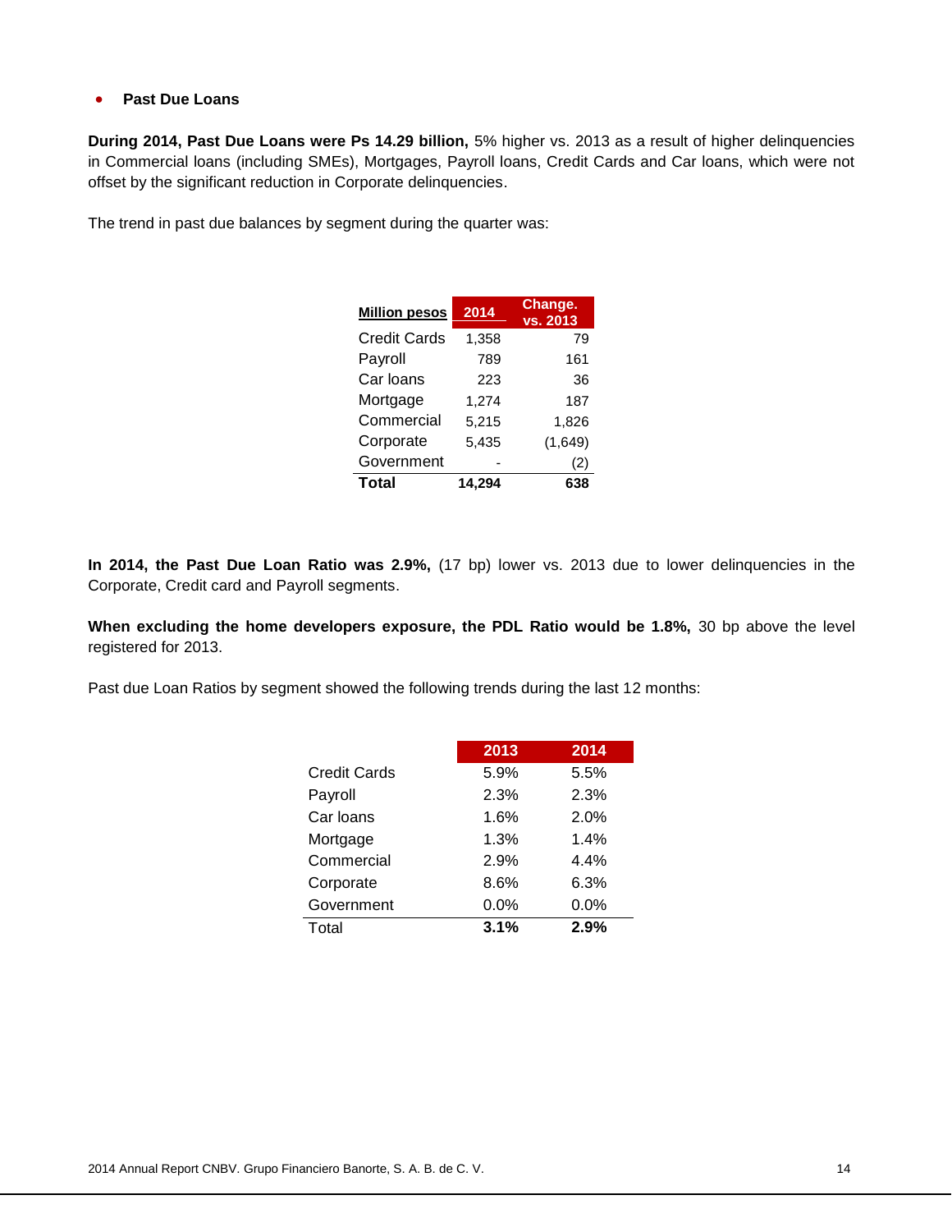- **Past Due Loans**

**During 2014, Past Due Loans were Ps 14.29 billion,** 5% higher vs. 2013 as a result of higher delinquencies in Commercial loans (including SMEs), Mortgages, Payroll loans, Credit Cards and Car loans, which were not offset by the significant reduction in Corporate delinquencies.

The trend in past due balances by segment during the quarter was:

| Million pesos | 2014 | Change. vs. 2013 |
|---|---|---|
| Credit Cards | 1,358 | 79 |
| Payroll | 789 | 161 |
| Car loans | 223 | 36 |
| Mortgage | 1,274 | 187 |
| Commercial | 5,215 | 1,826 |
| Corporate | 5,435 | (1,649) |
| Government | - | (2) |
| **Total** | **14,294** | **638** |

**In 2014, the Past Due Loan Ratio was 2.9%,** (17 bp) lower vs. 2013 due to lower delinquencies in the Corporate, Credit card and Payroll segments.

**When excluding the home developers exposure, the PDL Ratio would be 1.8%,** 30 bp above the level registered for 2013.

Past due Loan Ratios by segment showed the following trends during the last 12 months:

| | 2013 | 2014 |
|---|---|---|
| Credit Cards | 5.9% | 5.5% |
| Payroll | 2.3% | 2.3% |
| Car loans | 1.6% | 2.0% |
| Mortgage | 1.3% | 1.4% |
| Commercial | 2.9% | 4.4% |
| Corporate | 8.6% | 6.3% |
| Government | 0.0% | 0.0% |
| Total | **3.1%** | **2.9%** |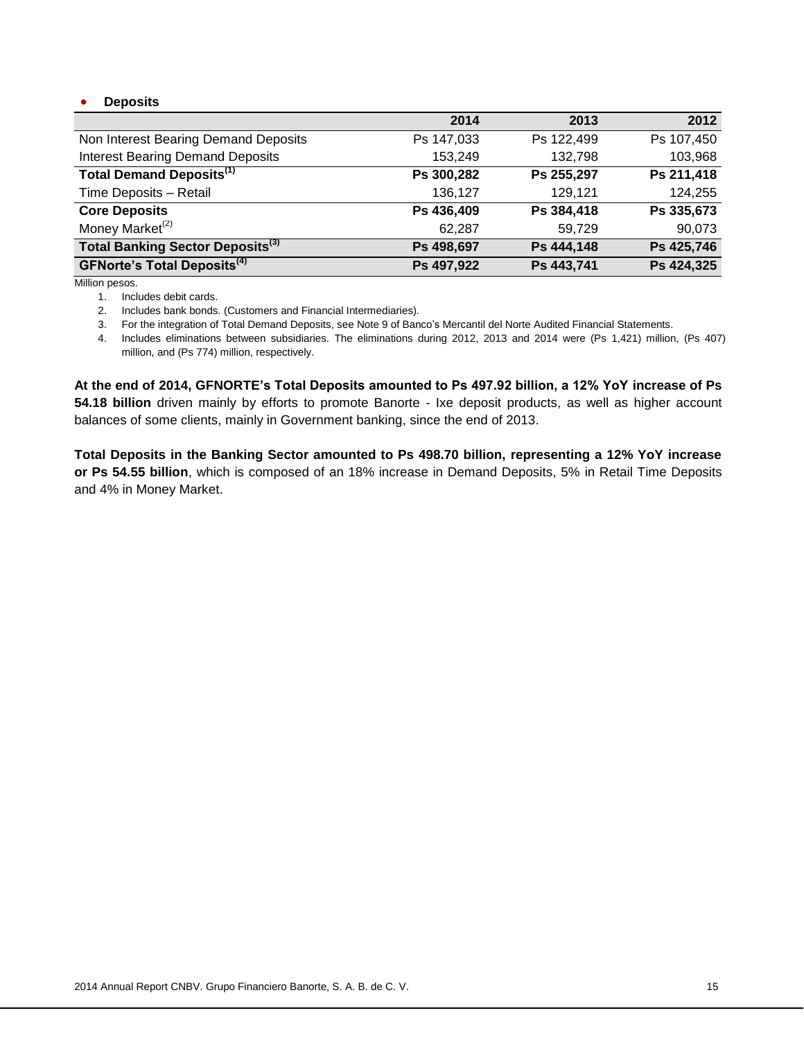- **Deposits**

| | 2014 | 2013 | 2012 |
|---|---|---|---|
| Non Interest Bearing Demand Deposits | Ps 147,033 | Ps 122,499 | Ps 107,450 |
| Interest Bearing Demand Deposits | 153,249 | 132,798 | 103,968 |
| **Total Demand Deposits(1)** | **Ps 300,282** | **Ps 255,297** | **Ps 211,418** |
| Time Deposits – Retail | 136,127 | 129,121 | 124,255 |
| **Core Deposits** | **Ps 436,409** | **Ps 384,418** | **Ps 335,673** |
| Money Market(2) | 62,287 | 59,729 | 90,073 |
| **Total Banking Sector Deposits(3)** | **Ps 498,697** | **Ps 444,148** | **Ps 425,746** |
| **GFNorte's Total Deposits(4)** | **Ps 497,922** | **Ps 443,741** | **Ps 424,325** |

Million pesos.

1. Includes debit cards.
2. Includes bank bonds. (Customers and Financial Intermediaries).
3. For the integration of Total Demand Deposits, see Note 9 of Banco's Mercantil del Norte Audited Financial Statements.
4. Includes eliminations between subsidiaries. The eliminations during 2012, 2013 and 2014 were (Ps 1,421) million, (Ps 407) million, and (Ps 774) million, respectively.

**At the end of 2014, GFNORTE's Total Deposits amounted to Ps 497.92 billion, a 12% YoY increase of Ps 54.18 billion** driven mainly by efforts to promote Banorte - Ixe deposit products, as well as higher account balances of some clients, mainly in Government banking, since the end of 2013.

**Total Deposits in the Banking Sector amounted to Ps 498.70 billion, representing a 12% YoY increase or Ps 54.55 billion**, which is composed of an 18% increase in Demand Deposits, 5% in Retail Time Deposits and 4% in Money Market.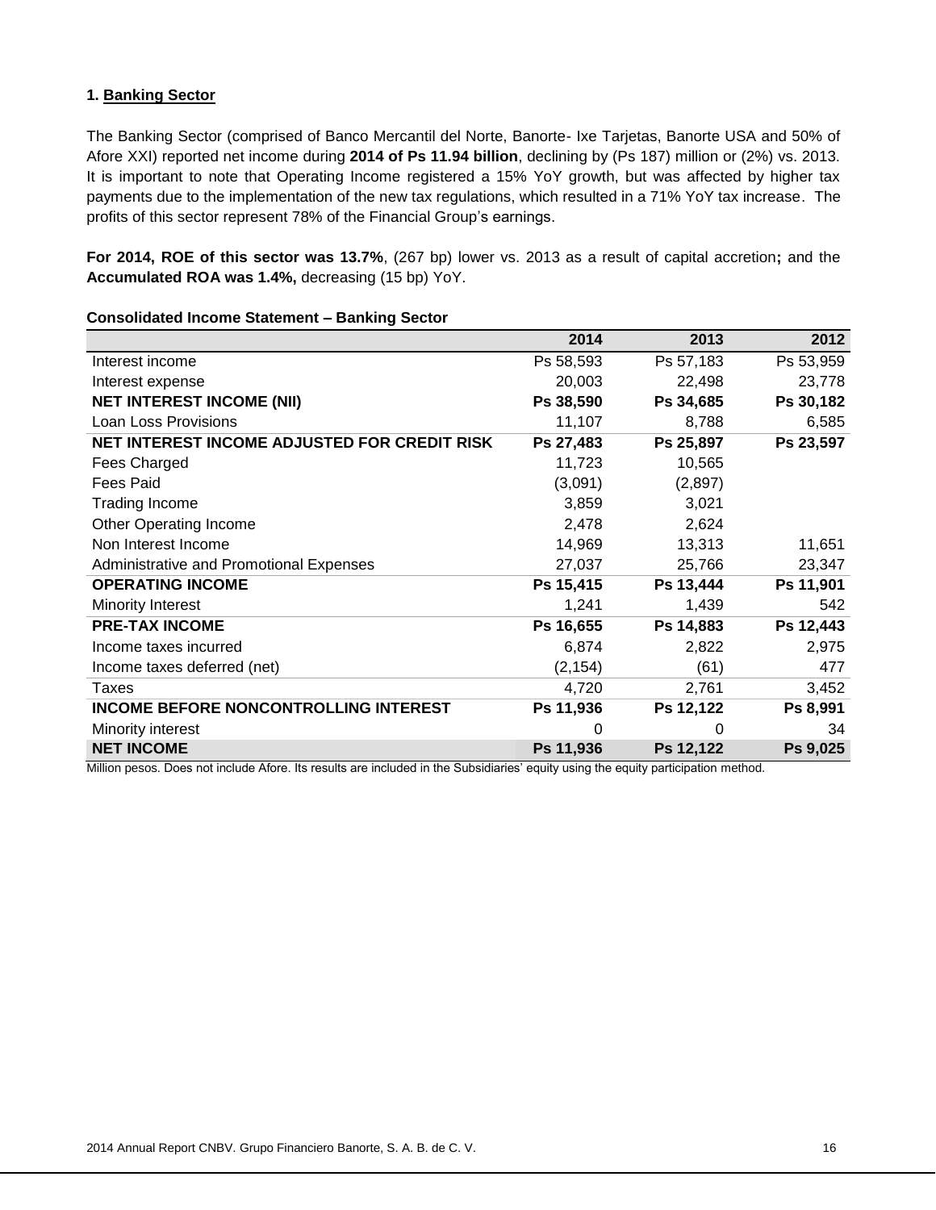### 1. Banking Sector

The Banking Sector (comprised of Banco Mercantil del Norte, Banorte- Ixe Tarjetas, Banorte USA and 50% of Afore XXI) reported net income during **2014 of Ps 11.94 billion**, declining by (Ps 187) million or (2%) vs. 2013. It is important to note that Operating Income registered a 15% YoY growth, but was affected by higher tax payments due to the implementation of the new tax regulations, which resulted in a 71% YoY tax increase. The profits of this sector represent 78% of the Financial Group's earnings.

**For 2014, ROE of this sector was 13.7%**, (267 bp) lower vs. 2013 as a result of capital accretion**;** and the **Accumulated ROA was 1.4%,** decreasing (15 bp) YoY.

**Consolidated Income Statement – Banking Sector**

| | 2014 | 2013 | 2012 |
|---|---|---|---|
| Interest income | Ps 58,593 | Ps 57,183 | Ps 53,959 |
| Interest expense | 20,003 | 22,498 | 23,778 |
| **NET INTEREST INCOME (NII)** | **Ps 38,590** | **Ps 34,685** | **Ps 30,182** |
| Loan Loss Provisions | 11,107 | 8,788 | 6,585 |
| **NET INTEREST INCOME ADJUSTED FOR CREDIT RISK** | **Ps 27,483** | **Ps 25,897** | **Ps 23,597** |
| Fees Charged | 11,723 | 10,565 | |
| Fees Paid | (3,091) | (2,897) | |
| Trading Income | 3,859 | 3,021 | |
| Other Operating Income | 2,478 | 2,624 | |
| Non Interest Income | 14,969 | 13,313 | 11,651 |
| Administrative and Promotional Expenses | 27,037 | 25,766 | 23,347 |
| **OPERATING INCOME** | **Ps 15,415** | **Ps 13,444** | **Ps 11,901** |
| Minority Interest | 1,241 | 1,439 | 542 |
| **PRE-TAX INCOME** | **Ps 16,655** | **Ps 14,883** | **Ps 12,443** |
| Income taxes incurred | 6,874 | 2,822 | 2,975 |
| Income taxes deferred (net) | (2,154) | (61) | 477 |
| Taxes | 4,720 | 2,761 | 3,452 |
| **INCOME BEFORE NONCONTROLLING INTEREST** | **Ps 11,936** | **Ps 12,122** | **Ps 8,991** |
| Minority interest | 0 | 0 | 34 |
| **NET INCOME** | **Ps 11,936** | **Ps 12,122** | **Ps 9,025** |

Million pesos. Does not include Afore. Its results are included in the Subsidiaries' equity using the equity participation method.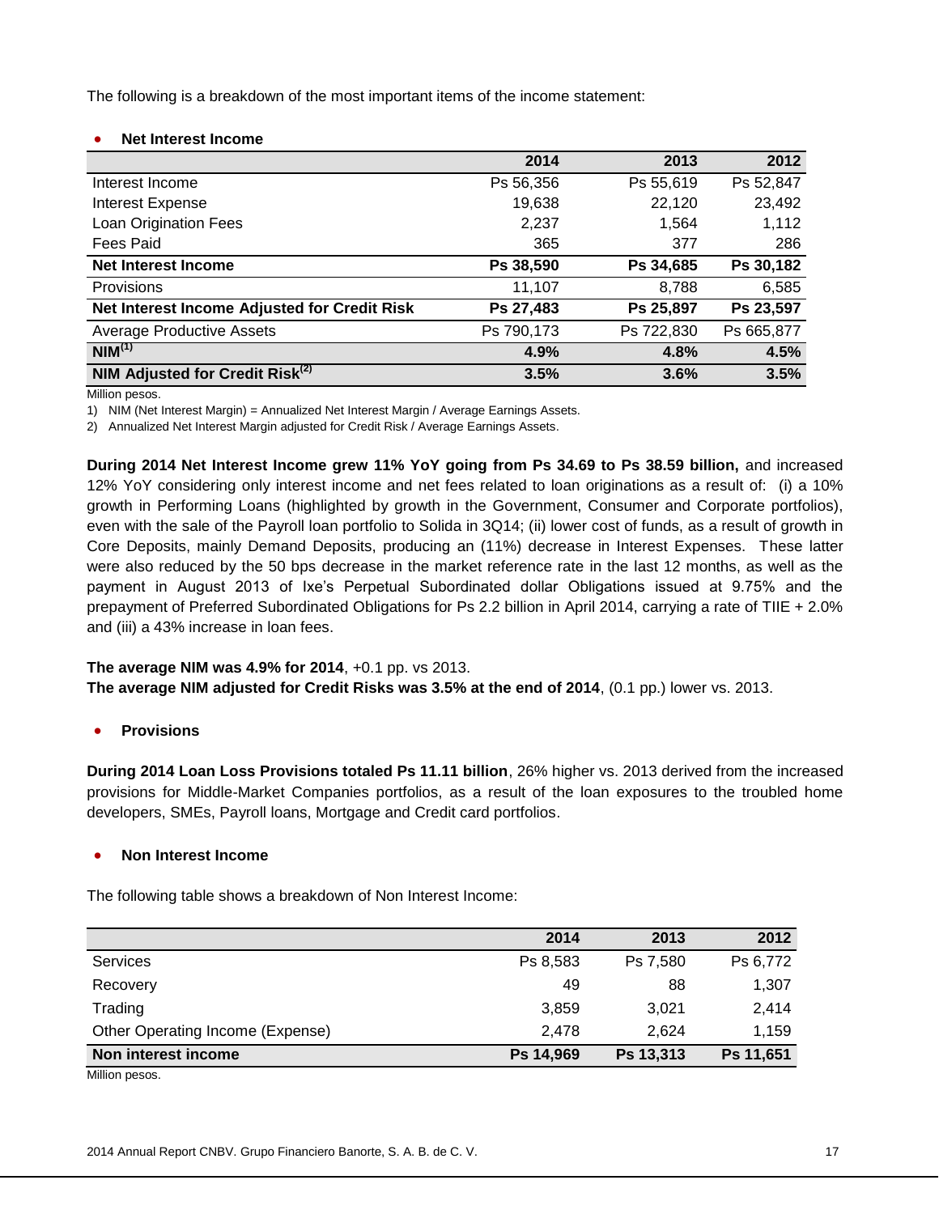The following is a breakdown of the most important items of the income statement:

- **Net Interest Income**

| | 2014 | 2013 | 2012 |
|---|---|---|---|
| Interest Income | Ps 56,356 | Ps 55,619 | Ps 52,847 |
| Interest Expense | 19,638 | 22,120 | 23,492 |
| Loan Origination Fees | 2,237 | 1,564 | 1,112 |
| Fees Paid | 365 | 377 | 286 |
| **Net Interest Income** | **Ps 38,590** | **Ps 34,685** | **Ps 30,182** |
| Provisions | 11,107 | 8,788 | 6,585 |
| **Net Interest Income Adjusted for Credit Risk** | **Ps 27,483** | **Ps 25,897** | **Ps 23,597** |
| Average Productive Assets | Ps 790,173 | Ps 722,830 | Ps 665,877 |
| **NIM(1)** | **4.9%** | **4.8%** | **4.5%** |
| **NIM Adjusted for Credit Risk(2)** | **3.5%** | **3.6%** | **3.5%** |

Million pesos.

1) NIM (Net Interest Margin) = Annualized Net Interest Margin / Average Earnings Assets.

2) Annualized Net Interest Margin adjusted for Credit Risk / Average Earnings Assets.

**During 2014 Net Interest Income grew 11% YoY going from Ps 34.69 to Ps 38.59 billion,** and increased 12% YoY considering only interest income and net fees related to loan originations as a result of: (i) a 10% growth in Performing Loans (highlighted by growth in the Government, Consumer and Corporate portfolios), even with the sale of the Payroll loan portfolio to Solida in 3Q14; (ii) lower cost of funds, as a result of growth in Core Deposits, mainly Demand Deposits, producing an (11%) decrease in Interest Expenses. These latter were also reduced by the 50 bps decrease in the market reference rate in the last 12 months, as well as the payment in August 2013 of Ixe's Perpetual Subordinated dollar Obligations issued at 9.75% and the prepayment of Preferred Subordinated Obligations for Ps 2.2 billion in April 2014, carrying a rate of TIIE + 2.0% and (iii) a 43% increase in loan fees.

**The average NIM was 4.9% for 2014**, +0.1 pp. vs 2013.
**The average NIM adjusted for Credit Risks was 3.5% at the end of 2014**, (0.1 pp.) lower vs. 2013.

- **Provisions**

**During 2014 Loan Loss Provisions totaled Ps 11.11 billion**, 26% higher vs. 2013 derived from the increased provisions for Middle-Market Companies portfolios, as a result of the loan exposures to the troubled home developers, SMEs, Payroll loans, Mortgage and Credit card portfolios.

- **Non Interest Income**

The following table shows a breakdown of Non Interest Income:

| | 2014 | 2013 | 2012 |
|---|---|---|---|
| Services | Ps 8,583 | Ps 7,580 | Ps 6,772 |
| Recovery | 49 | 88 | 1,307 |
| Trading | 3,859 | 3,021 | 2,414 |
| Other Operating Income (Expense) | 2,478 | 2,624 | 1,159 |
| **Non interest income** | **Ps 14,969** | **Ps 13,313** | **Ps 11,651** |

Million pesos.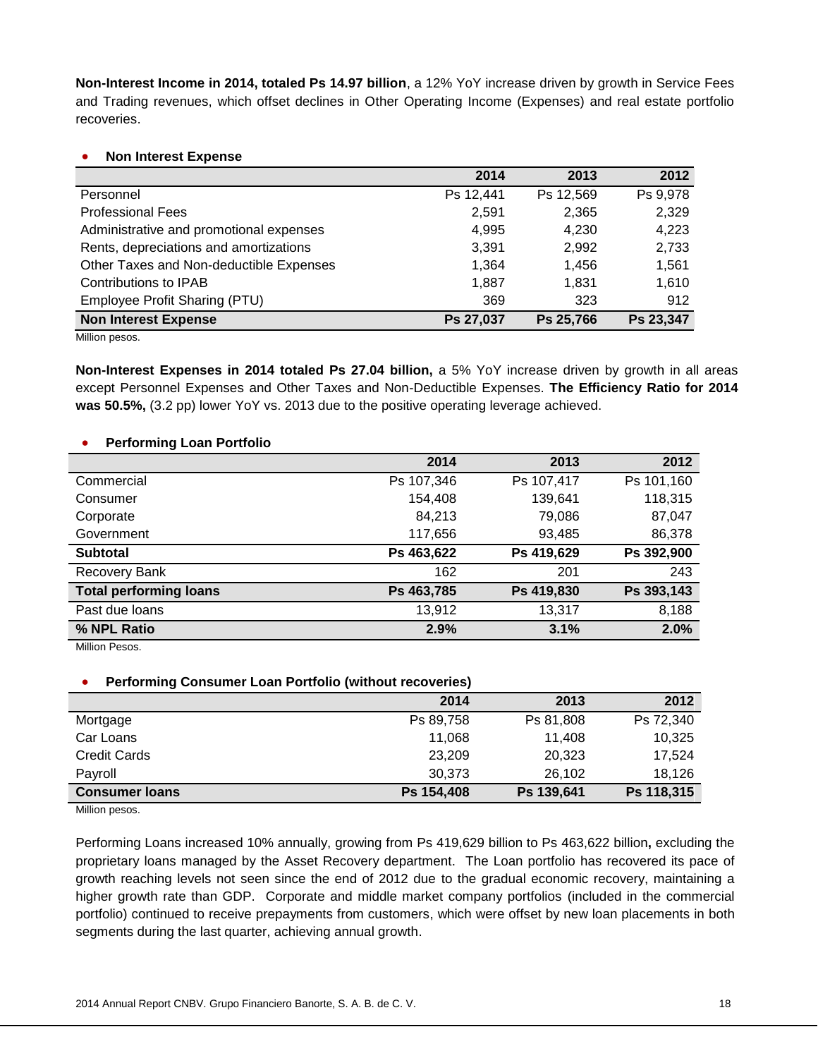**Non-Interest Income in 2014, totaled Ps 14.97 billion**, a 12% YoY increase driven by growth in Service Fees and Trading revenues, which offset declines in Other Operating Income (Expenses) and real estate portfolio recoveries.

- **Non Interest Expense**

| | 2014 | 2013 | 2012 |
|---|---|---|---|
| Personnel | Ps 12,441 | Ps 12,569 | Ps 9,978 |
| Professional Fees | 2,591 | 2,365 | 2,329 |
| Administrative and promotional expenses | 4,995 | 4,230 | 4,223 |
| Rents, depreciations and amortizations | 3,391 | 2,992 | 2,733 |
| Other Taxes and Non-deductible Expenses | 1,364 | 1,456 | 1,561 |
| Contributions to IPAB | 1,887 | 1,831 | 1,610 |
| Employee Profit Sharing (PTU) | 369 | 323 | 912 |
| **Non Interest Expense** | **Ps 27,037** | **Ps 25,766** | **Ps 23,347** |

Million pesos.

**Non-Interest Expenses in 2014 totaled Ps 27.04 billion,** a 5% YoY increase driven by growth in all areas except Personnel Expenses and Other Taxes and Non-Deductible Expenses. **The Efficiency Ratio for 2014 was 50.5%,** (3.2 pp) lower YoY vs. 2013 due to the positive operating leverage achieved.

- **Performing Loan Portfolio**

| | 2014 | 2013 | 2012 |
|---|---|---|---|
| Commercial | Ps 107,346 | Ps 107,417 | Ps 101,160 |
| Consumer | 154,408 | 139,641 | 118,315 |
| Corporate | 84,213 | 79,086 | 87,047 |
| Government | 117,656 | 93,485 | 86,378 |
| **Subtotal** | **Ps 463,622** | **Ps 419,629** | **Ps 392,900** |
| Recovery Bank | 162 | 201 | 243 |
| **Total performing loans** | **Ps 463,785** | **Ps 419,830** | **Ps 393,143** |
| Past due loans | 13,912 | 13,317 | 8,188 |
| **% NPL Ratio** | **2.9%** | **3.1%** | **2.0%** |

Million Pesos.

- **Performing Consumer Loan Portfolio (without recoveries)**

| | 2014 | 2013 | 2012 |
|---|---|---|---|
| Mortgage | Ps 89,758 | Ps 81,808 | Ps 72,340 |
| Car Loans | 11,068 | 11,408 | 10,325 |
| Credit Cards | 23,209 | 20,323 | 17,524 |
| Payroll | 30,373 | 26,102 | 18,126 |
| **Consumer loans** | **Ps 154,408** | **Ps 139,641** | **Ps 118,315** |

Million pesos.

Performing Loans increased 10% annually, growing from Ps 419,629 billion to Ps 463,622 billion**,** excluding the proprietary loans managed by the Asset Recovery department. The Loan portfolio has recovered its pace of growth reaching levels not seen since the end of 2012 due to the gradual economic recovery, maintaining a higher growth rate than GDP. Corporate and middle market company portfolios (included in the commercial portfolio) continued to receive prepayments from customers, which were offset by new loan placements in both segments during the last quarter, achieving annual growth.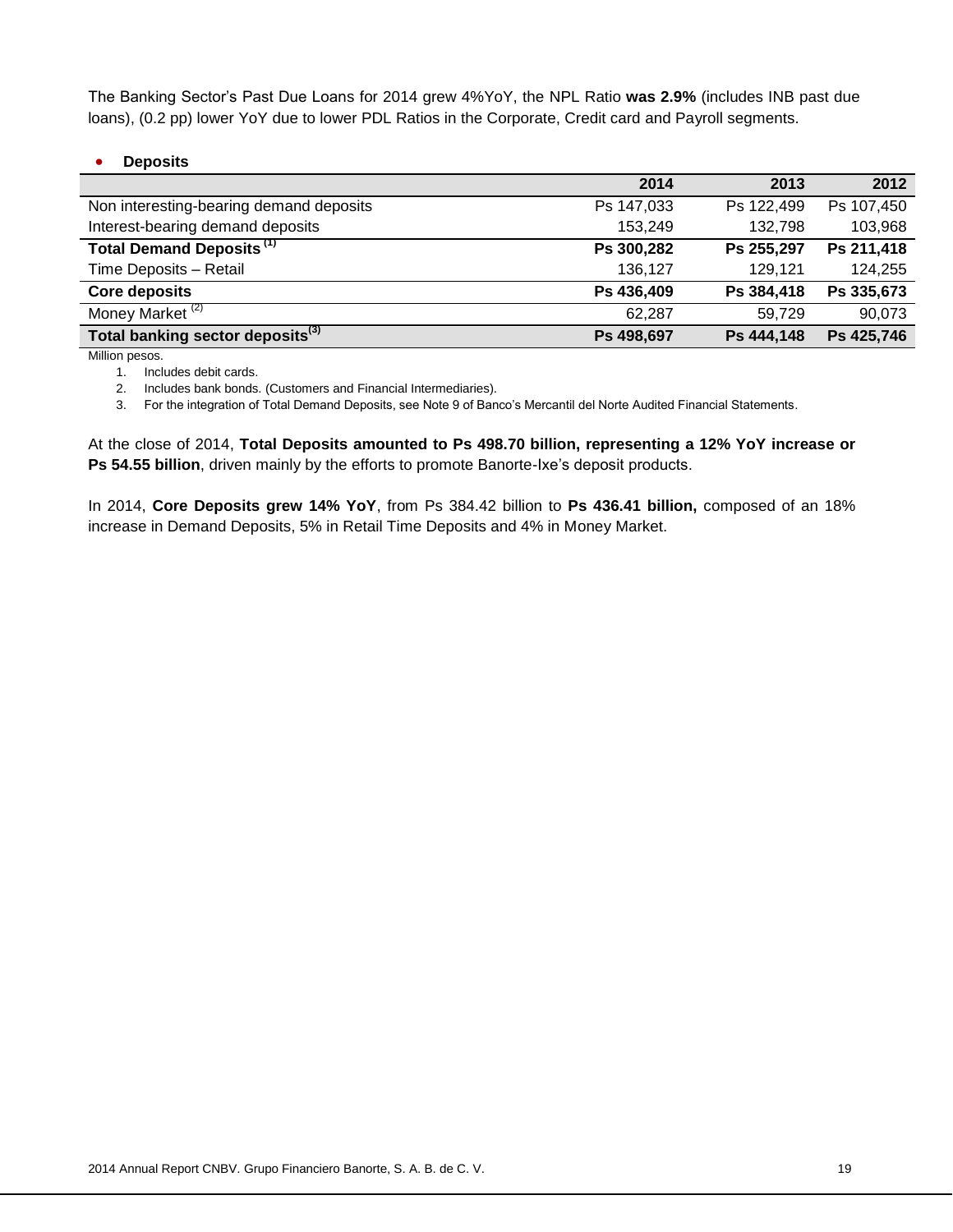The Banking Sector's Past Due Loans for 2014 grew 4%YoY, the NPL Ratio **was 2.9%** (includes INB past due loans), (0.2 pp) lower YoY due to lower PDL Ratios in the Corporate, Credit card and Payroll segments.

- **Deposits**

| | 2014 | 2013 | 2012 |
|---|---|---|---|
| Non interesting-bearing demand deposits | Ps 147,033 | Ps 122,499 | Ps 107,450 |
| Interest-bearing demand deposits | 153,249 | 132,798 | 103,968 |
| **Total Demand Deposits [1]** | **Ps 300,282** | **Ps 255,297** | **Ps 211,418** |
| Time Deposits – Retail | 136,127 | 129,121 | 124,255 |
| **Core deposits** | **Ps 436,409** | **Ps 384,418** | **Ps 335,673** |
| Money Market [2] | 62,287 | 59,729 | 90,073 |
| **Total banking sector deposits[3]** | **Ps 498,697** | **Ps 444,148** | **Ps 425,746** |

Million pesos.

1. Includes debit cards.
2. Includes bank bonds. (Customers and Financial Intermediaries).
3. For the integration of Total Demand Deposits, see Note 9 of Banco's Mercantil del Norte Audited Financial Statements.

At the close of 2014, **Total Deposits amounted to Ps 498.70 billion, representing a 12% YoY increase or Ps 54.55 billion**, driven mainly by the efforts to promote Banorte-Ixe's deposit products.

In 2014, **Core Deposits grew 14% YoY**, from Ps 384.42 billion to **Ps 436.41 billion,** composed of an 18% increase in Demand Deposits, 5% in Retail Time Deposits and 4% in Money Market.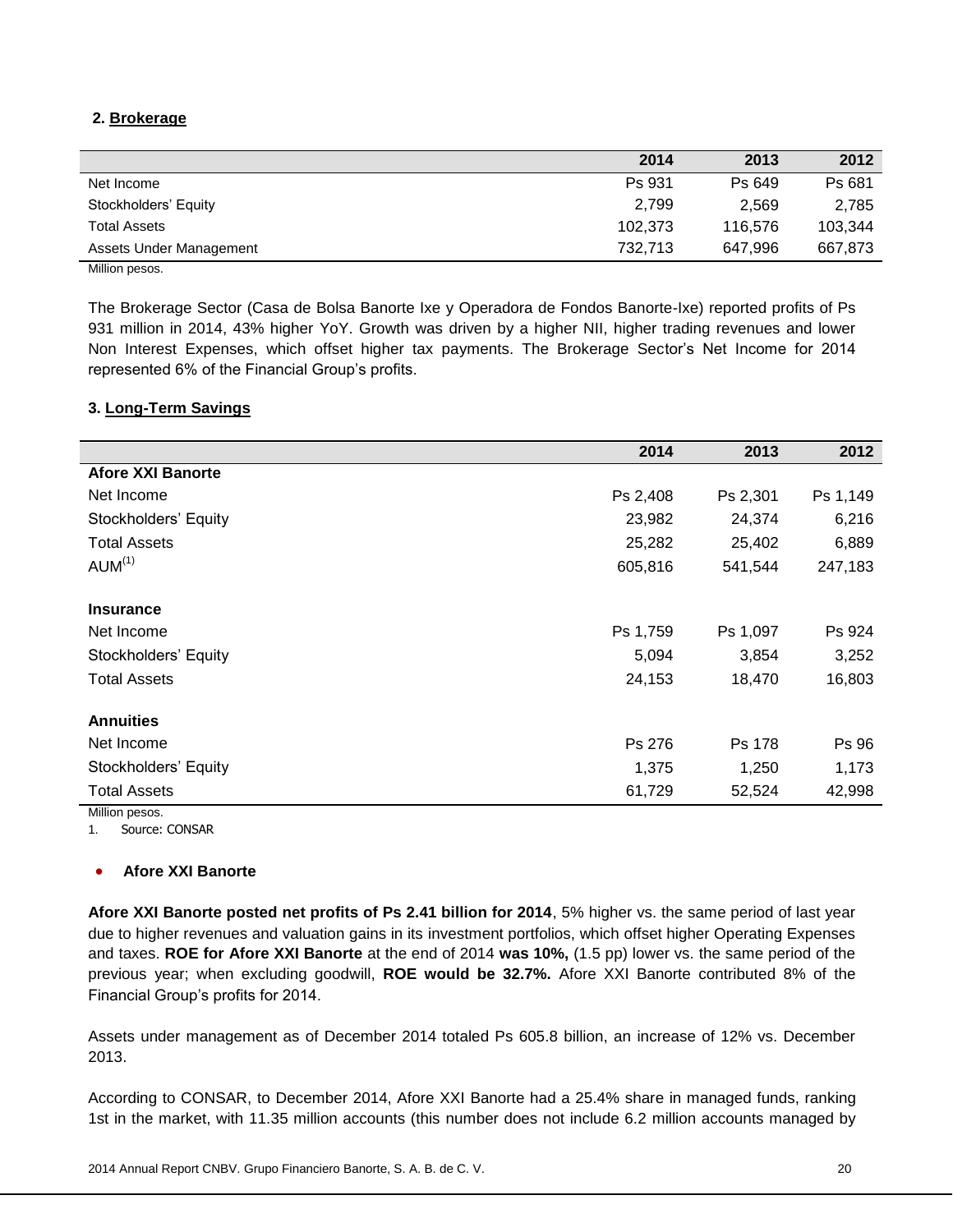## 2. Brokerage

| | 2014 | 2013 | 2012 |
|---|---|---|---|
| Net Income | Ps 931 | Ps 649 | Ps 681 |
| Stockholders' Equity | 2,799 | 2,569 | 2,785 |
| Total Assets | 102,373 | 116,576 | 103,344 |
| Assets Under Management | 732,713 | 647,996 | 667,873 |

Million pesos.

The Brokerage Sector (Casa de Bolsa Banorte Ixe y Operadora de Fondos Banorte-Ixe) reported profits of Ps 931 million in 2014, 43% higher YoY. Growth was driven by a higher NII, higher trading revenues and lower Non Interest Expenses, which offset higher tax payments. The Brokerage Sector's Net Income for 2014 represented 6% of the Financial Group's profits.

## 3. Long-Term Savings

| | 2014 | 2013 | 2012 |
|---|---|---|---|
| **Afore XXI Banorte** | | | |
| Net Income | Ps 2,408 | Ps 2,301 | Ps 1,149 |
| Stockholders' Equity | 23,982 | 24,374 | 6,216 |
| Total Assets | 25,282 | 25,402 | 6,889 |
| AUM(1) | 605,816 | 541,544 | 247,183 |
| **Insurance** | | | |
| Net Income | Ps 1,759 | Ps 1,097 | Ps 924 |
| Stockholders' Equity | 5,094 | 3,854 | 3,252 |
| Total Assets | 24,153 | 18,470 | 16,803 |
| **Annuities** | | | |
| Net Income | Ps 276 | Ps 178 | Ps 96 |
| Stockholders' Equity | 1,375 | 1,250 | 1,173 |
| Total Assets | 61,729 | 52,524 | 42,998 |

Million pesos.

1. Source: CONSAR

- **Afore XXI Banorte**

**Afore XXI Banorte posted net profits of Ps 2.41 billion for 2014**, 5% higher vs. the same period of last year due to higher revenues and valuation gains in its investment portfolios, which offset higher Operating Expenses and taxes. **ROE for Afore XXI Banorte** at the end of 2014 **was 10%,** (1.5 pp) lower vs. the same period of the previous year; when excluding goodwill, **ROE would be 32.7%.** Afore XXI Banorte contributed 8% of the Financial Group's profits for 2014.

Assets under management as of December 2014 totaled Ps 605.8 billion, an increase of 12% vs. December 2013.

According to CONSAR, to December 2014, Afore XXI Banorte had a 25.4% share in managed funds, ranking 1st in the market, with 11.35 million accounts (this number does not include 6.2 million accounts managed by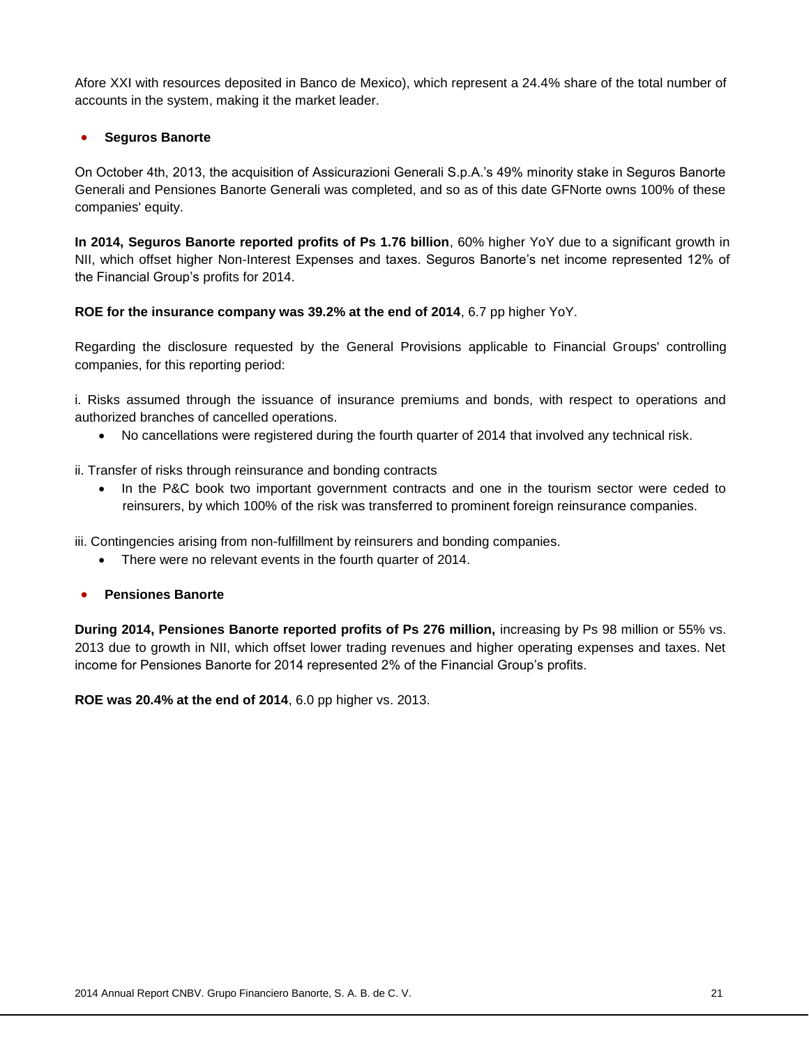Afore XXI with resources deposited in Banco de Mexico), which represent a 24.4% share of the total number of accounts in the system, making it the market leader.

- **Seguros Banorte**

On October 4th, 2013, the acquisition of Assicurazioni Generali S.p.A.'s 49% minority stake in Seguros Banorte Generali and Pensiones Banorte Generali was completed, and so as of this date GFNorte owns 100% of these companies' equity.

**In 2014, Seguros Banorte reported profits of Ps 1.76 billion**, 60% higher YoY due to a significant growth in NII, which offset higher Non-Interest Expenses and taxes. Seguros Banorte's net income represented 12% of the Financial Group's profits for 2014.

**ROE for the insurance company was 39.2% at the end of 2014**, 6.7 pp higher YoY.

Regarding the disclosure requested by the General Provisions applicable to Financial Groups' controlling companies, for this reporting period:

i. Risks assumed through the issuance of insurance premiums and bonds, with respect to operations and authorized branches of cancelled operations.

- No cancellations were registered during the fourth quarter of 2014 that involved any technical risk.

ii. Transfer of risks through reinsurance and bonding contracts

- In the P&C book two important government contracts and one in the tourism sector were ceded to reinsurers, by which 100% of the risk was transferred to prominent foreign reinsurance companies.

iii. Contingencies arising from non-fulfillment by reinsurers and bonding companies.

- There were no relevant events in the fourth quarter of 2014.

- **Pensiones Banorte**

**During 2014, Pensiones Banorte reported profits of Ps 276 million,** increasing by Ps 98 million or 55% vs. 2013 due to growth in NII, which offset lower trading revenues and higher operating expenses and taxes. Net income for Pensiones Banorte for 2014 represented 2% of the Financial Group's profits.

**ROE was 20.4% at the end of 2014**, 6.0 pp higher vs. 2013.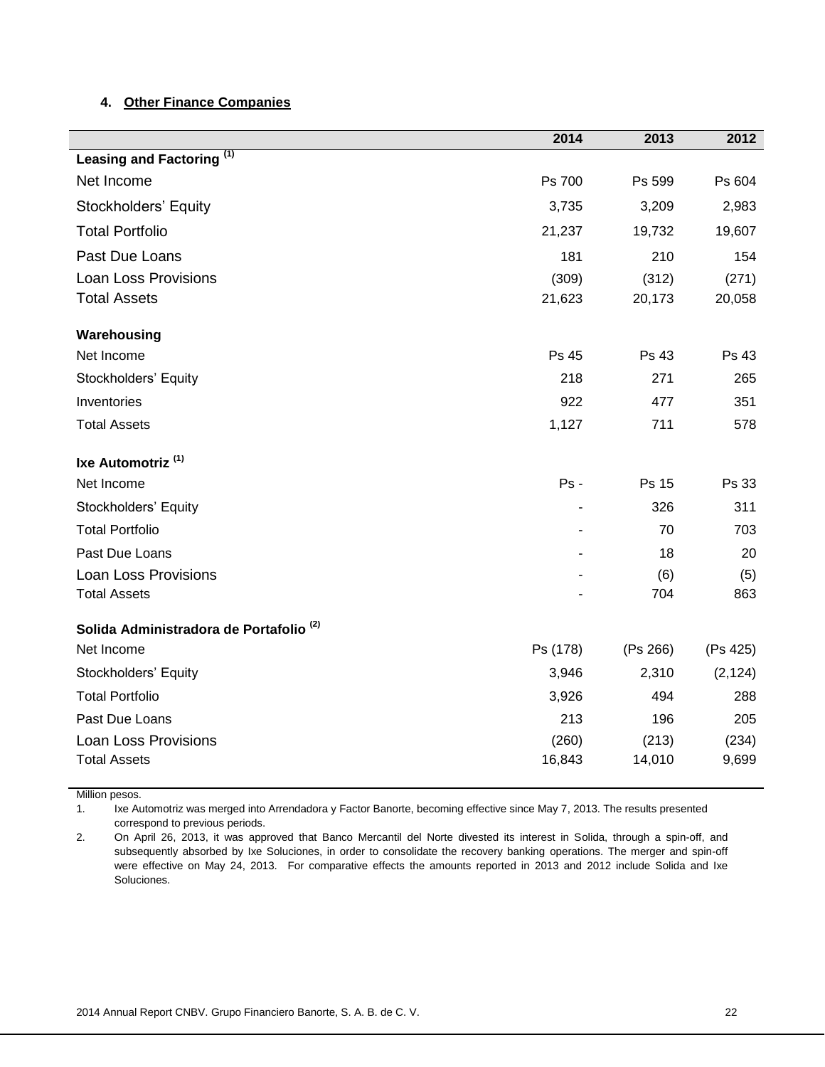#### 4. Other Finance Companies

| | 2014 | 2013 | 2012 |
|---|---|---|---|
| **Leasing and Factoring [(1)]** | | | |
| Net Income | Ps 700 | Ps 599 | Ps 604 |
| Stockholders' Equity | 3,735 | 3,209 | 2,983 |
| Total Portfolio | 21,237 | 19,732 | 19,607 |
| Past Due Loans | 181 | 210 | 154 |
| Loan Loss Provisions | (309) | (312) | (271) |
| Total Assets | 21,623 | 20,173 | 20,058 |
| **Warehousing** | | | |
| Net Income | Ps 45 | Ps 43 | Ps 43 |
| Stockholders' Equity | 218 | 271 | 265 |
| Inventories | 922 | 477 | 351 |
| Total Assets | 1,127 | 711 | 578 |
| **Ixe Automotriz [(1)]** | | | |
| Net Income | Ps - | Ps 15 | Ps 33 |
| Stockholders' Equity | - | 326 | 311 |
| Total Portfolio | - | 70 | 703 |
| Past Due Loans | - | 18 | 20 |
| Loan Loss Provisions | - | (6) | (5) |
| Total Assets | - | 704 | 863 |
| **Solida Administradora de Portafolio [(2)]** | | | |
| Net Income | Ps (178) | (Ps 266) | (Ps 425) |
| Stockholders' Equity | 3,946 | 2,310 | (2,124) |
| Total Portfolio | 3,926 | 494 | 288 |
| Past Due Loans | 213 | 196 | 205 |
| Loan Loss Provisions | (260) | (213) | (234) |
| Total Assets | 16,843 | 14,010 | 9,699 |

Million pesos.

1. Ixe Automotriz was merged into Arrendadora y Factor Banorte, becoming effective since May 7, 2013. The results presented correspond to previous periods.
2. On April 26, 2013, it was approved that Banco Mercantil del Norte divested its interest in Solida, through a spin-off, and subsequently absorbed by Ixe Soluciones, in order to consolidate the recovery banking operations. The merger and spin-off were effective on May 24, 2013. For comparative effects the amounts reported in 2013 and 2012 include Solida and Ixe Soluciones.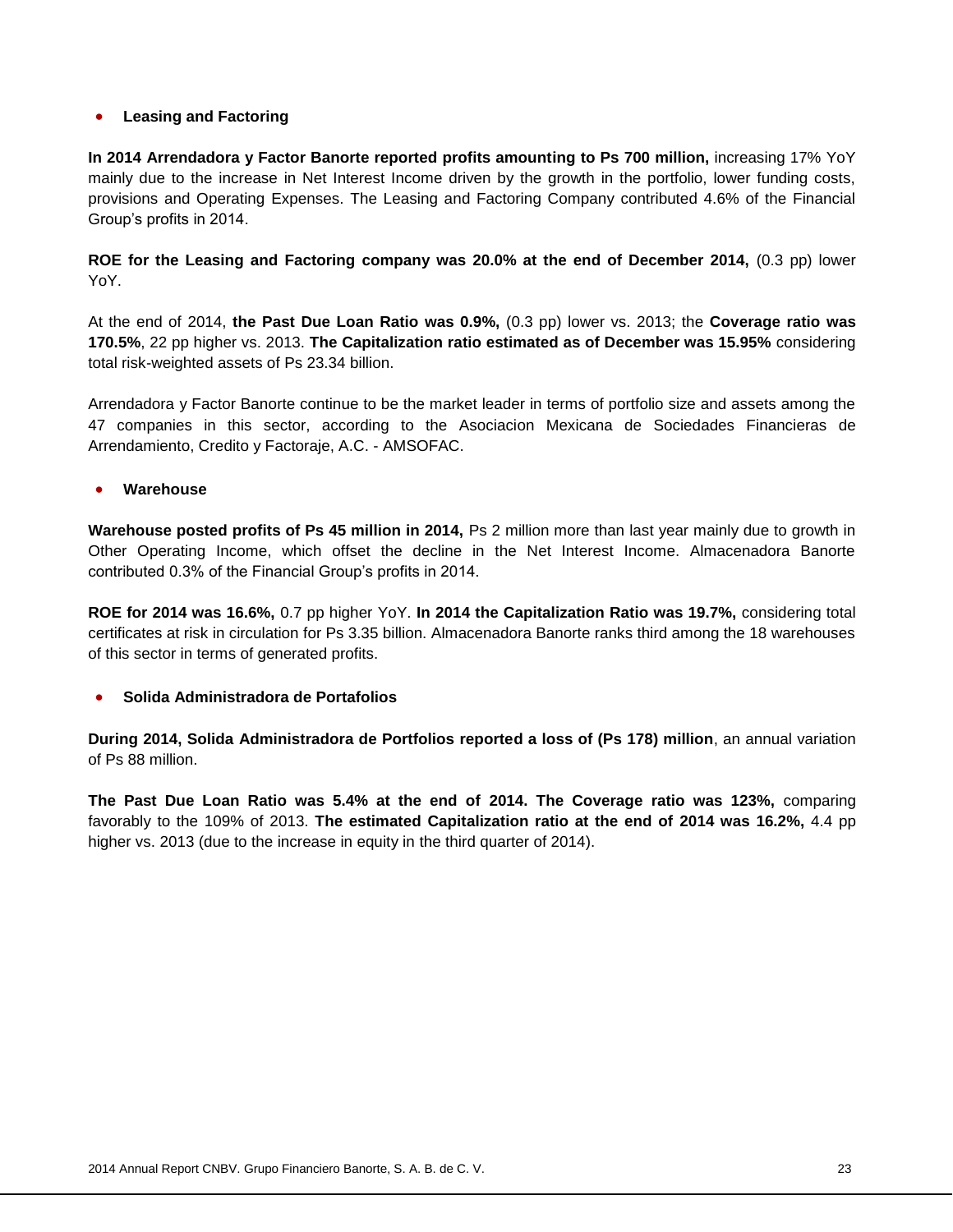- **Leasing and Factoring**

**In 2014 Arrendadora y Factor Banorte reported profits amounting to Ps 700 million,** increasing 17% YoY mainly due to the increase in Net Interest Income driven by the growth in the portfolio, lower funding costs, provisions and Operating Expenses. The Leasing and Factoring Company contributed 4.6% of the Financial Group's profits in 2014.

**ROE for the Leasing and Factoring company was 20.0% at the end of December 2014,** (0.3 pp) lower YoY.

At the end of 2014, **the Past Due Loan Ratio was 0.9%,** (0.3 pp) lower vs. 2013; the **Coverage ratio was 170.5%**, 22 pp higher vs. 2013. **The Capitalization ratio estimated as of December was 15.95%** considering total risk-weighted assets of Ps 23.34 billion.

Arrendadora y Factor Banorte continue to be the market leader in terms of portfolio size and assets among the 47 companies in this sector, according to the Asociacion Mexicana de Sociedades Financieras de Arrendamiento, Credito y Factoraje, A.C. - AMSOFAC.

- **Warehouse**

**Warehouse posted profits of Ps 45 million in 2014,** Ps 2 million more than last year mainly due to growth in Other Operating Income, which offset the decline in the Net Interest Income. Almacenadora Banorte contributed 0.3% of the Financial Group's profits in 2014.

**ROE for 2014 was 16.6%,** 0.7 pp higher YoY. **In 2014 the Capitalization Ratio was 19.7%,** considering total certificates at risk in circulation for Ps 3.35 billion. Almacenadora Banorte ranks third among the 18 warehouses of this sector in terms of generated profits.

- **Solida Administradora de Portafolios**

**During 2014, Solida Administradora de Portfolios reported a loss of (Ps 178) million**, an annual variation of Ps 88 million.

**The Past Due Loan Ratio was 5.4% at the end of 2014. The Coverage ratio was 123%,** comparing favorably to the 109% of 2013. **The estimated Capitalization ratio at the end of 2014 was 16.2%,** 4.4 pp higher vs. 2013 (due to the increase in equity in the third quarter of 2014).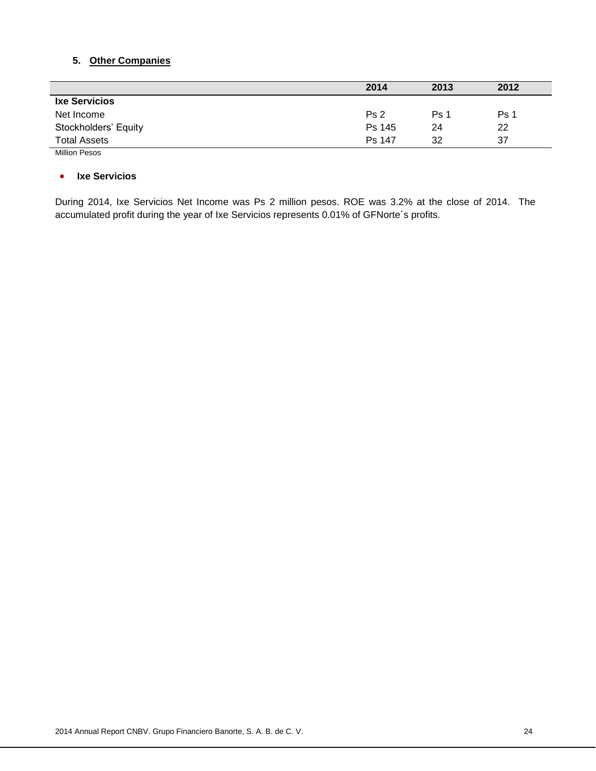## 5. Other Companies

| | 2014 | 2013 | 2012 |
|---|---|---|---|
| **Ixe Servicios** | | | |
| Net Income | Ps 2 | Ps 1 | Ps 1 |
| Stockholders' Equity | Ps 145 | 24 | 22 |
| Total Assets | Ps 147 | 32 | 37 |

Million Pesos

- **Ixe Servicios**

During 2014, Ixe Servicios Net Income was Ps 2 million pesos. ROE was 3.2% at the close of 2014. The accumulated profit during the year of Ixe Servicios represents 0.01% of GFNorte´s profits.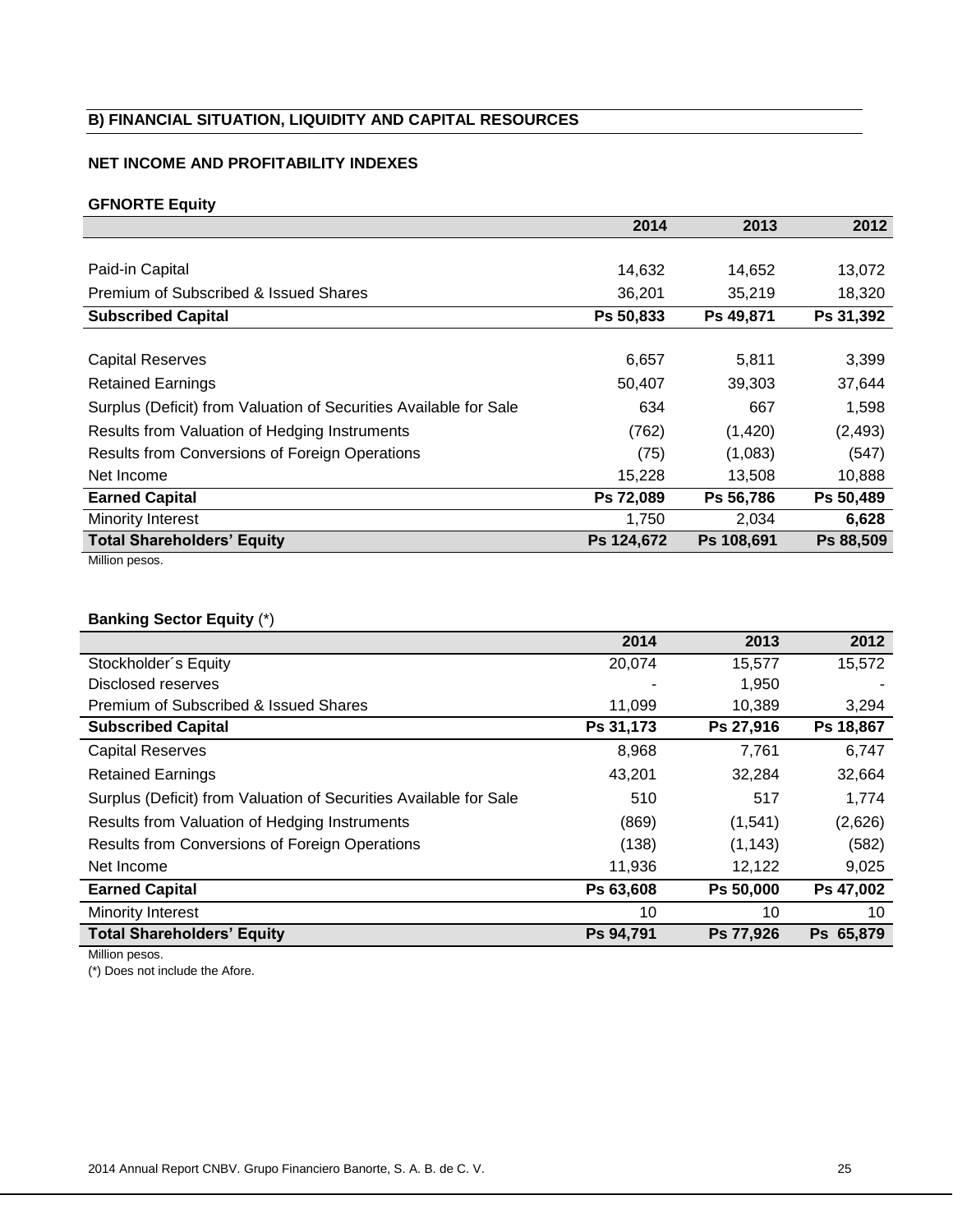## B) FINANCIAL SITUATION, LIQUIDITY AND CAPITAL RESOURCES

### NET INCOME AND PROFITABILITY INDEXES

**GFNORTE Equity**

| | 2014 | 2013 | 2012 |
|---|---|---|---|
| Paid-in Capital | 14,632 | 14,652 | 13,072 |
| Premium of Subscribed & Issued Shares | 36,201 | 35,219 | 18,320 |
| **Subscribed Capital** | **Ps 50,833** | **Ps 49,871** | **Ps 31,392** |
| Capital Reserves | 6,657 | 5,811 | 3,399 |
| Retained Earnings | 50,407 | 39,303 | 37,644 |
| Surplus (Deficit) from Valuation of Securities Available for Sale | 634 | 667 | 1,598 |
| Results from Valuation of Hedging Instruments | (762) | (1,420) | (2,493) |
| Results from Conversions of Foreign Operations | (75) | (1,083) | (547) |
| Net Income | 15,228 | 13,508 | 10,888 |
| **Earned Capital** | **Ps 72,089** | **Ps 56,786** | **Ps 50,489** |
| Minority Interest | 1,750 | 2,034 | **6,628** |
| **Total Shareholders' Equity** | **Ps 124,672** | **Ps 108,691** | **Ps 88,509** |

Million pesos.

**Banking Sector Equity** (*)

| | 2014 | 2013 | 2012 |
|---|---|---|---|
| Stockholder´s Equity | 20,074 | 15,577 | 15,572 |
| Disclosed reserves | - | 1,950 | - |
| Premium of Subscribed & Issued Shares | 11,099 | 10,389 | 3,294 |
| **Subscribed Capital** | **Ps 31,173** | **Ps 27,916** | **Ps 18,867** |
| Capital Reserves | 8,968 | 7,761 | 6,747 |
| Retained Earnings | 43,201 | 32,284 | 32,664 |
| Surplus (Deficit) from Valuation of Securities Available for Sale | 510 | 517 | 1,774 |
| Results from Valuation of Hedging Instruments | (869) | (1,541) | (2,626) |
| Results from Conversions of Foreign Operations | (138) | (1,143) | (582) |
| Net Income | 11,936 | 12,122 | 9,025 |
| **Earned Capital** | **Ps 63,608** | **Ps 50,000** | **Ps 47,002** |
| Minority Interest | 10 | 10 | 10 |
| **Total Shareholders' Equity** | **Ps 94,791** | **Ps 77,926** | **Ps 65,879** |

Million pesos.

(*) Does not include the Afore.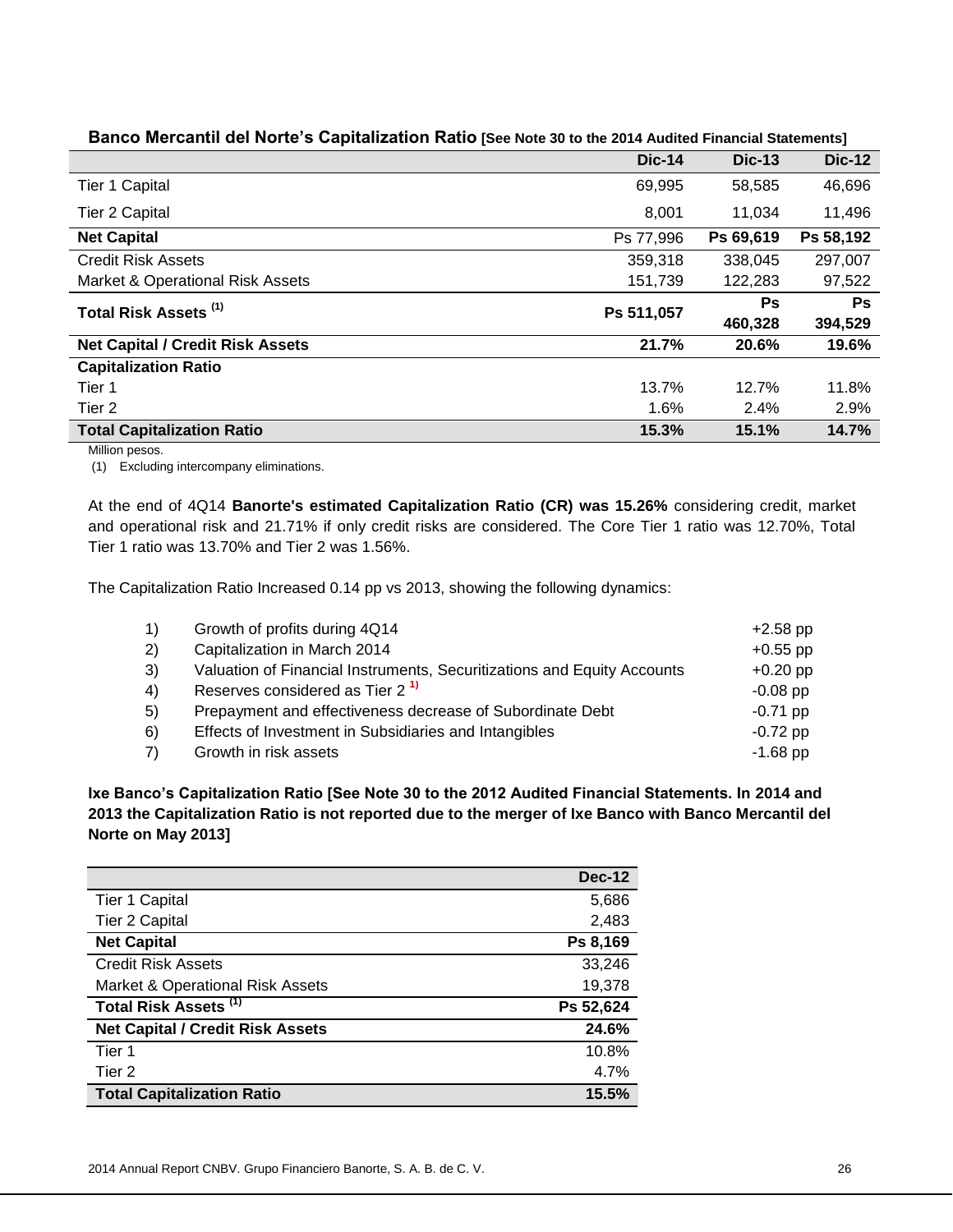**Banco Mercantil del Norte's Capitalization Ratio** [See Note 30 to the 2014 Audited Financial Statements]

| | Dic-14 | Dic-13 | Dic-12 |
|---|---|---|---|
| Tier 1 Capital | 69,995 | 58,585 | 46,696 |
| Tier 2 Capital | 8,001 | 11,034 | 11,496 |
| **Net Capital** | Ps 77,996 | **Ps 69,619** | **Ps 58,192** |
| Credit Risk Assets | 359,318 | 338,045 | 297,007 |
| Market & Operational Risk Assets | 151,739 | 122,283 | 97,522 |
| **Total Risk Assets (1)** | **Ps 511,057** | **Ps 460,328** | **Ps 394,529** |
| **Net Capital / Credit Risk Assets** | **21.7%** | **20.6%** | **19.6%** |
| **Capitalization Ratio** | | | |
| Tier 1 | 13.7% | 12.7% | 11.8% |
| Tier 2 | 1.6% | 2.4% | 2.9% |
| **Total Capitalization Ratio** | **15.3%** | **15.1%** | **14.7%** |

Million pesos.

(1) Excluding intercompany eliminations.

At the end of 4Q14 **Banorte's estimated Capitalization Ratio (CR) was 15.26%** considering credit, market and operational risk and 21.71% if only credit risks are considered. The Core Tier 1 ratio was 12.70%, Total Tier 1 ratio was 13.70% and Tier 2 was 1.56%.

The Capitalization Ratio Increased 0.14 pp vs 2013, showing the following dynamics:

| | | |
|---|---|---|
| 1) | Growth of profits during 4Q14 | +2.58 pp |
| 2) | Capitalization in March 2014 | +0.55 pp |
| 3) | Valuation of Financial Instruments, Securitizations and Equity Accounts | +0.20 pp |
| 4) | Reserves considered as Tier 2 [1)] | -0.08 pp |
| 5) | Prepayment and effectiveness decrease of Subordinate Debt | -0.71 pp |
| 6) | Effects of Investment in Subsidiaries and Intangibles | -0.72 pp |
| 7) | Growth in risk assets | -1.68 pp |

**Ixe Banco's Capitalization Ratio [See Note 30 to the 2012 Audited Financial Statements. In 2014 and 2013 the Capitalization Ratio is not reported due to the merger of Ixe Banco with Banco Mercantil del Norte on May 2013]**

| | Dec-12 |
|---|---|
| Tier 1 Capital | 5,686 |
| Tier 2 Capital | 2,483 |
| **Net Capital** | **Ps 8,169** |
| Credit Risk Assets | 33,246 |
| Market & Operational Risk Assets | 19,378 |
| **Total Risk Assets (1)** | **Ps 52,624** |
| **Net Capital / Credit Risk Assets** | **24.6%** |
| Tier 1 | 10.8% |
| Tier 2 | 4.7% |
| **Total Capitalization Ratio** | **15.5%** |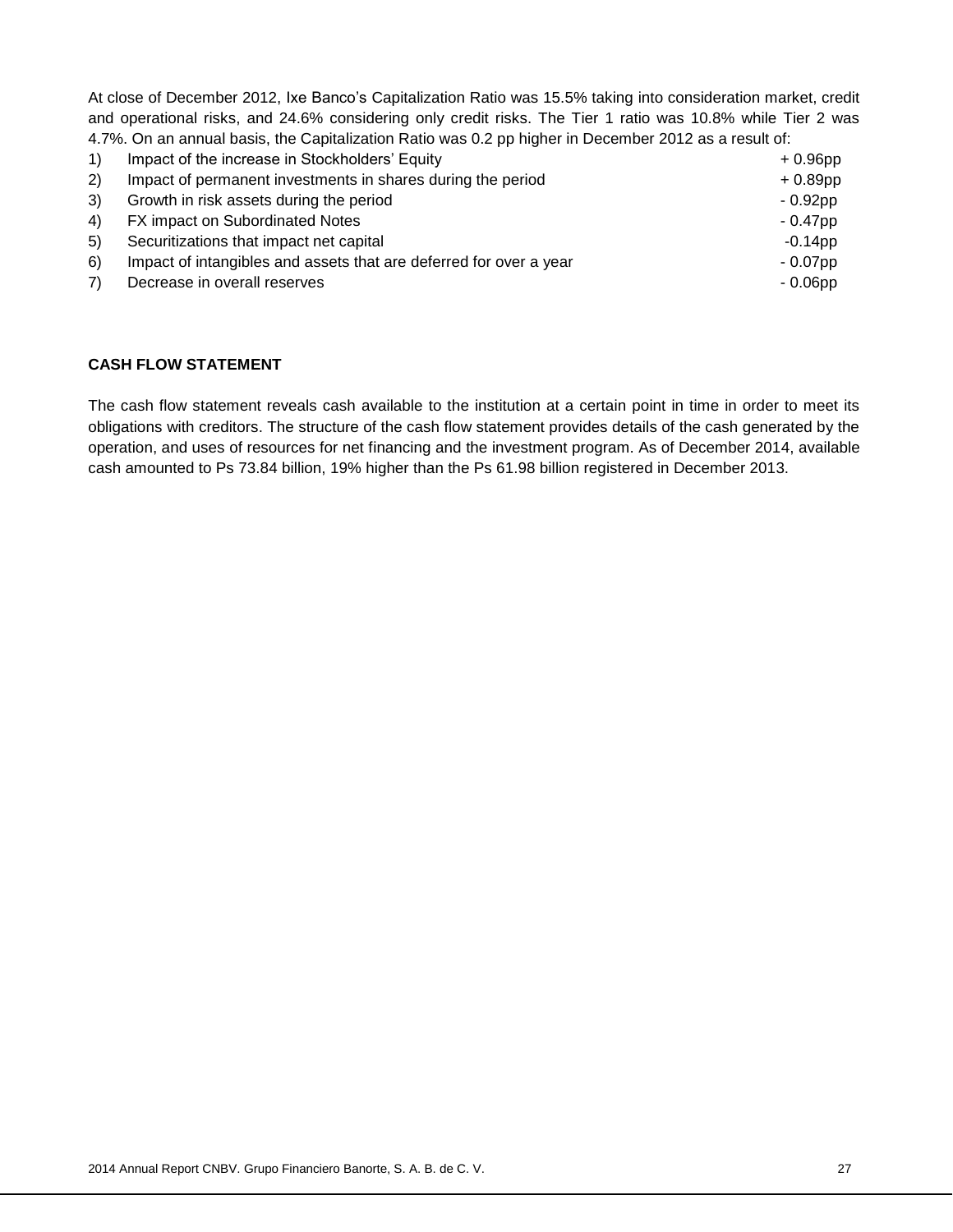At close of December 2012, Ixe Banco's Capitalization Ratio was 15.5% taking into consideration market, credit and operational risks, and 24.6% considering only credit risks. The Tier 1 ratio was 10.8% while Tier 2 was 4.7%. On an annual basis, the Capitalization Ratio was 0.2 pp higher in December 2012 as a result of:

| | | |
|---|---|---|
| 1) | Impact of the increase in Stockholders' Equity | + 0.96pp |
| 2) | Impact of permanent investments in shares during the period | + 0.89pp |
| 3) | Growth in risk assets during the period | - 0.92pp |
| 4) | FX impact on Subordinated Notes | - 0.47pp |
| 5) | Securitizations that impact net capital | -0.14pp |
| 6) | Impact of intangibles and assets that are deferred for over a year | - 0.07pp |
| 7) | Decrease in overall reserves | - 0.06pp |

**CASH FLOW STATEMENT**

The cash flow statement reveals cash available to the institution at a certain point in time in order to meet its obligations with creditors. The structure of the cash flow statement provides details of the cash generated by the operation, and uses of resources for net financing and the investment program. As of December 2014, available cash amounted to Ps 73.84 billion, 19% higher than the Ps 61.98 billion registered in December 2013.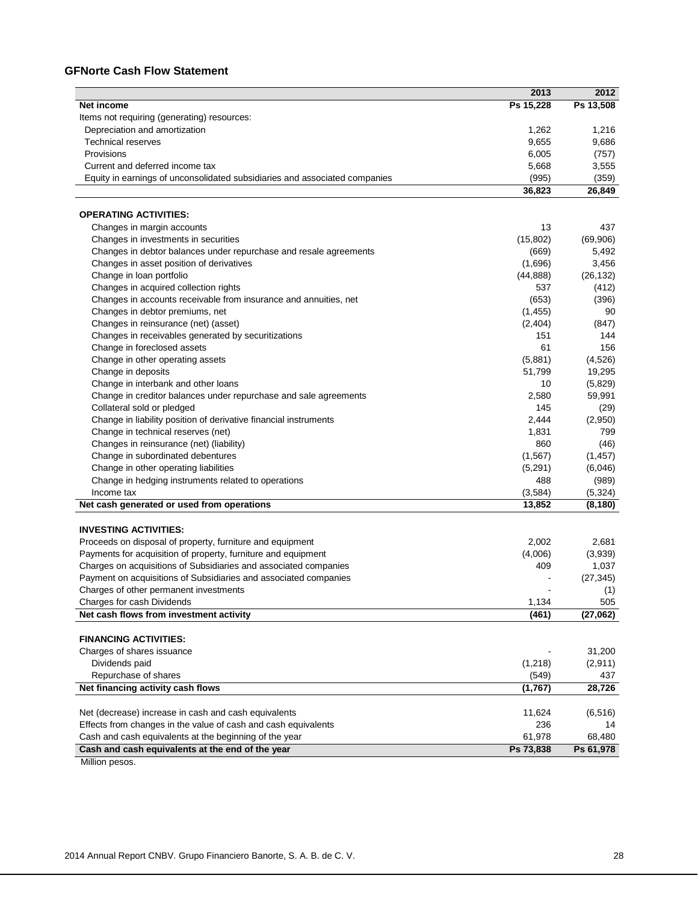### GFNorte Cash Flow Statement

| | 2013 | 2012 |
|---|---|---|
| **Net income** | **Ps 15,228** | **Ps 13,508** |
| Items not requiring (generating) resources: | | |
| Depreciation and amortization | 1,262 | 1,216 |
| Technical reserves | 9,655 | 9,686 |
| Provisions | 6,005 | (757) |
| Current and deferred income tax | 5,668 | 3,555 |
| Equity in earnings of unconsolidated subsidiaries and associated companies | (995) | (359) |
| | **36,823** | **26,849** |
| **OPERATING ACTIVITIES:** | | |
| Changes in margin accounts | 13 | 437 |
| Changes in investments in securities | (15,802) | (69,906) |
| Changes in debtor balances under repurchase and resale agreements | (669) | 5,492 |
| Changes in asset position of derivatives | (1,696) | 3,456 |
| Change in loan portfolio | (44,888) | (26,132) |
| Changes in acquired collection rights | 537 | (412) |
| Changes in accounts receivable from insurance and annuities, net | (653) | (396) |
| Changes in debtor premiums, net | (1,455) | 90 |
| Changes in reinsurance (net) (asset) | (2,404) | (847) |
| Changes in receivables generated by securitizations | 151 | 144 |
| Change in foreclosed assets | 61 | 156 |
| Change in other operating assets | (5,881) | (4,526) |
| Change in deposits | 51,799 | 19,295 |
| Change in interbank and other loans | 10 | (5,829) |
| Change in creditor balances under repurchase and sale agreements | 2,580 | 59,991 |
| Collateral sold or pledged | 145 | (29) |
| Change in liability position of derivative financial instruments | 2,444 | (2,950) |
| Change in technical reserves (net) | 1,831 | 799 |
| Changes in reinsurance (net) (liability) | 860 | (46) |
| Change in subordinated debentures | (1,567) | (1,457) |
| Change in other operating liabilities | (5,291) | (6,046) |
| Change in hedging instruments related to operations | 488 | (989) |
| Income tax | (3,584) | (5,324) |
| **Net cash generated or used from operations** | **13,852** | **(8,180)** |
| **INVESTING ACTIVITIES:** | | |
| Proceeds on disposal of property, furniture and equipment | 2,002 | 2,681 |
| Payments for acquisition of property, furniture and equipment | (4,006) | (3,939) |
| Charges on acquisitions of Subsidiaries and associated companies | 409 | 1,037 |
| Payment on acquisitions of Subsidiaries and associated companies | - | (27,345) |
| Charges of other permanent investments | - | (1) |
| Charges for cash Dividends | 1,134 | 505 |
| **Net cash flows from investment activity** | **(461)** | **(27,062)** |
| **FINANCING ACTIVITIES:** | | |
| Charges of shares issuance | - | 31,200 |
| Dividends paid | (1,218) | (2,911) |
| Repurchase of shares | (549) | 437 |
| **Net financing activity cash flows** | **(1,767)** | **28,726** |
| Net (decrease) increase in cash and cash equivalents | 11,624 | (6,516) |
| Effects from changes in the value of cash and cash equivalents | 236 | 14 |
| Cash and cash equivalents at the beginning of the year | 61,978 | 68,480 |
| **Cash and cash equivalents at the end of the year** | **Ps 73,838** | **Ps 61,978** |

Million pesos.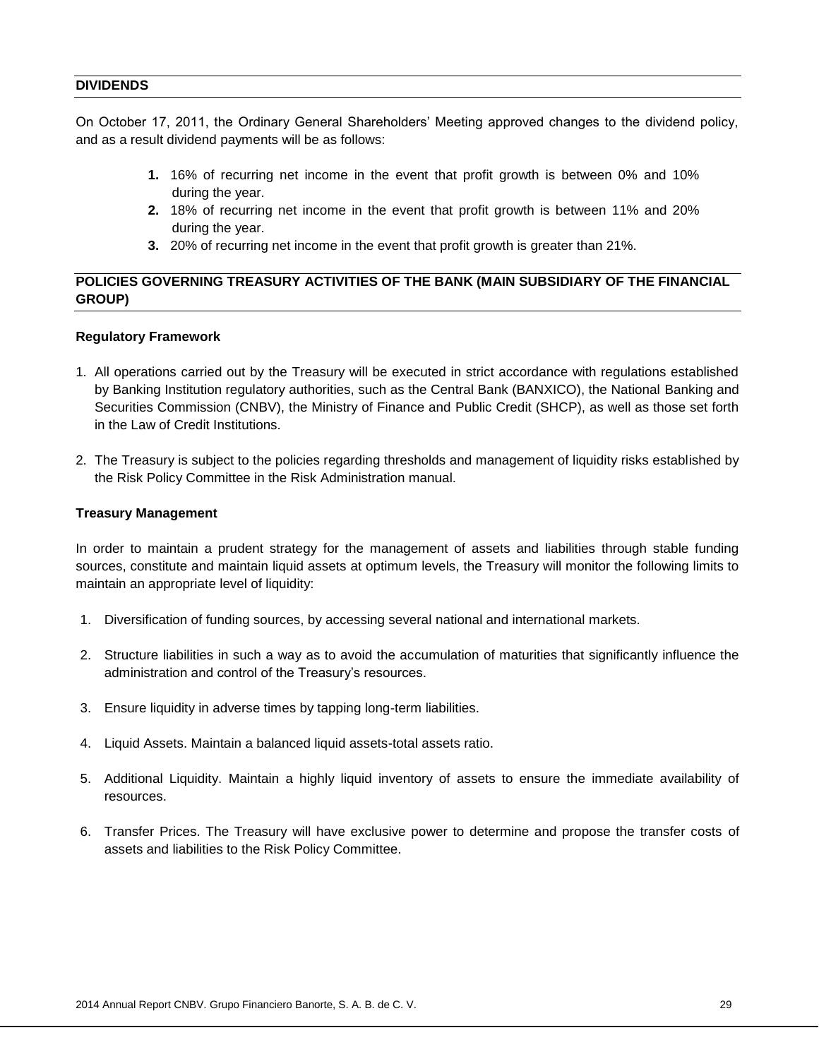## DIVIDENDS

On October 17, 2011, the Ordinary General Shareholders' Meeting approved changes to the dividend policy, and as a result dividend payments will be as follows:

1. 16% of recurring net income in the event that profit growth is between 0% and 10% during the year.
2. 18% of recurring net income in the event that profit growth is between 11% and 20% during the year.
3. 20% of recurring net income in the event that profit growth is greater than 21%.

## POLICIES GOVERNING TREASURY ACTIVITIES OF THE BANK (MAIN SUBSIDIARY OF THE FINANCIAL GROUP)

### Regulatory Framework

1. All operations carried out by the Treasury will be executed in strict accordance with regulations established by Banking Institution regulatory authorities, such as the Central Bank (BANXICO), the National Banking and Securities Commission (CNBV), the Ministry of Finance and Public Credit (SHCP), as well as those set forth in the Law of Credit Institutions.

2. The Treasury is subject to the policies regarding thresholds and management of liquidity risks established by the Risk Policy Committee in the Risk Administration manual.

### Treasury Management

In order to maintain a prudent strategy for the management of assets and liabilities through stable funding sources, constitute and maintain liquid assets at optimum levels, the Treasury will monitor the following limits to maintain an appropriate level of liquidity:

1. Diversification of funding sources, by accessing several national and international markets.

2. Structure liabilities in such a way as to avoid the accumulation of maturities that significantly influence the administration and control of the Treasury's resources.

3. Ensure liquidity in adverse times by tapping long-term liabilities.

4. Liquid Assets. Maintain a balanced liquid assets-total assets ratio.

5. Additional Liquidity. Maintain a highly liquid inventory of assets to ensure the immediate availability of resources.

6. Transfer Prices. The Treasury will have exclusive power to determine and propose the transfer costs of assets and liabilities to the Risk Policy Committee.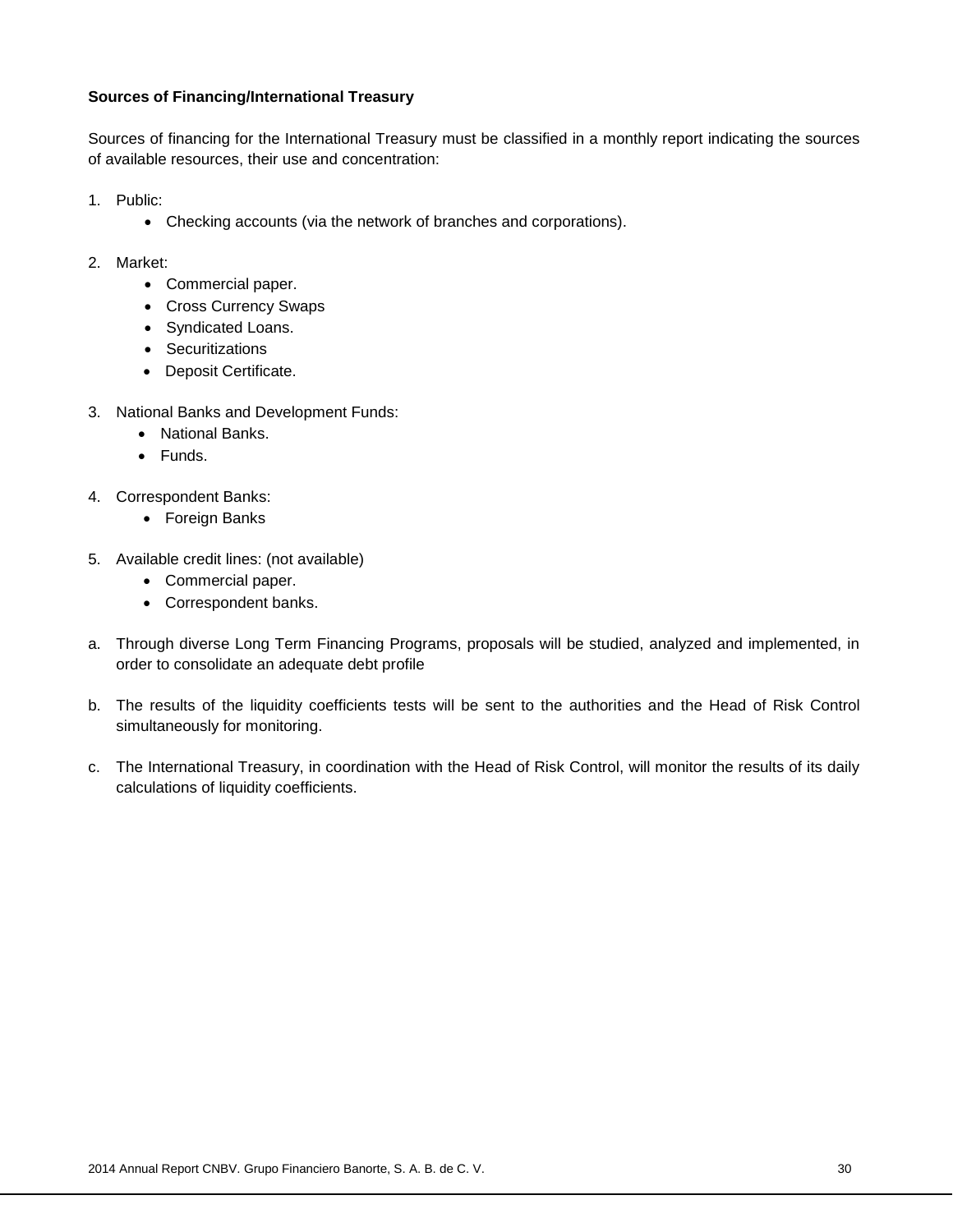**Sources of Financing/International Treasury**

Sources of financing for the International Treasury must be classified in a monthly report indicating the sources of available resources, their use and concentration:

1. Public:
    - Checking accounts (via the network of branches and corporations).

2. Market:
    - Commercial paper.
    - Cross Currency Swaps
    - Syndicated Loans.
    - Securitizations
    - Deposit Certificate.

3. National Banks and Development Funds:
    - National Banks.
    - Funds.

4. Correspondent Banks:
    - Foreign Banks

5. Available credit lines: (not available)
    - Commercial paper.
    - Correspondent banks.

a. Through diverse Long Term Financing Programs, proposals will be studied, analyzed and implemented, in order to consolidate an adequate debt profile

b. The results of the liquidity coefficients tests will be sent to the authorities and the Head of Risk Control simultaneously for monitoring.

c. The International Treasury, in coordination with the Head of Risk Control, will monitor the results of its daily calculations of liquidity coefficients.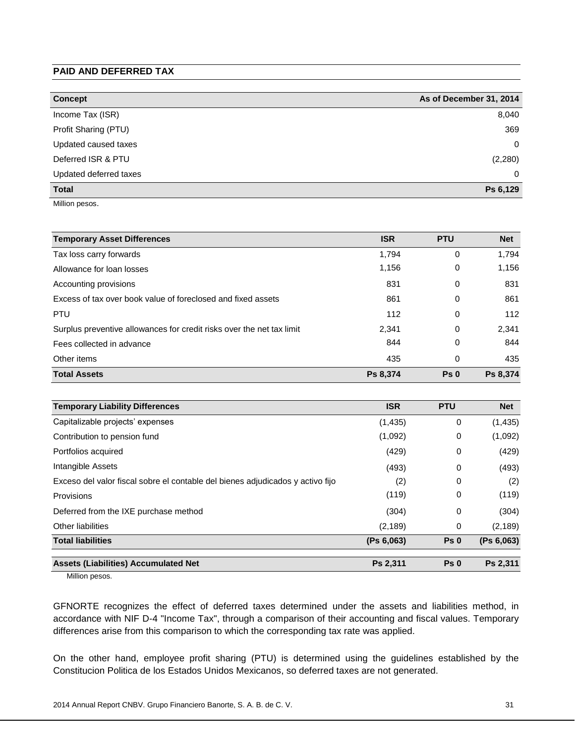## PAID AND DEFERRED TAX

| Concept | As of December 31, 2014 |
|---|---|
| Income Tax (ISR) | 8,040 |
| Profit Sharing (PTU) | 369 |
| Updated caused taxes | 0 |
| Deferred ISR & PTU | (2,280) |
| Updated deferred taxes | 0 |
| **Total** | **Ps 6,129** |

Million pesos.

| Temporary Asset Differences | ISR | PTU | Net |
|---|---|---|---|
| Tax loss carry forwards | 1,794 | 0 | 1,794 |
| Allowance for loan losses | 1,156 | 0 | 1,156 |
| Accounting provisions | 831 | 0 | 831 |
| Excess of tax over book value of foreclosed and fixed assets | 861 | 0 | 861 |
| PTU | 112 | 0 | 112 |
| Surplus preventive allowances for credit risks over the net tax limit | 2,341 | 0 | 2,341 |
| Fees collected in advance | 844 | 0 | 844 |
| Other items | 435 | 0 | 435 |
| **Total Assets** | **Ps 8,374** | **Ps 0** | **Ps 8,374** |

| Temporary Liability Differences | ISR | PTU | Net |
|---|---|---|---|
| Capitalizable projects' expenses | (1,435) | 0 | (1,435) |
| Contribution to pension fund | (1,092) | 0 | (1,092) |
| Portfolios acquired | (429) | 0 | (429) |
| Intangible Assets | (493) | 0 | (493) |
| Exceso del valor fiscal sobre el contable del bienes adjudicados y activo fijo | (2) | 0 | (2) |
| Provisions | (119) | 0 | (119) |
| Deferred from the IXE purchase method | (304) | 0 | (304) |
| Other liabilities | (2,189) | 0 | (2,189) |
| **Total liabilities** | **(Ps 6,063)** | **Ps 0** | **(Ps 6,063)** |
| **Assets (Liabilities) Accumulated Net** | **Ps 2,311** | **Ps 0** | **Ps 2,311** |

Million pesos.

GFNORTE recognizes the effect of deferred taxes determined under the assets and liabilities method, in accordance with NIF D-4 "Income Tax", through a comparison of their accounting and fiscal values. Temporary differences arise from this comparison to which the corresponding tax rate was applied.

On the other hand, employee profit sharing (PTU) is determined using the guidelines established by the Constitucion Politica de los Estados Unidos Mexicanos, so deferred taxes are not generated.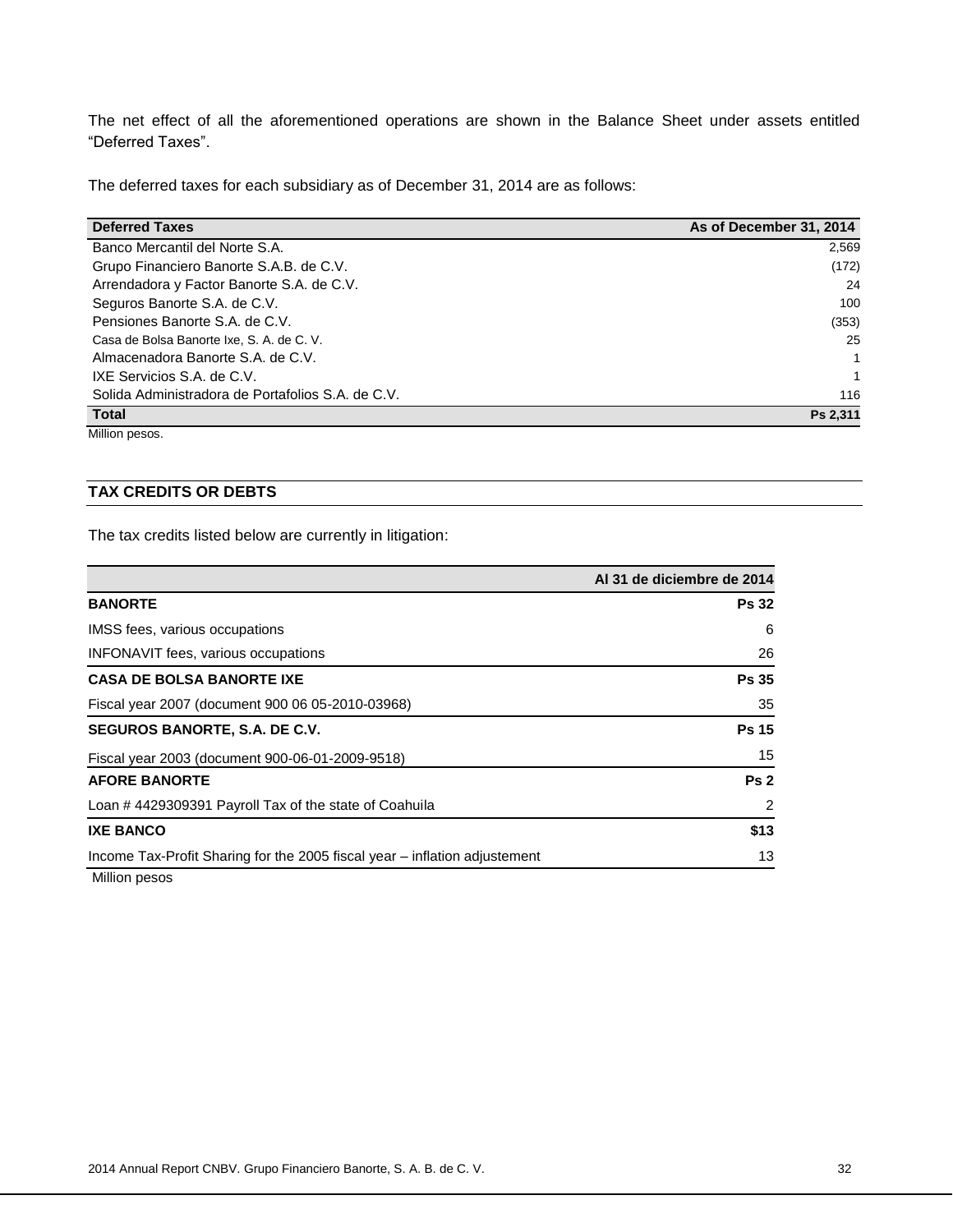The net effect of all the aforementioned operations are shown in the Balance Sheet under assets entitled "Deferred Taxes".

The deferred taxes for each subsidiary as of December 31, 2014 are as follows:

| Deferred Taxes | As of December 31, 2014 |
|---|---|
| Banco Mercantil del Norte S.A. | 2,569 |
| Grupo Financiero Banorte S.A.B. de C.V. | (172) |
| Arrendadora y Factor Banorte S.A. de C.V. | 24 |
| Seguros Banorte S.A. de C.V. | 100 |
| Pensiones Banorte S.A. de C.V. | (353) |
| Casa de Bolsa Banorte Ixe, S. A. de C. V. | 25 |
| Almacenadora Banorte S.A. de C.V. | 1 |
| IXE Servicios S.A. de C.V. | 1 |
| Solida Administradora de Portafolios S.A. de C.V. | 116 |
| **Total** | **Ps 2,311** |

Million pesos.

## TAX CREDITS OR DEBTS

The tax credits listed below are currently in litigation:

| | Al 31 de diciembre de 2014 |
|---|---|
| **BANORTE** | **Ps 32** |
| IMSS fees, various occupations | 6 |
| INFONAVIT fees, various occupations | 26 |
| **CASA DE BOLSA BANORTE IXE** | **Ps 35** |
| Fiscal year 2007 (document 900 06 05-2010-03968) | 35 |
| **SEGUROS BANORTE, S.A. DE C.V.** | **Ps 15** |
| Fiscal year 2003 (document 900-06-01-2009-9518) | 15 |
| **AFORE BANORTE** | **Ps 2** |
| Loan # 4429309391 Payroll Tax of the state of Coahuila | 2 |
| **IXE BANCO** | **$13** |
| Income Tax-Profit Sharing for the 2005 fiscal year – inflation adjustement | 13 |

Million pesos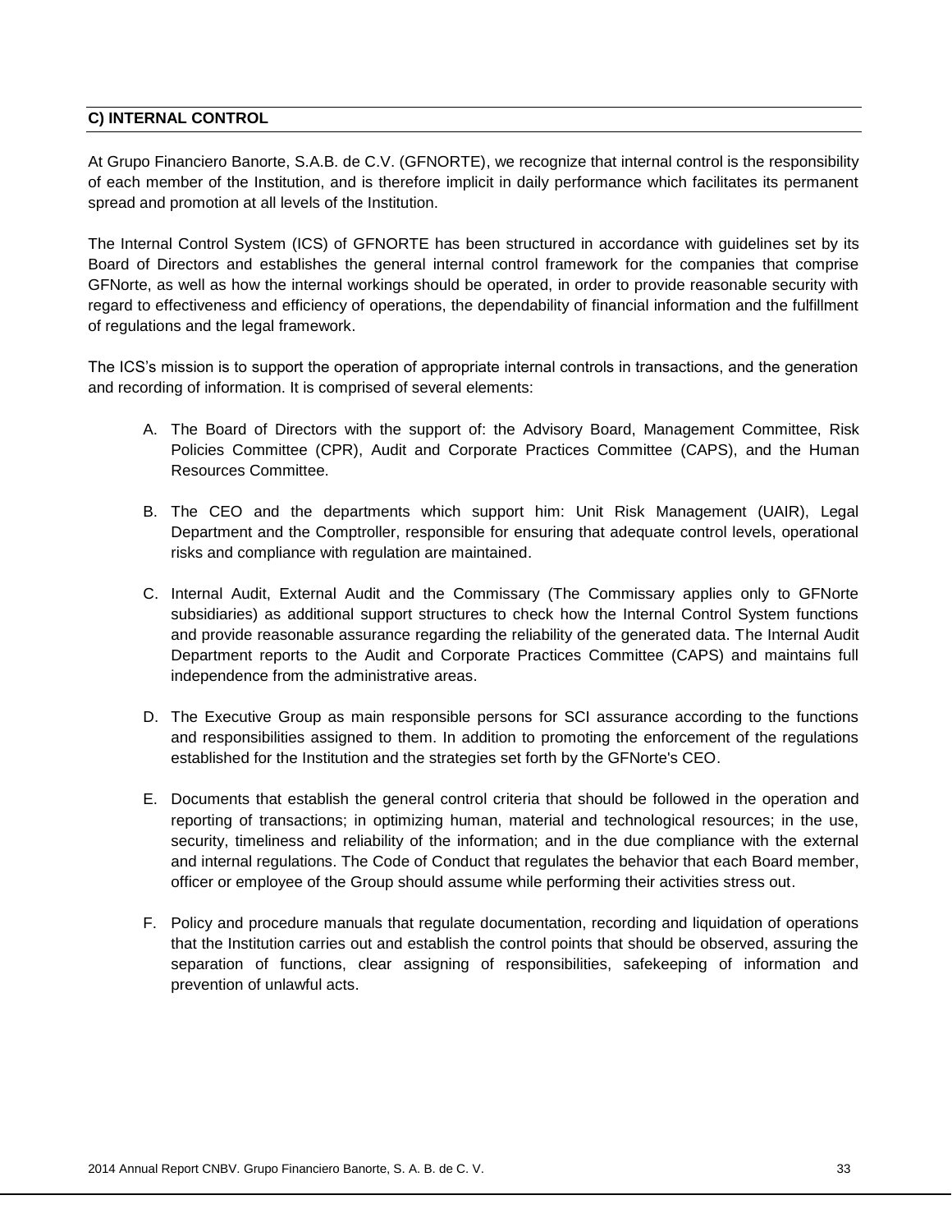## C) INTERNAL CONTROL

At Grupo Financiero Banorte, S.A.B. de C.V. (GFNORTE), we recognize that internal control is the responsibility of each member of the Institution, and is therefore implicit in daily performance which facilitates its permanent spread and promotion at all levels of the Institution.

The Internal Control System (ICS) of GFNORTE has been structured in accordance with guidelines set by its Board of Directors and establishes the general internal control framework for the companies that comprise GFNorte, as well as how the internal workings should be operated, in order to provide reasonable security with regard to effectiveness and efficiency of operations, the dependability of financial information and the fulfillment of regulations and the legal framework.

The ICS's mission is to support the operation of appropriate internal controls in transactions, and the generation and recording of information. It is comprised of several elements:

A. The Board of Directors with the support of: the Advisory Board, Management Committee, Risk Policies Committee (CPR), Audit and Corporate Practices Committee (CAPS), and the Human Resources Committee.

B. The CEO and the departments which support him: Unit Risk Management (UAIR), Legal Department and the Comptroller, responsible for ensuring that adequate control levels, operational risks and compliance with regulation are maintained.

C. Internal Audit, External Audit and the Commissary (The Commissary applies only to GFNorte subsidiaries) as additional support structures to check how the Internal Control System functions and provide reasonable assurance regarding the reliability of the generated data. The Internal Audit Department reports to the Audit and Corporate Practices Committee (CAPS) and maintains full independence from the administrative areas.

D. The Executive Group as main responsible persons for SCI assurance according to the functions and responsibilities assigned to them. In addition to promoting the enforcement of the regulations established for the Institution and the strategies set forth by the GFNorte's CEO.

E. Documents that establish the general control criteria that should be followed in the operation and reporting of transactions; in optimizing human, material and technological resources; in the use, security, timeliness and reliability of the information; and in the due compliance with the external and internal regulations. The Code of Conduct that regulates the behavior that each Board member, officer or employee of the Group should assume while performing their activities stress out.

F. Policy and procedure manuals that regulate documentation, recording and liquidation of operations that the Institution carries out and establish the control points that should be observed, assuring the separation of functions, clear assigning of responsibilities, safekeeping of information and prevention of unlawful acts.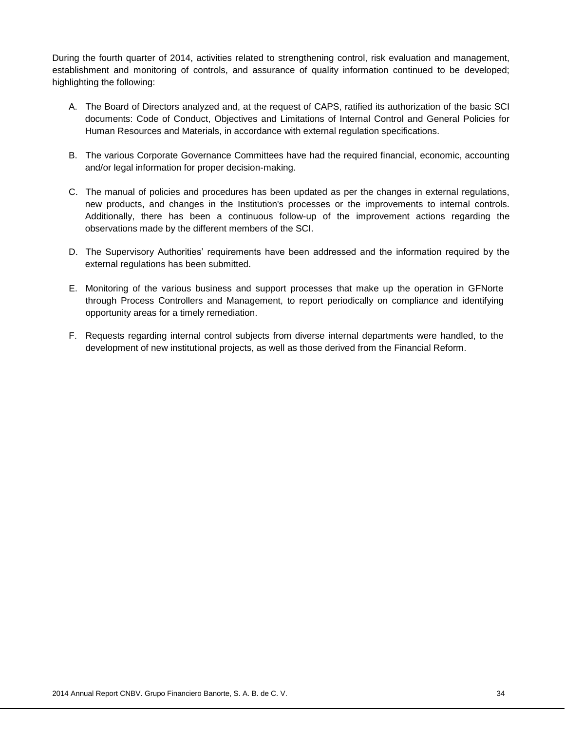During the fourth quarter of 2014, activities related to strengthening control, risk evaluation and management, establishment and monitoring of controls, and assurance of quality information continued to be developed; highlighting the following:

A. The Board of Directors analyzed and, at the request of CAPS, ratified its authorization of the basic SCI documents: Code of Conduct, Objectives and Limitations of Internal Control and General Policies for Human Resources and Materials, in accordance with external regulation specifications.

B. The various Corporate Governance Committees have had the required financial, economic, accounting and/or legal information for proper decision-making.

C. The manual of policies and procedures has been updated as per the changes in external regulations, new products, and changes in the Institution's processes or the improvements to internal controls. Additionally, there has been a continuous follow-up of the improvement actions regarding the observations made by the different members of the SCI.

D. The Supervisory Authorities' requirements have been addressed and the information required by the external regulations has been submitted.

E. Monitoring of the various business and support processes that make up the operation in GFNorte through Process Controllers and Management, to report periodically on compliance and identifying opportunity areas for a timely remediation.

F. Requests regarding internal control subjects from diverse internal departments were handled, to the development of new institutional projects, as well as those derived from the Financial Reform.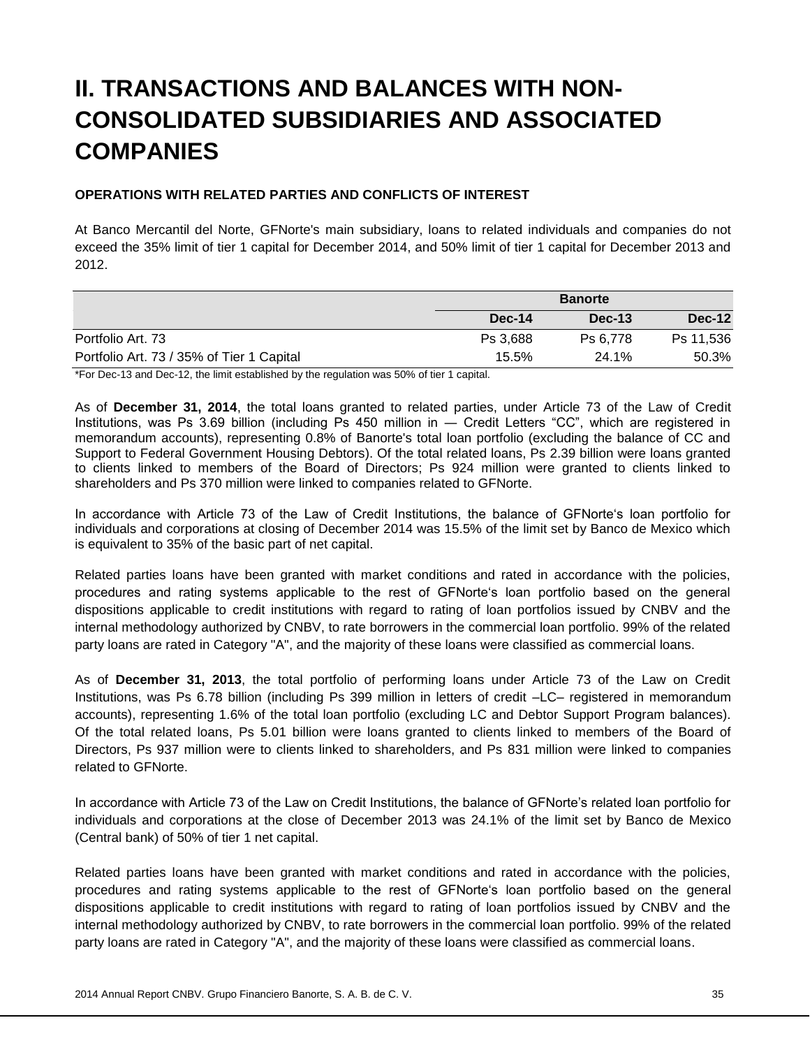# II. TRANSACTIONS AND BALANCES WITH NON-CONSOLIDATED SUBSIDIARIES AND ASSOCIATED COMPANIES

**OPERATIONS WITH RELATED PARTIES AND CONFLICTS OF INTEREST**

At Banco Mercantil del Norte, GFNorte's main subsidiary, loans to related individuals and companies do not exceed the 35% limit of tier 1 capital for December 2014, and 50% limit of tier 1 capital for December 2013 and 2012.

| | Banorte | | |
|---|---|---|---|
| | **Dec-14** | **Dec-13** | **Dec-12** |
| Portfolio Art. 73 | Ps 3,688 | Ps 6,778 | Ps 11,536 |
| Portfolio Art. 73 / 35% of Tier 1 Capital | 15.5% | 24.1% | 50.3% |

*For Dec-13 and Dec-12, the limit established by the regulation was 50% of tier 1 capital.

As of **December 31, 2014**, the total loans granted to related parties, under Article 73 of the Law of Credit Institutions, was Ps 3.69 billion (including Ps 450 million in — Credit Letters "CC", which are registered in memorandum accounts), representing 0.8% of Banorte's total loan portfolio (excluding the balance of CC and Support to Federal Government Housing Debtors). Of the total related loans, Ps 2.39 billion were loans granted to clients linked to members of the Board of Directors; Ps 924 million were granted to clients linked to shareholders and Ps 370 million were linked to companies related to GFNorte.

In accordance with Article 73 of the Law of Credit Institutions, the balance of GFNorte's loan portfolio for individuals and corporations at closing of December 2014 was 15.5% of the limit set by Banco de Mexico which is equivalent to 35% of the basic part of net capital.

Related parties loans have been granted with market conditions and rated in accordance with the policies, procedures and rating systems applicable to the rest of GFNorte's loan portfolio based on the general dispositions applicable to credit institutions with regard to rating of loan portfolios issued by CNBV and the internal methodology authorized by CNBV, to rate borrowers in the commercial loan portfolio. 99% of the related party loans are rated in Category "A", and the majority of these loans were classified as commercial loans.

As of **December 31, 2013**, the total portfolio of performing loans under Article 73 of the Law on Credit Institutions, was Ps 6.78 billion (including Ps 399 million in letters of credit –LC– registered in memorandum accounts), representing 1.6% of the total loan portfolio (excluding LC and Debtor Support Program balances). Of the total related loans, Ps 5.01 billion were loans granted to clients linked to members of the Board of Directors, Ps 937 million were to clients linked to shareholders, and Ps 831 million were linked to companies related to GFNorte.

In accordance with Article 73 of the Law on Credit Institutions, the balance of GFNorte's related loan portfolio for individuals and corporations at the close of December 2013 was 24.1% of the limit set by Banco de Mexico (Central bank) of 50% of tier 1 net capital.

Related parties loans have been granted with market conditions and rated in accordance with the policies, procedures and rating systems applicable to the rest of GFNorte's loan portfolio based on the general dispositions applicable to credit institutions with regard to rating of loan portfolios issued by CNBV and the internal methodology authorized by CNBV, to rate borrowers in the commercial loan portfolio. 99% of the related party loans are rated in Category "A", and the majority of these loans were classified as commercial loans.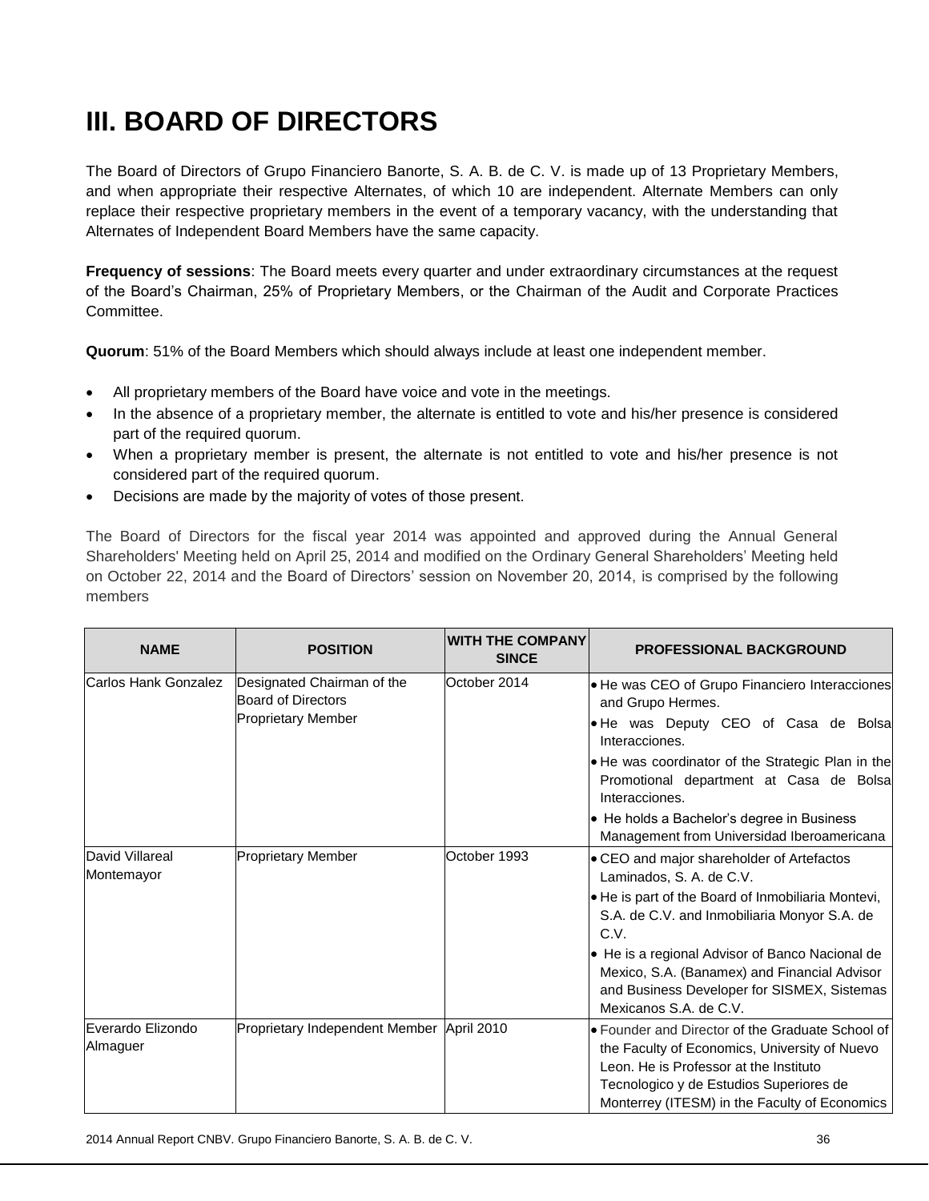# III. BOARD OF DIRECTORS

The Board of Directors of Grupo Financiero Banorte, S. A. B. de C. V. is made up of 13 Proprietary Members, and when appropriate their respective Alternates, of which 10 are independent. Alternate Members can only replace their respective proprietary members in the event of a temporary vacancy, with the understanding that Alternates of Independent Board Members have the same capacity.

**Frequency of sessions**: The Board meets every quarter and under extraordinary circumstances at the request of the Board's Chairman, 25% of Proprietary Members, or the Chairman of the Audit and Corporate Practices Committee.

**Quorum**: 51% of the Board Members which should always include at least one independent member.

- All proprietary members of the Board have voice and vote in the meetings.
- In the absence of a proprietary member, the alternate is entitled to vote and his/her presence is considered part of the required quorum.
- When a proprietary member is present, the alternate is not entitled to vote and his/her presence is not considered part of the required quorum.
- Decisions are made by the majority of votes of those present.

The Board of Directors for the fiscal year 2014 was appointed and approved during the Annual General Shareholders' Meeting held on April 25, 2014 and modified on the Ordinary General Shareholders' Meeting held on October 22, 2014 and the Board of Directors' session on November 20, 2014, is comprised by the following members

| NAME | POSITION | WITH THE COMPANY SINCE | PROFESSIONAL BACKGROUND |
|---|---|---|---|
| Carlos Hank Gonzalez | Designated Chairman of the Board of Directors<br>Proprietary Member | October 2014 | • He was CEO of Grupo Financiero Interacciones and Grupo Hermes.<br>• He was Deputy CEO of Casa de Bolsa Interacciones.<br>• He was coordinator of the Strategic Plan in the Promotional department at Casa de Bolsa Interacciones.<br>• He holds a Bachelor's degree in Business Management from Universidad Iberoamericana |
| David Villareal Montemayor | Proprietary Member | October 1993 | • CEO and major shareholder of Artefactos Laminados, S. A. de C.V.<br>• He is part of the Board of Inmobiliaria Montevi, S.A. de C.V. and Inmobiliaria Monyor S.A. de C.V.<br>• He is a regional Advisor of Banco Nacional de Mexico, S.A. (Banamex) and Financial Advisor and Business Developer for SISMEX, Sistemas Mexicanos S.A. de C.V. |
| Everardo Elizondo Almaguer | Proprietary Independent Member | April 2010 | • Founder and Director of the Graduate School of the Faculty of Economics, University of Nuevo Leon. He is Professor at the Instituto Tecnologico y de Estudios Superiores de Monterrey (ITESM) in the Faculty of Economics |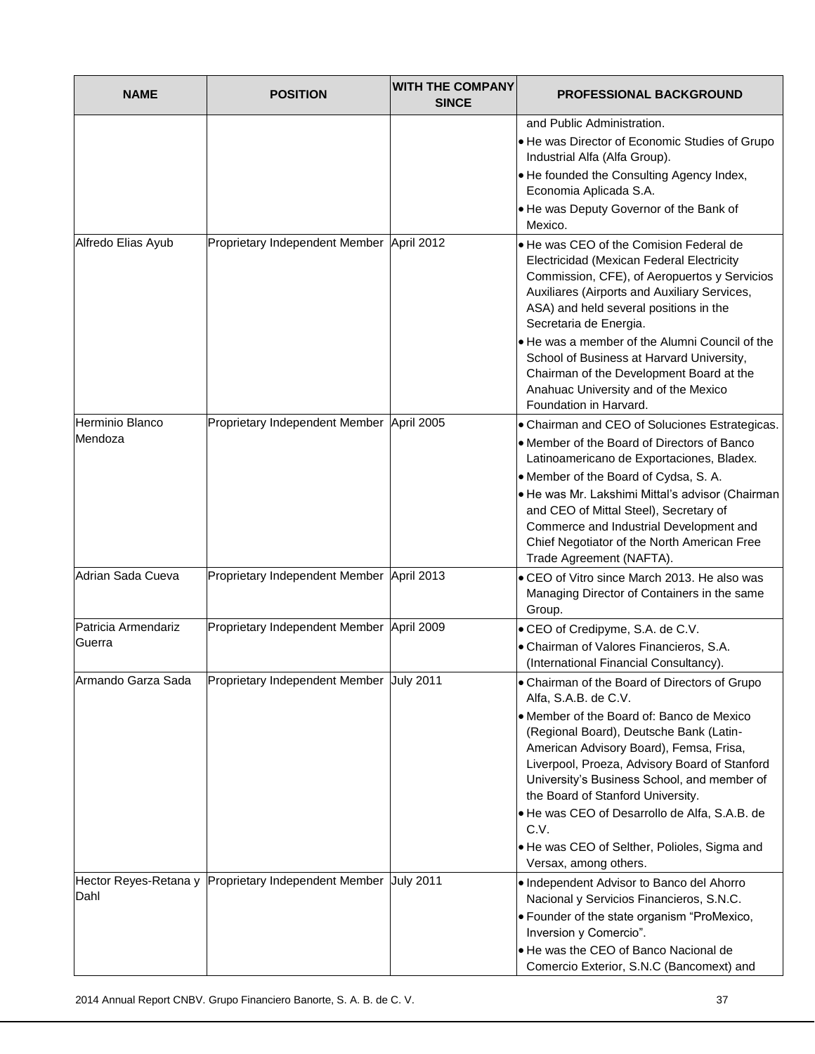| NAME | POSITION | WITH THE COMPANY SINCE | PROFESSIONAL BACKGROUND |
|---|---|---|---|
| | | | and Public Administration.<br>• He was Director of Economic Studies of Grupo Industrial Alfa (Alfa Group).<br>• He founded the Consulting Agency Index, Economia Aplicada S.A.<br>• He was Deputy Governor of the Bank of Mexico. |
| Alfredo Elias Ayub | Proprietary Independent Member | April 2012 | • He was CEO of the Comision Federal de Electricidad (Mexican Federal Electricity Commission, CFE), of Aeropuertos y Servicios Auxiliares (Airports and Auxiliary Services, ASA) and held several positions in the Secretaria de Energia.<br>• He was a member of the Alumni Council of the School of Business at Harvard University, Chairman of the Development Board at the Anahuac University and of the Mexico Foundation in Harvard. |
| Herminio Blanco Mendoza | Proprietary Independent Member | April 2005 | • Chairman and CEO of Soluciones Estrategicas.<br>• Member of the Board of Directors of Banco Latinoamericano de Exportaciones, Bladex.<br>• Member of the Board of Cydsa, S. A.<br>• He was Mr. Lakshimi Mittal's advisor (Chairman and CEO of Mittal Steel), Secretary of Commerce and Industrial Development and Chief Negotiator of the North American Free Trade Agreement (NAFTA). |
| Adrian Sada Cueva | Proprietary Independent Member | April 2013 | • CEO of Vitro since March 2013. He also was Managing Director of Containers in the same Group. |
| Patricia Armendariz Guerra | Proprietary Independent Member | April 2009 | • CEO of Credipyme, S.A. de C.V.<br>• Chairman of Valores Financieros, S.A. (International Financial Consultancy). |
| Armando Garza Sada | Proprietary Independent Member | July 2011 | • Chairman of the Board of Directors of Grupo Alfa, S.A.B. de C.V.<br>• Member of the Board of: Banco de Mexico (Regional Board), Deutsche Bank (Latin-American Advisory Board), Femsa, Frisa, Liverpool, Proeza, Advisory Board of Stanford University's Business School, and member of the Board of Stanford University.<br>• He was CEO of Desarrollo de Alfa, S.A.B. de C.V.<br>• He was CEO of Selther, Polioles, Sigma and Versax, among others. |
| Hector Reyes-Retana y Dahl | Proprietary Independent Member | July 2011 | • Independent Advisor to Banco del Ahorro Nacional y Servicios Financieros, S.N.C.<br>• Founder of the state organism "ProMexico, Inversion y Comercio".<br>• He was the CEO of Banco Nacional de Comercio Exterior, S.N.C (Bancomext) and |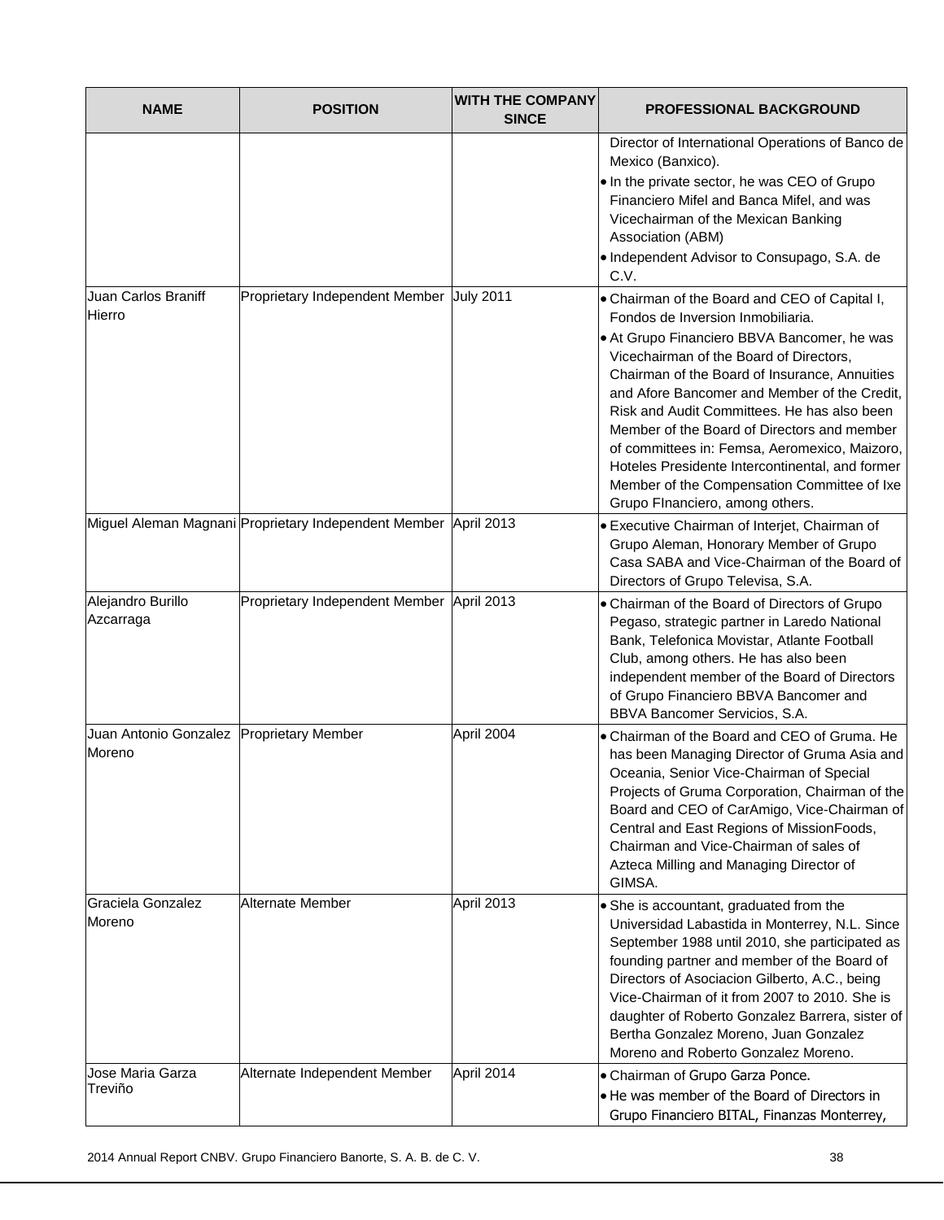| NAME | POSITION | WITH THE COMPANY SINCE | PROFESSIONAL BACKGROUND |
|---|---|---|---|
| | | | Director of International Operations of Banco de Mexico (Banxico).<br>• In the private sector, he was CEO of Grupo Financiero Mifel and Banca Mifel, and was Vicechairman of the Mexican Banking Association (ABM)<br>• Independent Advisor to Consupago, S.A. de C.V. |
| Juan Carlos Braniff Hierro | Proprietary Independent Member | July 2011 | • Chairman of the Board and CEO of Capital I, Fondos de Inversion Inmobiliaria.<br>• At Grupo Financiero BBVA Bancomer, he was Vicechairman of the Board of Directors, Chairman of the Board of Insurance, Annuities and Afore Bancomer and Member of the Credit, Risk and Audit Committees. He has also been Member of the Board of Directors and member of committees in: Femsa, Aeromexico, Maizoro, Hoteles Presidente Intercontinental, and former Member of the Compensation Committee of Ixe Grupo FInanciero, among others. |
| Miguel Aleman Magnani | Proprietary Independent Member | April 2013 | • Executive Chairman of Interjet, Chairman of Grupo Aleman, Honorary Member of Grupo Casa SABA and Vice-Chairman of the Board of Directors of Grupo Televisa, S.A. |
| Alejandro Burillo Azcarraga | Proprietary Independent Member | April 2013 | • Chairman of the Board of Directors of Grupo Pegaso, strategic partner in Laredo National Bank, Telefonica Movistar, Atlante Football Club, among others. He has also been independent member of the Board of Directors of Grupo Financiero BBVA Bancomer and BBVA Bancomer Servicios, S.A. |
| Juan Antonio Gonzalez Moreno | Proprietary Member | April 2004 | • Chairman of the Board and CEO of Gruma. He has been Managing Director of Gruma Asia and Oceania, Senior Vice-Chairman of Special Projects of Gruma Corporation, Chairman of the Board and CEO of CarAmigo, Vice-Chairman of Central and East Regions of MissionFoods, Chairman and Vice-Chairman of sales of Azteca Milling and Managing Director of GIMSA. |
| Graciela Gonzalez Moreno | Alternate Member | April 2013 | • She is accountant, graduated from the Universidad Labastida in Monterrey, N.L. Since September 1988 until 2010, she participated as founding partner and member of the Board of Directors of Asociacion Gilberto, A.C., being Vice-Chairman of it from 2007 to 2010. She is daughter of Roberto Gonzalez Barrera, sister of Bertha Gonzalez Moreno, Juan Gonzalez Moreno and Roberto Gonzalez Moreno. |
| Jose Maria Garza Treviño | Alternate Independent Member | April 2014 | • Chairman of Grupo Garza Ponce.<br>• He was member of the Board of Directors in Grupo Financiero BITAL, Finanzas Monterrey, |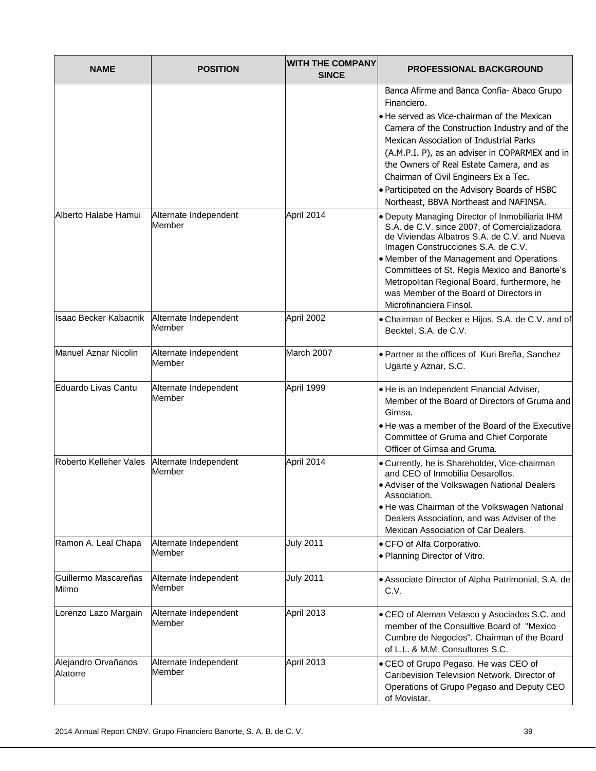| NAME | POSITION | WITH THE COMPANY SINCE | PROFESSIONAL BACKGROUND |
|---|---|---|---|
| | | | Banca Afirme and Banca Confia- Abaco Grupo Financiero.<br>• He served as Vice-chairman of the Mexican Camera of the Construction Industry and of the Mexican Association of Industrial Parks (A.M.P.I. P), as an adviser in COPARMEX and in the Owners of Real Estate Camera, and as Chairman of Civil Engineers Ex a Tec.<br>• Participated on the Advisory Boards of HSBC Northeast, BBVA Northeast and NAFINSA. |
| Alberto Halabe Hamui | Alternate Independent Member | April 2014 | • Deputy Managing Director of Inmobiliaria IHM S.A. de C.V. since 2007, of Comercializadora de Viviendas Albatros S.A. de C.V. and Nueva Imagen Construcciones S.A. de C.V.<br>• Member of the Management and Operations Committees of St. Regis Mexico and Banorte's Metropolitan Regional Board, furthermore, he was Member of the Board of Directors in Microfinanciera Finsol. |
| Isaac Becker Kabacnik | Alternate Independent Member | April 2002 | • Chairman of Becker e Hijos, S.A. de C.V. and of Becktel, S.A. de C.V. |
| Manuel Aznar Nicolin | Alternate Independent Member | March 2007 | • Partner at the offices of Kuri Breña, Sanchez Ugarte y Aznar, S.C. |
| Eduardo Livas Cantu | Alternate Independent Member | April 1999 | • He is an Independent Financial Adviser, Member of the Board of Directors of Gruma and Gimsa.<br>• He was a member of the Board of the Executive Committee of Gruma and Chief Corporate Officer of Gimsa and Gruma. |
| Roberto Kelleher Vales | Alternate Independent Member | April 2014 | • Currently, he is Shareholder, Vice-chairman and CEO of Inmobilia Desarollos.<br>• Adviser of the Volkswagen National Dealers Association.<br>• He was Chairman of the Volkswagen National Dealers Association, and was Adviser of the Mexican Association of Car Dealers. |
| Ramon A. Leal Chapa | Alternate Independent Member | July 2011 | • CFO of Alfa Corporativo.<br>• Planning Director of Vitro. |
| Guillermo Mascareñas Milmo | Alternate Independent Member | July 2011 | • Associate Director of Alpha Patrimonial, S.A. de C.V. |
| Lorenzo Lazo Margain | Alternate Independent Member | April 2013 | • CEO of Aleman Velasco y Asociados S.C. and member of the Consultive Board of "Mexico Cumbre de Negocios". Chairman of the Board of L.L. & M.M. Consultores S.C. |
| Alejandro Orvañanos Alatorre | Alternate Independent Member | April 2013 | • CEO of Grupo Pegaso. He was CEO of Caribevision Television Network, Director of Operations of Grupo Pegaso and Deputy CEO of Movistar. |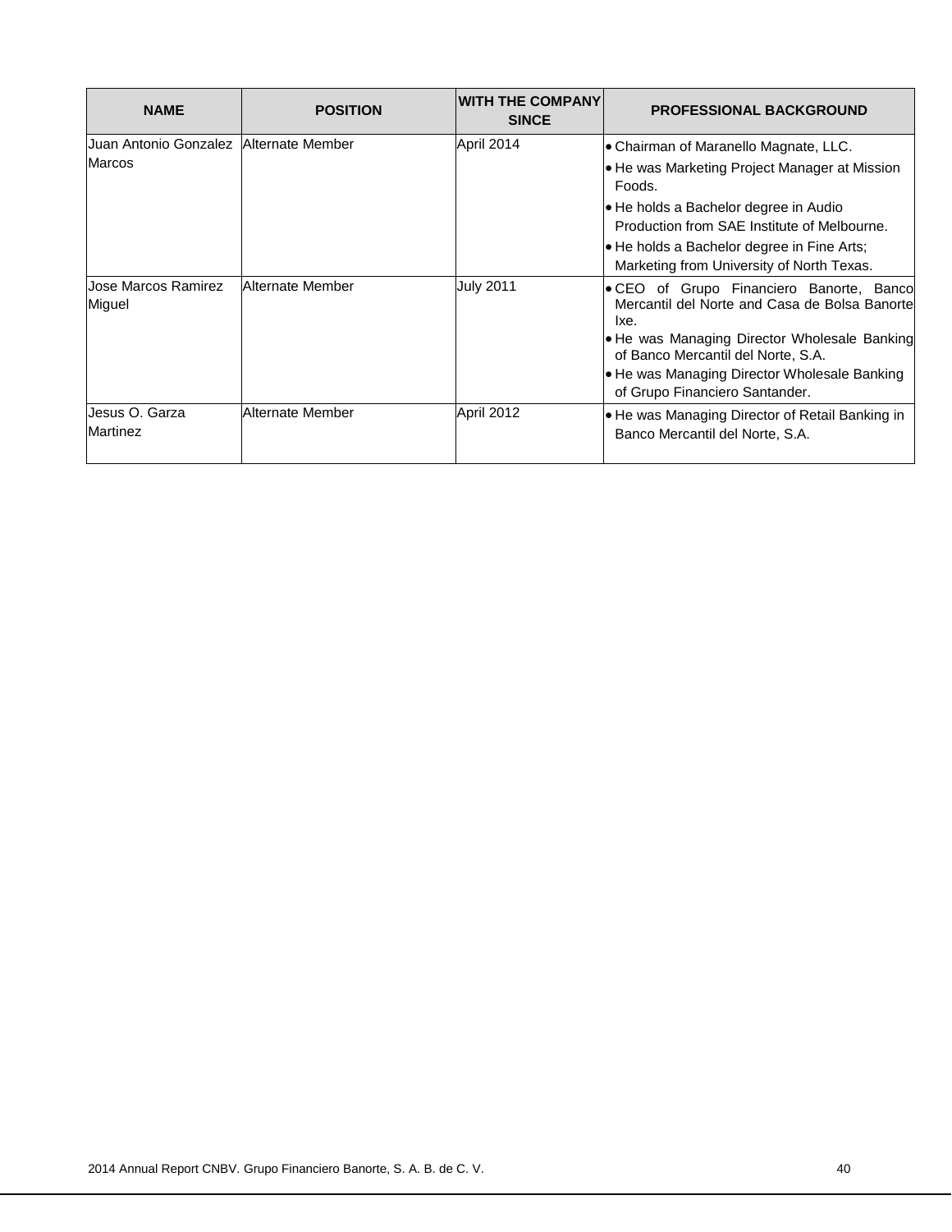| NAME | POSITION | WITH THE COMPANY SINCE | PROFESSIONAL BACKGROUND |
|---|---|---|---|
| Juan Antonio Gonzalez Marcos | Alternate Member | April 2014 | • Chairman of Maranello Magnate, LLC.<br>• He was Marketing Project Manager at Mission Foods.<br>• He holds a Bachelor degree in Audio Production from SAE Institute of Melbourne.<br>• He holds a Bachelor degree in Fine Arts; Marketing from University of North Texas. |
| Jose Marcos Ramirez Miguel | Alternate Member | July 2011 | • CEO of Grupo Financiero Banorte, Banco Mercantil del Norte and Casa de Bolsa Banorte Ixe.<br>• He was Managing Director Wholesale Banking of Banco Mercantil del Norte, S.A.<br>• He was Managing Director Wholesale Banking of Grupo Financiero Santander. |
| Jesus O. Garza Martinez | Alternate Member | April 2012 | • He was Managing Director of Retail Banking in Banco Mercantil del Norte, S.A. |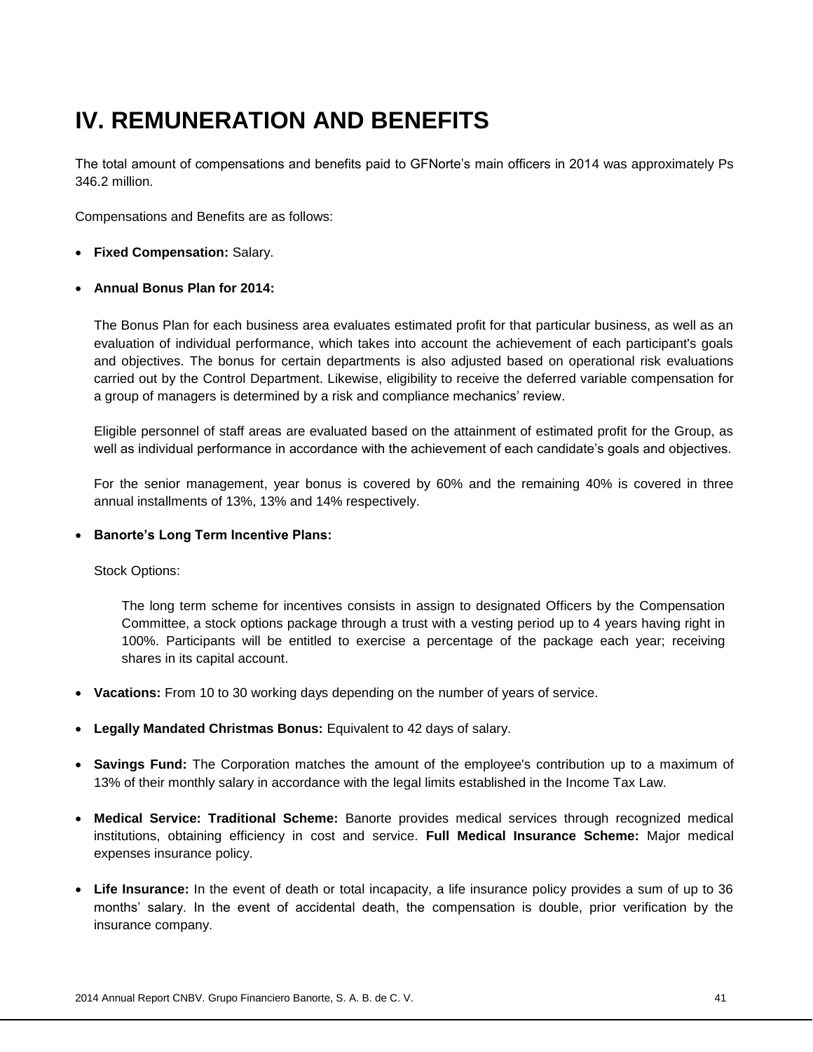# IV. REMUNERATION AND BENEFITS

The total amount of compensations and benefits paid to GFNorte's main officers in 2014 was approximately Ps 346.2 million.

Compensations and Benefits are as follows:

- **Fixed Compensation:** Salary.

- **Annual Bonus Plan for 2014:**

  The Bonus Plan for each business area evaluates estimated profit for that particular business, as well as an evaluation of individual performance, which takes into account the achievement of each participant's goals and objectives. The bonus for certain departments is also adjusted based on operational risk evaluations carried out by the Control Department. Likewise, eligibility to receive the deferred variable compensation for a group of managers is determined by a risk and compliance mechanics' review.

  Eligible personnel of staff areas are evaluated based on the attainment of estimated profit for the Group, as well as individual performance in accordance with the achievement of each candidate's goals and objectives.

  For the senior management, year bonus is covered by 60% and the remaining 40% is covered in three annual installments of 13%, 13% and 14% respectively.

- **Banorte's Long Term Incentive Plans:**

  Stock Options:

  The long term scheme for incentives consists in assign to designated Officers by the Compensation Committee, a stock options package through a trust with a vesting period up to 4 years having right in 100%. Participants will be entitled to exercise a percentage of the package each year; receiving shares in its capital account.

- **Vacations:** From 10 to 30 working days depending on the number of years of service.

- **Legally Mandated Christmas Bonus:** Equivalent to 42 days of salary.

- **Savings Fund:** The Corporation matches the amount of the employee's contribution up to a maximum of 13% of their monthly salary in accordance with the legal limits established in the Income Tax Law.

- **Medical Service: Traditional Scheme:** Banorte provides medical services through recognized medical institutions, obtaining efficiency in cost and service. **Full Medical Insurance Scheme:** Major medical expenses insurance policy.

- **Life Insurance:** In the event of death or total incapacity, a life insurance policy provides a sum of up to 36 months' salary. In the event of accidental death, the compensation is double, prior verification by the insurance company.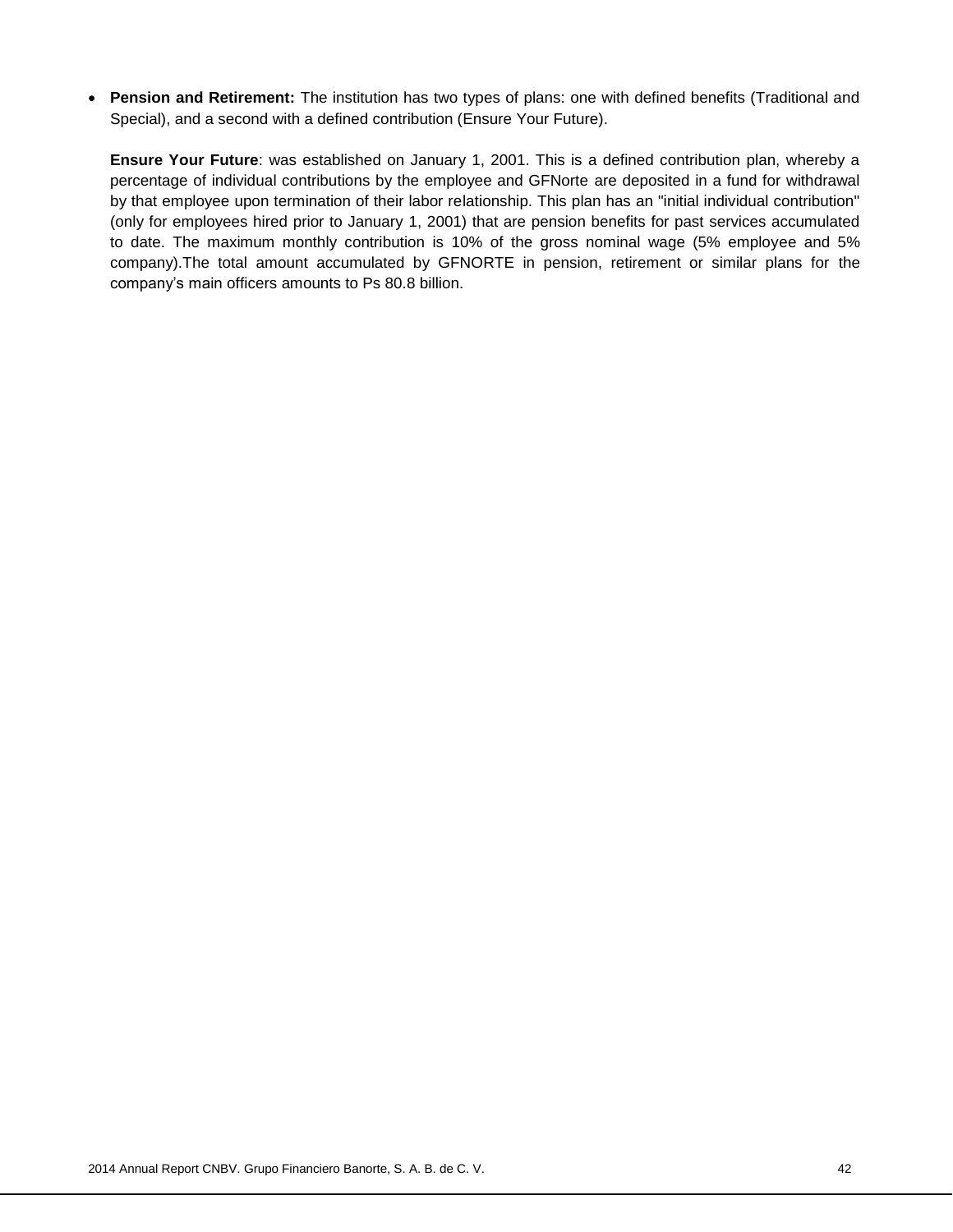- **Pension and Retirement:** The institution has two types of plans: one with defined benefits (Traditional and Special), and a second with a defined contribution (Ensure Your Future).

  **Ensure Your Future**: was established on January 1, 2001. This is a defined contribution plan, whereby a percentage of individual contributions by the employee and GFNorte are deposited in a fund for withdrawal by that employee upon termination of their labor relationship. This plan has an "initial individual contribution" (only for employees hired prior to January 1, 2001) that are pension benefits for past services accumulated to date. The maximum monthly contribution is 10% of the gross nominal wage (5% employee and 5% company).The total amount accumulated by GFNORTE in pension, retirement or similar plans for the company's main officers amounts to Ps 80.8 billion.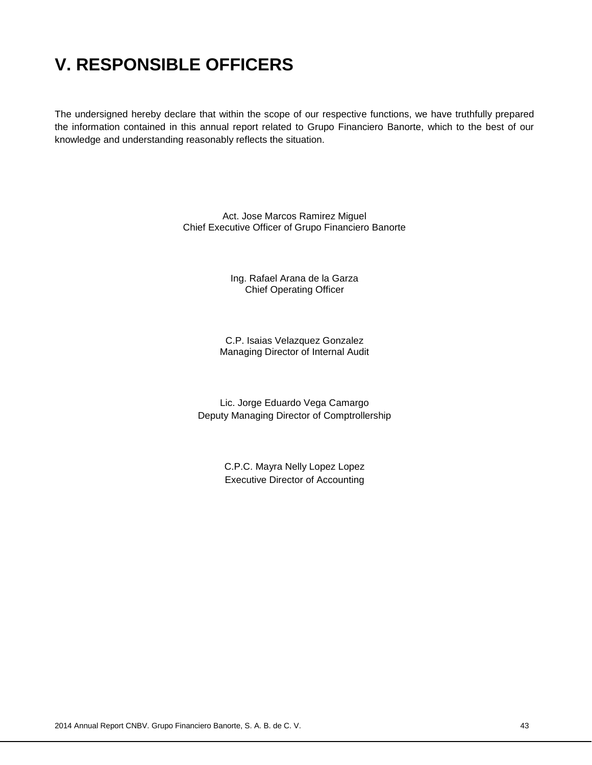# V. RESPONSIBLE OFFICERS

The undersigned hereby declare that within the scope of our respective functions, we have truthfully prepared the information contained in this annual report related to Grupo Financiero Banorte, which to the best of our knowledge and understanding reasonably reflects the situation.

Act. Jose Marcos Ramirez Miguel
Chief Executive Officer of Grupo Financiero Banorte

Ing. Rafael Arana de la Garza
Chief Operating Officer

C.P. Isaias Velazquez Gonzalez
Managing Director of Internal Audit

Lic. Jorge Eduardo Vega Camargo
Deputy Managing Director of Comptrollership

C.P.C. Mayra Nelly Lopez Lopez
Executive Director of Accounting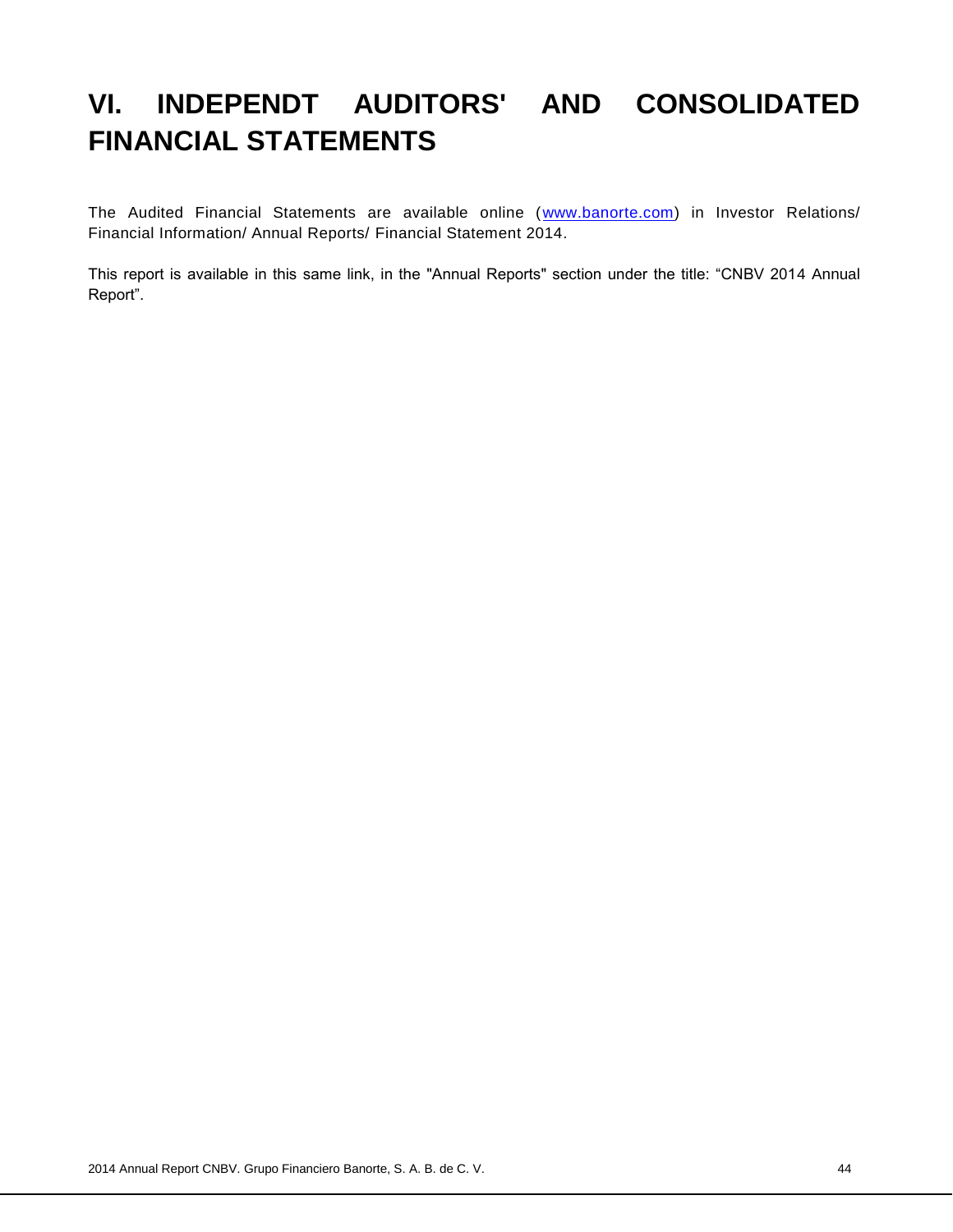# VI. INDEPENDT AUDITORS' AND CONSOLIDATED FINANCIAL STATEMENTS

The Audited Financial Statements are available online (www.banorte.com) in Investor Relations/ Financial Information/ Annual Reports/ Financial Statement 2014.

This report is available in this same link, in the "Annual Reports" section under the title: “CNBV 2014 Annual Report”.